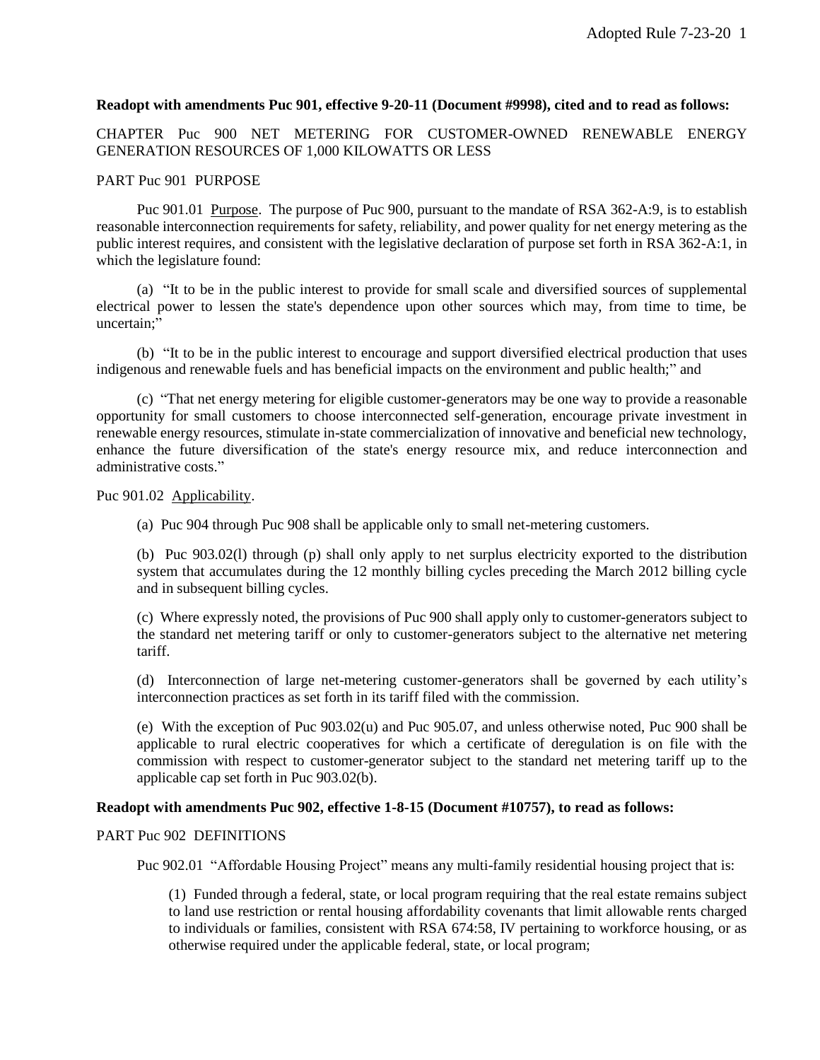**Readopt with amendments Puc 901, effective 9-20-11 (Document #9998), cited and to read as follows:**

CHAPTER Puc 900 NET METERING FOR CUSTOMER-OWNED RENEWABLE ENERGY GENERATION RESOURCES OF 1,000 KILOWATTS OR LESS

PART Puc 901 PURPOSE

Puc 901.01 Purpose. The purpose of Puc 900, pursuant to the mandate of RSA 362-A:9, is to establish reasonable interconnection requirements for safety, reliability, and power quality for net energy metering as the public interest requires, and consistent with the legislative declaration of purpose set forth in RSA 362-A:1, in which the legislature found:

(a) "It to be in the public interest to provide for small scale and diversified sources of supplemental electrical power to lessen the state's dependence upon other sources which may, from time to time, be uncertain;"

(b) "It to be in the public interest to encourage and support diversified electrical production that uses indigenous and renewable fuels and has beneficial impacts on the environment and public health;" and

(c) "That net energy metering for eligible customer-generators may be one way to provide a reasonable opportunity for small customers to choose interconnected self-generation, encourage private investment in renewable energy resources, stimulate in-state commercialization of innovative and beneficial new technology, enhance the future diversification of the state's energy resource mix, and reduce interconnection and administrative costs."

Puc 901.02 Applicability.

(a) Puc 904 through Puc 908 shall be applicable only to small net-metering customers.

(b) Puc 903.02(l) through (p) shall only apply to net surplus electricity exported to the distribution system that accumulates during the 12 monthly billing cycles preceding the March 2012 billing cycle and in subsequent billing cycles.

(c) Where expressly noted, the provisions of Puc 900 shall apply only to customer-generators subject to the standard net metering tariff or only to customer-generators subject to the alternative net metering tariff.

(d) Interconnection of large net-metering customer-generators shall be governed by each utility's interconnection practices as set forth in its tariff filed with the commission.

(e) With the exception of Puc 903.02(u) and Puc 905.07, and unless otherwise noted, Puc 900 shall be applicable to rural electric cooperatives for which a certificate of deregulation is on file with the commission with respect to customer-generator subject to the standard net metering tariff up to the applicable cap set forth in Puc 903.02(b).

**Readopt with amendments Puc 902, effective 1-8-15 (Document #10757), to read as follows:**

PART Puc 902 DEFINITIONS

Puc 902.01 "Affordable Housing Project" means any multi-family residential housing project that is:

(1) Funded through a federal, state, or local program requiring that the real estate remains subject to land use restriction or rental housing affordability covenants that limit allowable rents charged to individuals or families, consistent with RSA 674:58, IV pertaining to workforce housing, or as otherwise required under the applicable federal, state, or local program;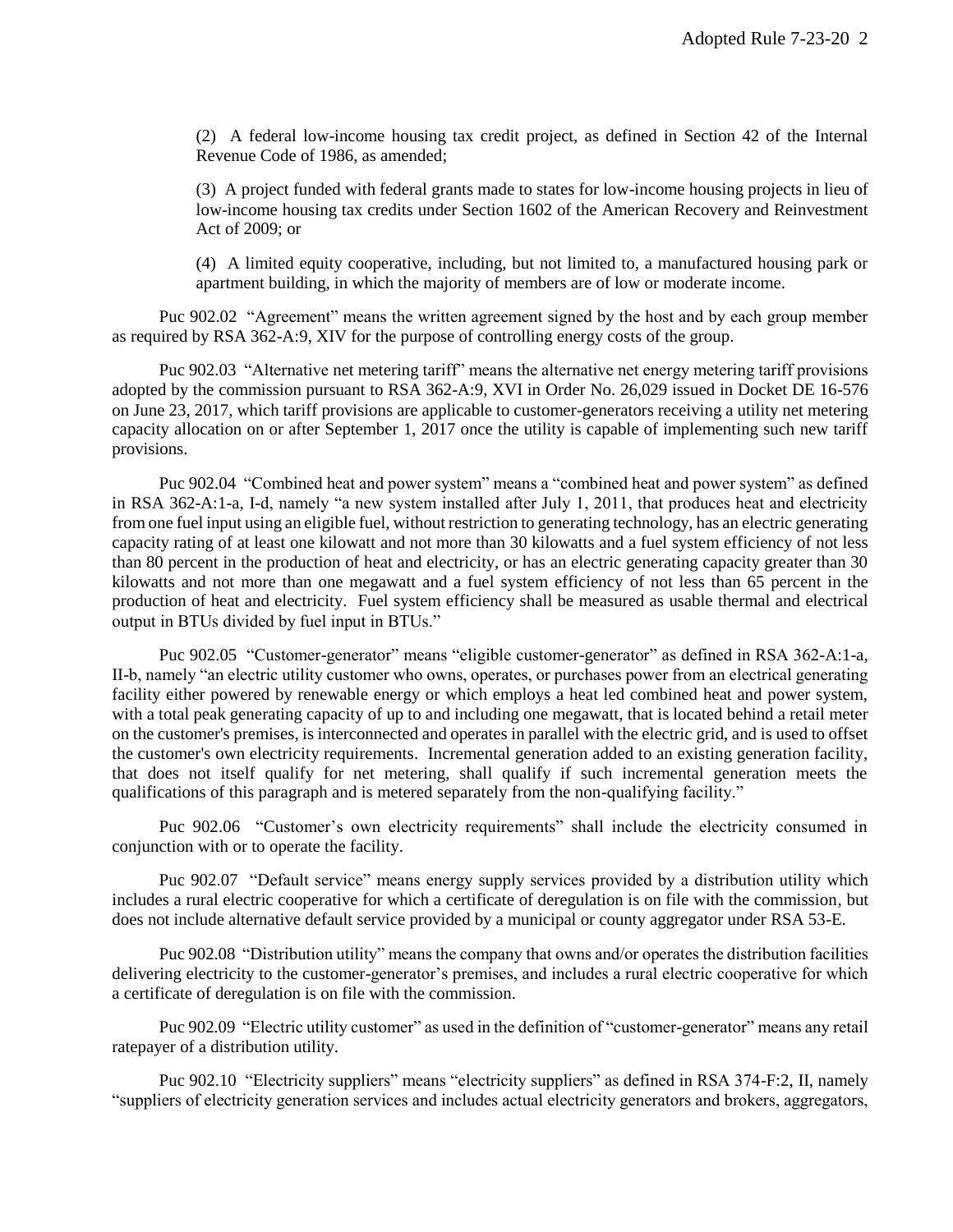(2) A federal low-income housing tax credit project, as defined in Section 42 of the Internal Revenue Code of 1986, as amended;

(3) A project funded with federal grants made to states for low-income housing projects in lieu of low-income housing tax credits under Section 1602 of the American Recovery and Reinvestment Act of 2009; or

(4) A limited equity cooperative, including, but not limited to, a manufactured housing park or apartment building, in which the majority of members are of low or moderate income.

Puc 902.02 "Agreement" means the written agreement signed by the host and by each group member as required by RSA 362-A:9, XIV for the purpose of controlling energy costs of the group.

Puc 902.03 "Alternative net metering tariff" means the alternative net energy metering tariff provisions adopted by the commission pursuant to RSA 362-A:9, XVI in Order No. 26,029 issued in Docket DE 16-576 on June 23, 2017, which tariff provisions are applicable to customer-generators receiving a utility net metering capacity allocation on or after September 1, 2017 once the utility is capable of implementing such new tariff provisions.

Puc 902.04 "Combined heat and power system" means a "combined heat and power system" as defined in RSA 362-A:1-a, I-d, namely "a new system installed after July 1, 2011, that produces heat and electricity from one fuel input using an eligible fuel, without restriction to generating technology, has an electric generating capacity rating of at least one kilowatt and not more than 30 kilowatts and a fuel system efficiency of not less than 80 percent in the production of heat and electricity, or has an electric generating capacity greater than 30 kilowatts and not more than one megawatt and a fuel system efficiency of not less than 65 percent in the production of heat and electricity. Fuel system efficiency shall be measured as usable thermal and electrical output in BTUs divided by fuel input in BTUs."

Puc 902.05 "Customer-generator" means "eligible customer-generator" as defined in RSA 362-A:1-a, II-b, namely "an electric utility customer who owns, operates, or purchases power from an electrical generating facility either powered by renewable energy or which employs a heat led combined heat and power system, with a total peak generating capacity of up to and including one megawatt, that is located behind a retail meter on the customer's premises, is interconnected and operates in parallel with the electric grid, and is used to offset the customer's own electricity requirements. Incremental generation added to an existing generation facility, that does not itself qualify for net metering, shall qualify if such incremental generation meets the qualifications of this paragraph and is metered separately from the non-qualifying facility."

Puc 902.06 "Customer's own electricity requirements" shall include the electricity consumed in conjunction with or to operate the facility.

Puc 902.07 "Default service" means energy supply services provided by a distribution utility which includes a rural electric cooperative for which a certificate of deregulation is on file with the commission, but does not include alternative default service provided by a municipal or county aggregator under RSA 53-E.

Puc 902.08 "Distribution utility" means the company that owns and/or operates the distribution facilities delivering electricity to the customer-generator's premises, and includes a rural electric cooperative for which a certificate of deregulation is on file with the commission.

Puc 902.09 "Electric utility customer" as used in the definition of "customer-generator" means any retail ratepayer of a distribution utility.

Puc 902.10 "Electricity suppliers" means "electricity suppliers" as defined in RSA 374-F:2, II, namely "suppliers of electricity generation services and includes actual electricity generators and brokers, aggregators,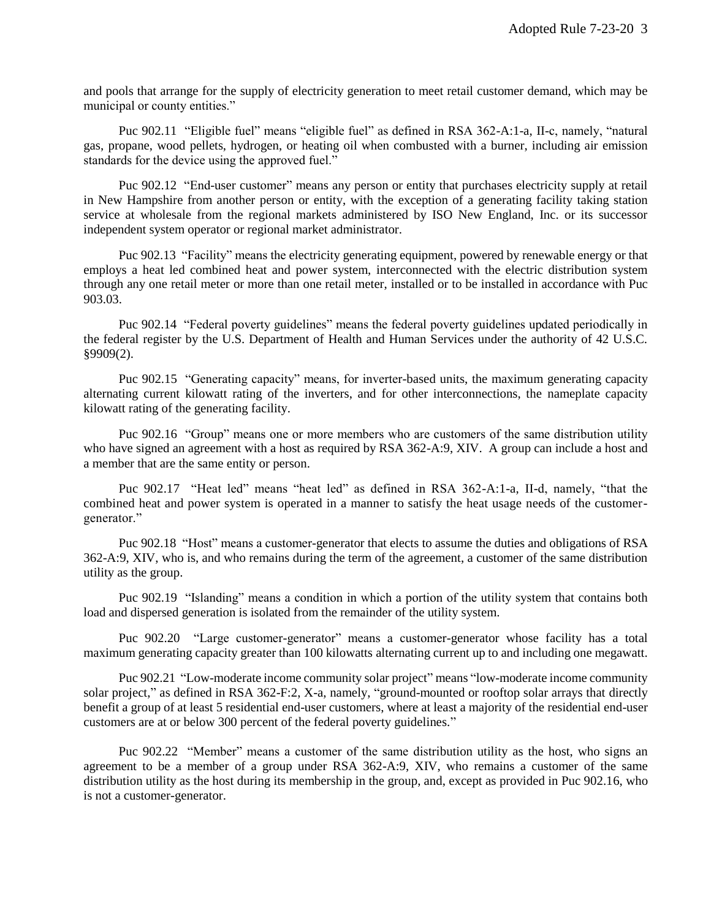and pools that arrange for the supply of electricity generation to meet retail customer demand, which may be municipal or county entities."

Puc 902.11 "Eligible fuel" means "eligible fuel" as defined in RSA 362-A:1-a, II-c, namely, "natural gas, propane, wood pellets, hydrogen, or heating oil when combusted with a burner, including air emission standards for the device using the approved fuel."

Puc 902.12 "End-user customer" means any person or entity that purchases electricity supply at retail in New Hampshire from another person or entity, with the exception of a generating facility taking station service at wholesale from the regional markets administered by ISO New England, Inc. or its successor independent system operator or regional market administrator.

Puc 902.13 "Facility" means the electricity generating equipment, powered by renewable energy or that employs a heat led combined heat and power system, interconnected with the electric distribution system through any one retail meter or more than one retail meter, installed or to be installed in accordance with Puc 903.03.

Puc 902.14 "Federal poverty guidelines" means the federal poverty guidelines updated periodically in the federal register by the U.S. Department of Health and Human Services under the authority of 42 U.S.C. §9909(2).

Puc 902.15 "Generating capacity" means, for inverter-based units, the maximum generating capacity alternating current kilowatt rating of the inverters, and for other interconnections, the nameplate capacity kilowatt rating of the generating facility.

Puc 902.16 "Group" means one or more members who are customers of the same distribution utility who have signed an agreement with a host as required by RSA 362-A:9, XIV. A group can include a host and a member that are the same entity or person.

Puc 902.17 "Heat led" means "heat led" as defined in RSA 362-A:1-a, II-d, namely, "that the combined heat and power system is operated in a manner to satisfy the heat usage needs of the customer-generator."

Puc 902.18 "Host" means a customer-generator that elects to assume the duties and obligations of RSA 362-A:9, XIV, who is, and who remains during the term of the agreement, a customer of the same distribution utility as the group.

Puc 902.19 "Islanding" means a condition in which a portion of the utility system that contains both load and dispersed generation is isolated from the remainder of the utility system.

Puc 902.20 "Large customer-generator" means a customer-generator whose facility has a total maximum generating capacity greater than 100 kilowatts alternating current up to and including one megawatt.

Puc 902.21 "Low-moderate income community solar project" means "low-moderate income community solar project," as defined in RSA 362-F:2, X-a, namely, "ground-mounted or rooftop solar arrays that directly benefit a group of at least 5 residential end-user customers, where at least a majority of the residential end-user customers are at or below 300 percent of the federal poverty guidelines."

Puc 902.22 "Member" means a customer of the same distribution utility as the host, who signs an agreement to be a member of a group under RSA 362-A:9, XIV, who remains a customer of the same distribution utility as the host during its membership in the group, and, except as provided in Puc 902.16, who is not a customer-generator.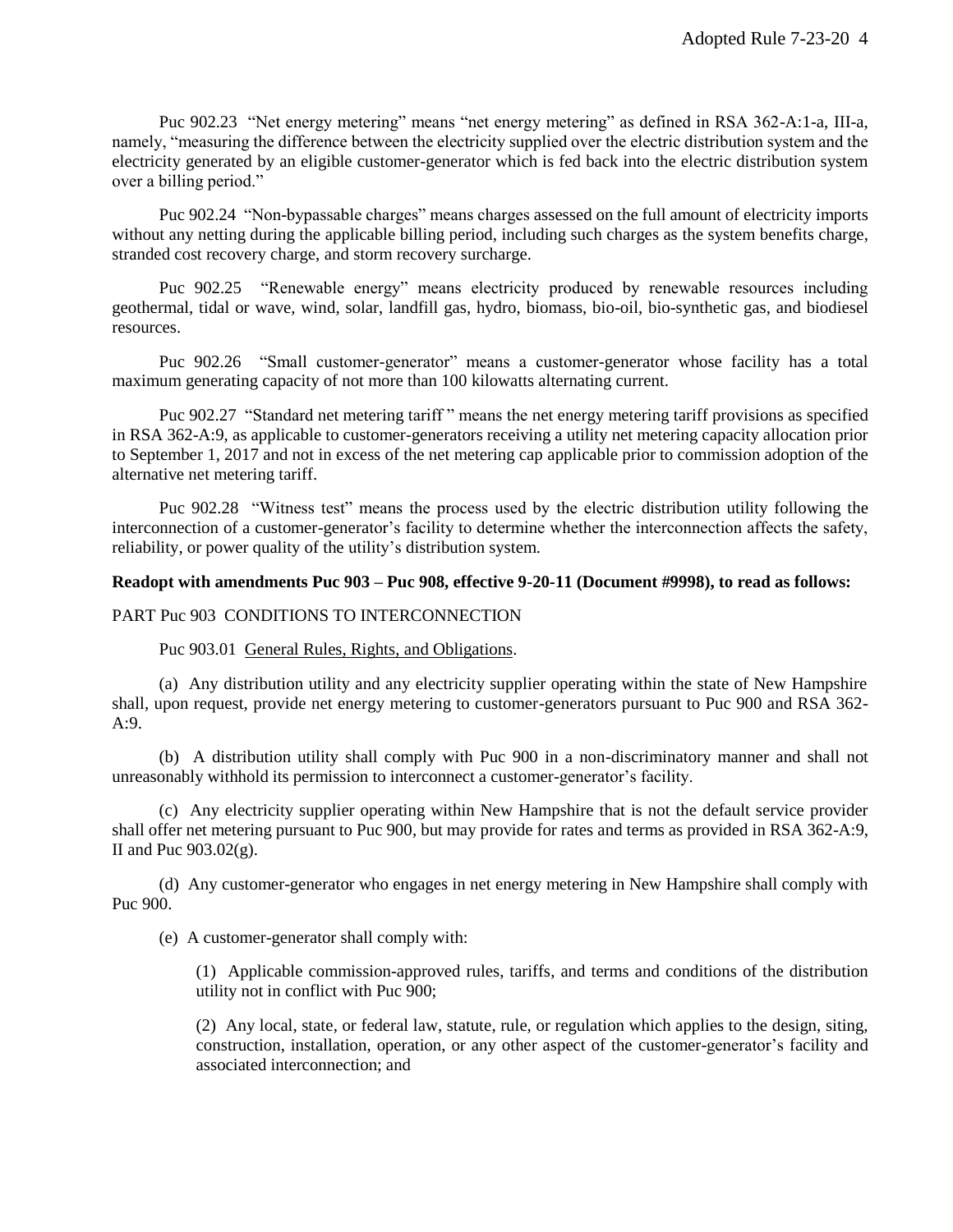Puc 902.23 "Net energy metering" means "net energy metering" as defined in RSA 362-A:1-a, III-a, namely, "measuring the difference between the electricity supplied over the electric distribution system and the electricity generated by an eligible customer-generator which is fed back into the electric distribution system over a billing period."

Puc 902.24 "Non-bypassable charges" means charges assessed on the full amount of electricity imports without any netting during the applicable billing period, including such charges as the system benefits charge, stranded cost recovery charge, and storm recovery surcharge.

Puc 902.25 "Renewable energy" means electricity produced by renewable resources including geothermal, tidal or wave, wind, solar, landfill gas, hydro, biomass, bio-oil, bio-synthetic gas, and biodiesel resources.

Puc 902.26 "Small customer-generator" means a customer-generator whose facility has a total maximum generating capacity of not more than 100 kilowatts alternating current.

Puc 902.27 "Standard net metering tariff " means the net energy metering tariff provisions as specified in RSA 362-A:9, as applicable to customer-generators receiving a utility net metering capacity allocation prior to September 1, 2017 and not in excess of the net metering cap applicable prior to commission adoption of the alternative net metering tariff.

Puc 902.28 "Witness test" means the process used by the electric distribution utility following the interconnection of a customer-generator's facility to determine whether the interconnection affects the safety, reliability, or power quality of the utility's distribution system.

**Readopt with amendments Puc 903 – Puc 908, effective 9-20-11 (Document #9998), to read as follows:**

PART Puc 903 CONDITIONS TO INTERCONNECTION

Puc 903.01 General Rules, Rights, and Obligations.

(a) Any distribution utility and any electricity supplier operating within the state of New Hampshire shall, upon request, provide net energy metering to customer-generators pursuant to Puc 900 and RSA 362-A:9.

(b) A distribution utility shall comply with Puc 900 in a non-discriminatory manner and shall not unreasonably withhold its permission to interconnect a customer-generator's facility.

(c) Any electricity supplier operating within New Hampshire that is not the default service provider shall offer net metering pursuant to Puc 900, but may provide for rates and terms as provided in RSA 362-A:9, II and Puc 903.02(g).

(d) Any customer-generator who engages in net energy metering in New Hampshire shall comply with Puc 900.

(e) A customer-generator shall comply with:

(1) Applicable commission-approved rules, tariffs, and terms and conditions of the distribution utility not in conflict with Puc 900;

(2) Any local, state, or federal law, statute, rule, or regulation which applies to the design, siting, construction, installation, operation, or any other aspect of the customer-generator's facility and associated interconnection; and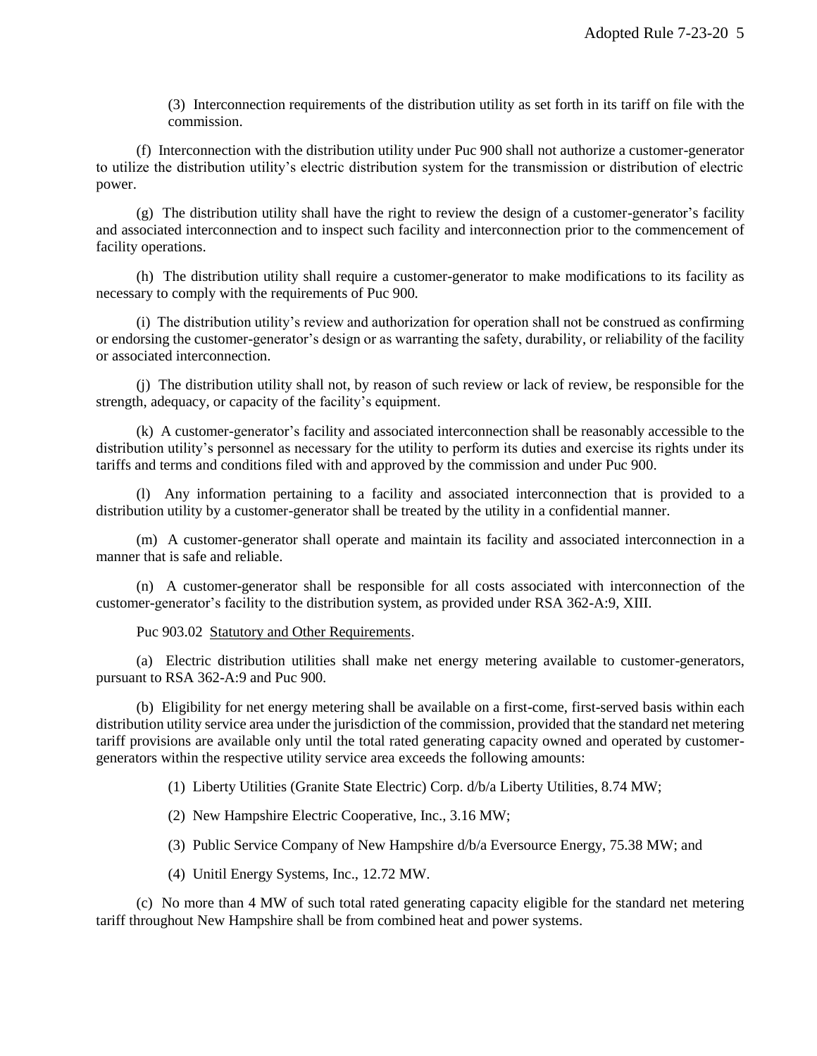(3) Interconnection requirements of the distribution utility as set forth in its tariff on file with the commission.

(f) Interconnection with the distribution utility under Puc 900 shall not authorize a customer-generator to utilize the distribution utility's electric distribution system for the transmission or distribution of electric power.

(g) The distribution utility shall have the right to review the design of a customer-generator's facility and associated interconnection and to inspect such facility and interconnection prior to the commencement of facility operations.

(h) The distribution utility shall require a customer-generator to make modifications to its facility as necessary to comply with the requirements of Puc 900.

(i) The distribution utility's review and authorization for operation shall not be construed as confirming or endorsing the customer-generator's design or as warranting the safety, durability, or reliability of the facility or associated interconnection.

(j) The distribution utility shall not, by reason of such review or lack of review, be responsible for the strength, adequacy, or capacity of the facility's equipment.

(k) A customer-generator's facility and associated interconnection shall be reasonably accessible to the distribution utility's personnel as necessary for the utility to perform its duties and exercise its rights under its tariffs and terms and conditions filed with and approved by the commission and under Puc 900.

(l) Any information pertaining to a facility and associated interconnection that is provided to a distribution utility by a customer-generator shall be treated by the utility in a confidential manner.

(m) A customer-generator shall operate and maintain its facility and associated interconnection in a manner that is safe and reliable.

(n) A customer-generator shall be responsible for all costs associated with interconnection of the customer-generator's facility to the distribution system, as provided under RSA 362-A:9, XIII.

Puc 903.02 Statutory and Other Requirements.

(a) Electric distribution utilities shall make net energy metering available to customer-generators, pursuant to RSA 362-A:9 and Puc 900.

(b) Eligibility for net energy metering shall be available on a first-come, first-served basis within each distribution utility service area under the jurisdiction of the commission, provided that the standard net metering tariff provisions are available only until the total rated generating capacity owned and operated by customer-generators within the respective utility service area exceeds the following amounts:

(1) Liberty Utilities (Granite State Electric) Corp. d/b/a Liberty Utilities, 8.74 MW;

(2) New Hampshire Electric Cooperative, Inc., 3.16 MW;

(3) Public Service Company of New Hampshire d/b/a Eversource Energy, 75.38 MW; and

(4) Unitil Energy Systems, Inc., 12.72 MW.

(c) No more than 4 MW of such total rated generating capacity eligible for the standard net metering tariff throughout New Hampshire shall be from combined heat and power systems.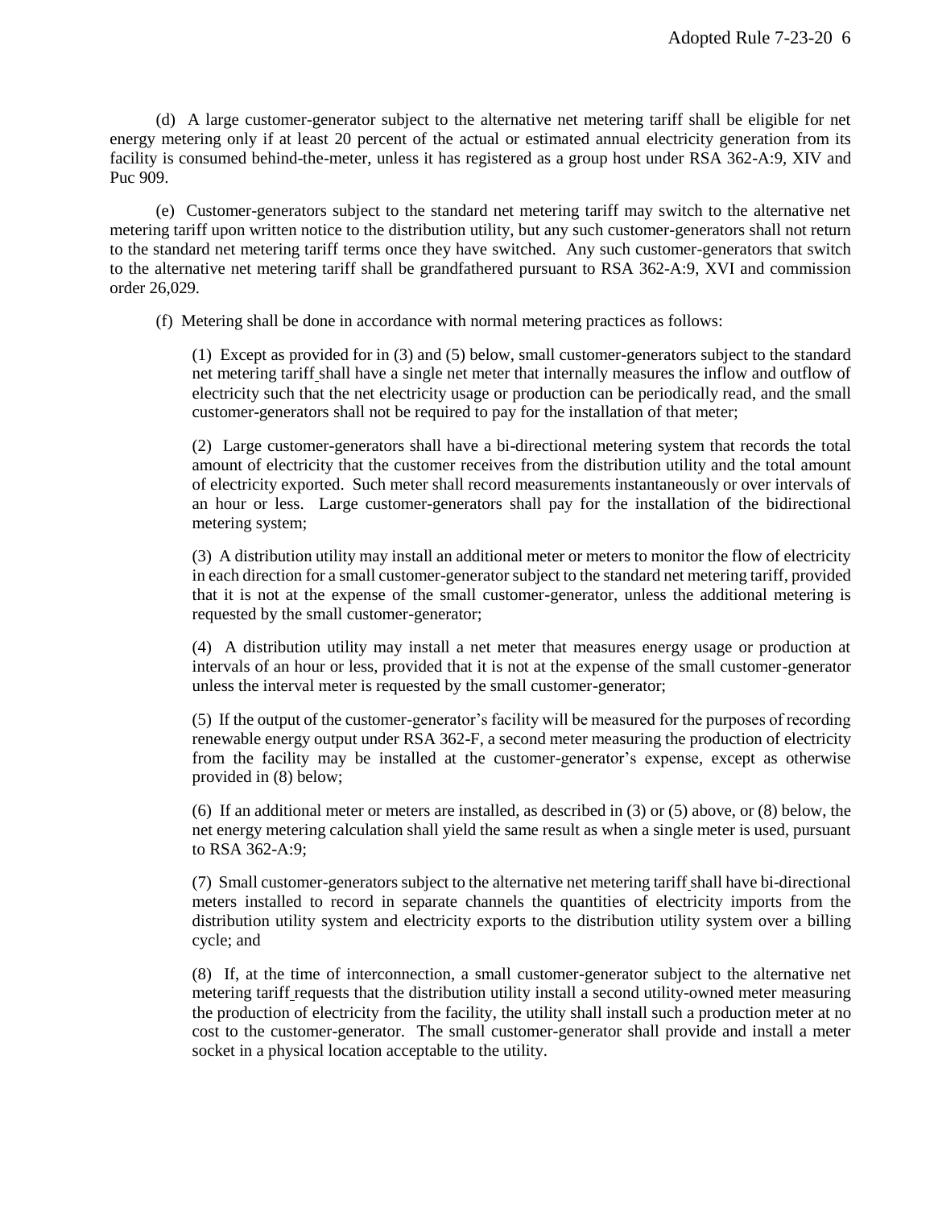(d) A large customer-generator subject to the alternative net metering tariff shall be eligible for net energy metering only if at least 20 percent of the actual or estimated annual electricity generation from its facility is consumed behind-the-meter, unless it has registered as a group host under RSA 362-A:9, XIV and Puc 909.

(e) Customer-generators subject to the standard net metering tariff may switch to the alternative net metering tariff upon written notice to the distribution utility, but any such customer-generators shall not return to the standard net metering tariff terms once they have switched. Any such customer-generators that switch to the alternative net metering tariff shall be grandfathered pursuant to RSA 362-A:9, XVI and commission order 26,029.

(f) Metering shall be done in accordance with normal metering practices as follows:

(1) Except as provided for in (3) and (5) below, small customer-generators subject to the standard net metering tariff shall have a single net meter that internally measures the inflow and outflow of electricity such that the net electricity usage or production can be periodically read, and the small customer-generators shall not be required to pay for the installation of that meter;

(2) Large customer-generators shall have a bi-directional metering system that records the total amount of electricity that the customer receives from the distribution utility and the total amount of electricity exported. Such meter shall record measurements instantaneously or over intervals of an hour or less. Large customer-generators shall pay for the installation of the bidirectional metering system;

(3) A distribution utility may install an additional meter or meters to monitor the flow of electricity in each direction for a small customer-generator subject to the standard net metering tariff, provided that it is not at the expense of the small customer-generator, unless the additional metering is requested by the small customer-generator;

(4) A distribution utility may install a net meter that measures energy usage or production at intervals of an hour or less, provided that it is not at the expense of the small customer-generator unless the interval meter is requested by the small customer-generator;

(5) If the output of the customer-generator's facility will be measured for the purposes of recording renewable energy output under RSA 362-F, a second meter measuring the production of electricity from the facility may be installed at the customer-generator's expense, except as otherwise provided in (8) below;

(6) If an additional meter or meters are installed, as described in (3) or (5) above, or (8) below, the net energy metering calculation shall yield the same result as when a single meter is used, pursuant to RSA 362-A:9;

(7) Small customer-generators subject to the alternative net metering tariff shall have bi-directional meters installed to record in separate channels the quantities of electricity imports from the distribution utility system and electricity exports to the distribution utility system over a billing cycle; and

(8) If, at the time of interconnection, a small customer-generator subject to the alternative net metering tariff requests that the distribution utility install a second utility-owned meter measuring the production of electricity from the facility, the utility shall install such a production meter at no cost to the customer-generator. The small customer-generator shall provide and install a meter socket in a physical location acceptable to the utility.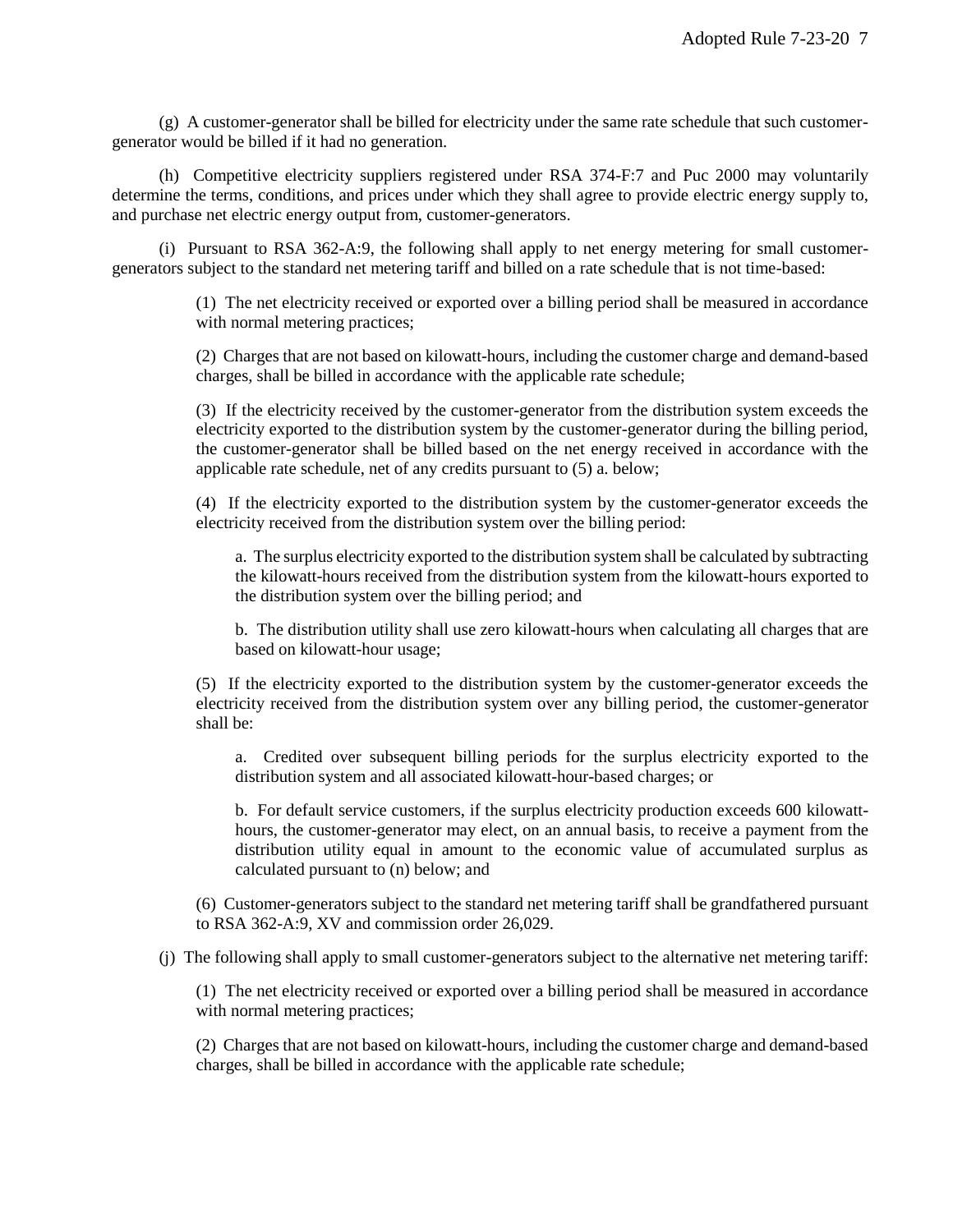(g) A customer-generator shall be billed for electricity under the same rate schedule that such customer-generator would be billed if it had no generation.

(h) Competitive electricity suppliers registered under RSA 374-F:7 and Puc 2000 may voluntarily determine the terms, conditions, and prices under which they shall agree to provide electric energy supply to, and purchase net electric energy output from, customer-generators.

(i) Pursuant to RSA 362-A:9, the following shall apply to net energy metering for small customer-generators subject to the standard net metering tariff and billed on a rate schedule that is not time-based:

(1) The net electricity received or exported over a billing period shall be measured in accordance with normal metering practices;

(2) Charges that are not based on kilowatt-hours, including the customer charge and demand-based charges, shall be billed in accordance with the applicable rate schedule;

(3) If the electricity received by the customer-generator from the distribution system exceeds the electricity exported to the distribution system by the customer-generator during the billing period, the customer-generator shall be billed based on the net energy received in accordance with the applicable rate schedule, net of any credits pursuant to (5) a. below;

(4) If the electricity exported to the distribution system by the customer-generator exceeds the electricity received from the distribution system over the billing period:

a. The surplus electricity exported to the distribution system shall be calculated by subtracting the kilowatt-hours received from the distribution system from the kilowatt-hours exported to the distribution system over the billing period; and

b. The distribution utility shall use zero kilowatt-hours when calculating all charges that are based on kilowatt-hour usage;

(5) If the electricity exported to the distribution system by the customer-generator exceeds the electricity received from the distribution system over any billing period, the customer-generator shall be:

a. Credited over subsequent billing periods for the surplus electricity exported to the distribution system and all associated kilowatt-hour-based charges; or

b. For default service customers, if the surplus electricity production exceeds 600 kilowatt-hours, the customer-generator may elect, on an annual basis, to receive a payment from the distribution utility equal in amount to the economic value of accumulated surplus as calculated pursuant to (n) below; and

(6) Customer-generators subject to the standard net metering tariff shall be grandfathered pursuant to RSA 362-A:9, XV and commission order 26,029.

(j) The following shall apply to small customer-generators subject to the alternative net metering tariff:

(1) The net electricity received or exported over a billing period shall be measured in accordance with normal metering practices;

(2) Charges that are not based on kilowatt-hours, including the customer charge and demand-based charges, shall be billed in accordance with the applicable rate schedule;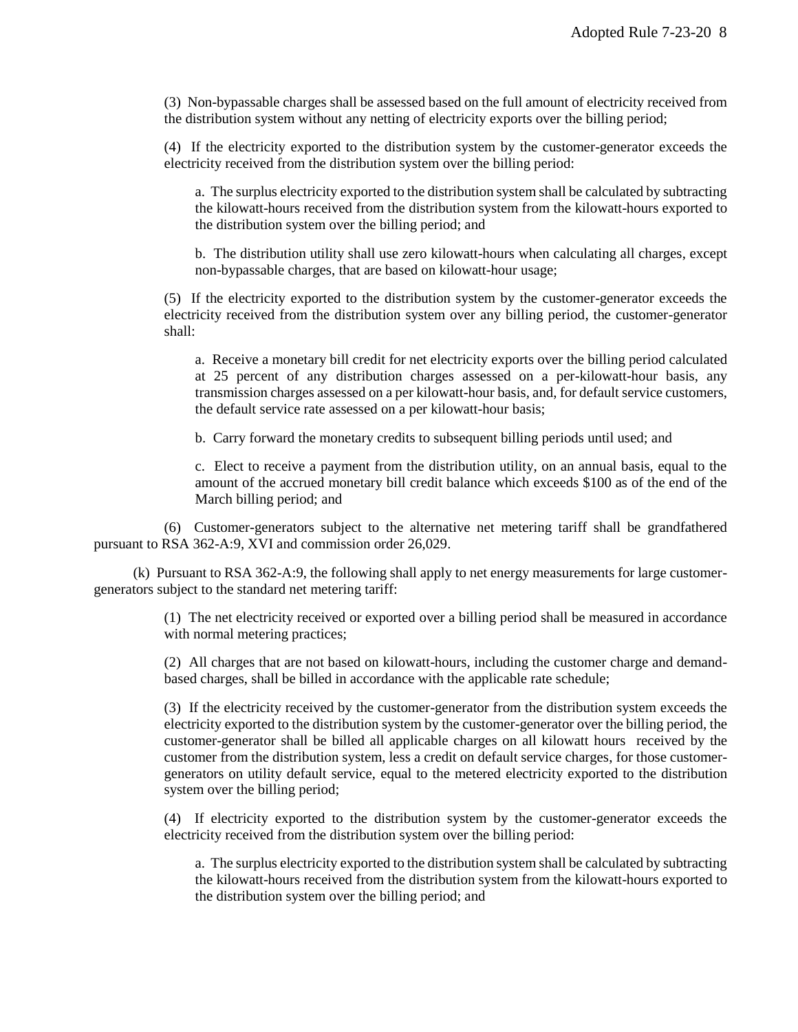(3) Non-bypassable charges shall be assessed based on the full amount of electricity received from the distribution system without any netting of electricity exports over the billing period;

(4) If the electricity exported to the distribution system by the customer-generator exceeds the electricity received from the distribution system over the billing period:

a. The surplus electricity exported to the distribution system shall be calculated by subtracting the kilowatt-hours received from the distribution system from the kilowatt-hours exported to the distribution system over the billing period; and

b. The distribution utility shall use zero kilowatt-hours when calculating all charges, except non-bypassable charges, that are based on kilowatt-hour usage;

(5) If the electricity exported to the distribution system by the customer-generator exceeds the electricity received from the distribution system over any billing period, the customer-generator shall:

a. Receive a monetary bill credit for net electricity exports over the billing period calculated at 25 percent of any distribution charges assessed on a per-kilowatt-hour basis, any transmission charges assessed on a per kilowatt-hour basis, and, for default service customers, the default service rate assessed on a per kilowatt-hour basis;

b. Carry forward the monetary credits to subsequent billing periods until used; and

c. Elect to receive a payment from the distribution utility, on an annual basis, equal to the amount of the accrued monetary bill credit balance which exceeds $100 as of the end of the March billing period; and

(6) Customer-generators subject to the alternative net metering tariff shall be grandfathered pursuant to RSA 362-A:9, XVI and commission order 26,029.

(k) Pursuant to RSA 362-A:9, the following shall apply to net energy measurements for large customer-generators subject to the standard net metering tariff:

(1) The net electricity received or exported over a billing period shall be measured in accordance with normal metering practices;

(2) All charges that are not based on kilowatt-hours, including the customer charge and demand-based charges, shall be billed in accordance with the applicable rate schedule;

(3) If the electricity received by the customer-generator from the distribution system exceeds the electricity exported to the distribution system by the customer-generator over the billing period, the customer-generator shall be billed all applicable charges on all kilowatt hours received by the customer from the distribution system, less a credit on default service charges, for those customer-generators on utility default service, equal to the metered electricity exported to the distribution system over the billing period;

(4) If electricity exported to the distribution system by the customer-generator exceeds the electricity received from the distribution system over the billing period:

a. The surplus electricity exported to the distribution system shall be calculated by subtracting the kilowatt-hours received from the distribution system from the kilowatt-hours exported to the distribution system over the billing period; and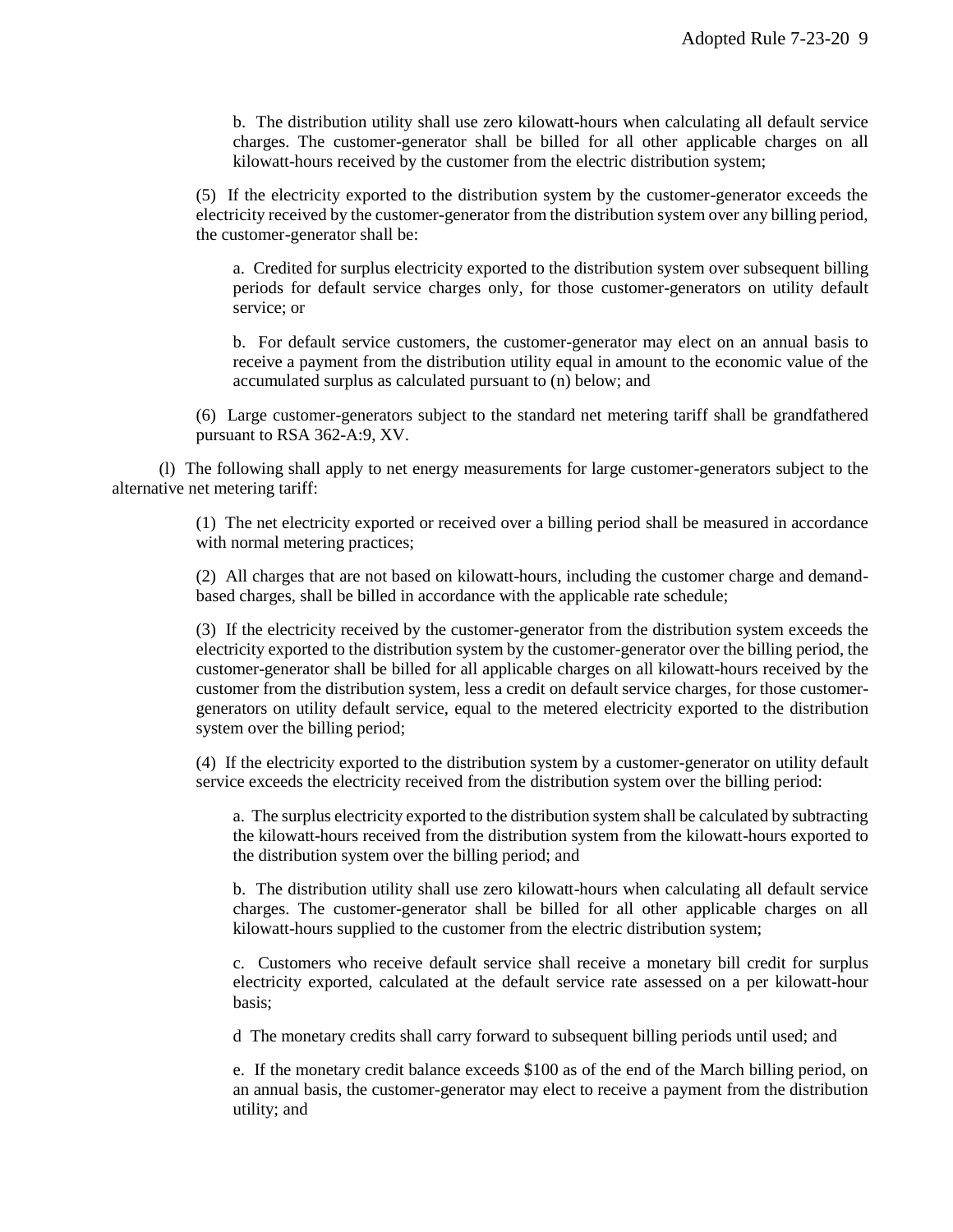b. The distribution utility shall use zero kilowatt-hours when calculating all default service charges. The customer-generator shall be billed for all other applicable charges on all kilowatt-hours received by the customer from the electric distribution system;

(5) If the electricity exported to the distribution system by the customer-generator exceeds the electricity received by the customer-generator from the distribution system over any billing period, the customer-generator shall be:

a. Credited for surplus electricity exported to the distribution system over subsequent billing periods for default service charges only, for those customer-generators on utility default service; or

b. For default service customers, the customer-generator may elect on an annual basis to receive a payment from the distribution utility equal in amount to the economic value of the accumulated surplus as calculated pursuant to (n) below; and

(6) Large customer-generators subject to the standard net metering tariff shall be grandfathered pursuant to RSA 362-A:9, XV.

(l) The following shall apply to net energy measurements for large customer-generators subject to the alternative net metering tariff:

(1) The net electricity exported or received over a billing period shall be measured in accordance with normal metering practices;

(2) All charges that are not based on kilowatt-hours, including the customer charge and demand-based charges, shall be billed in accordance with the applicable rate schedule;

(3) If the electricity received by the customer-generator from the distribution system exceeds the electricity exported to the distribution system by the customer-generator over the billing period, the customer-generator shall be billed for all applicable charges on all kilowatt-hours received by the customer from the distribution system, less a credit on default service charges, for those customer-generators on utility default service, equal to the metered electricity exported to the distribution system over the billing period;

(4) If the electricity exported to the distribution system by a customer-generator on utility default service exceeds the electricity received from the distribution system over the billing period:

a. The surplus electricity exported to the distribution system shall be calculated by subtracting the kilowatt-hours received from the distribution system from the kilowatt-hours exported to the distribution system over the billing period; and

b. The distribution utility shall use zero kilowatt-hours when calculating all default service charges. The customer-generator shall be billed for all other applicable charges on all kilowatt-hours supplied to the customer from the electric distribution system;

c. Customers who receive default service shall receive a monetary bill credit for surplus electricity exported, calculated at the default service rate assessed on a per kilowatt-hour basis;

d The monetary credits shall carry forward to subsequent billing periods until used; and

e. If the monetary credit balance exceeds $100 as of the end of the March billing period, on an annual basis, the customer-generator may elect to receive a payment from the distribution utility; and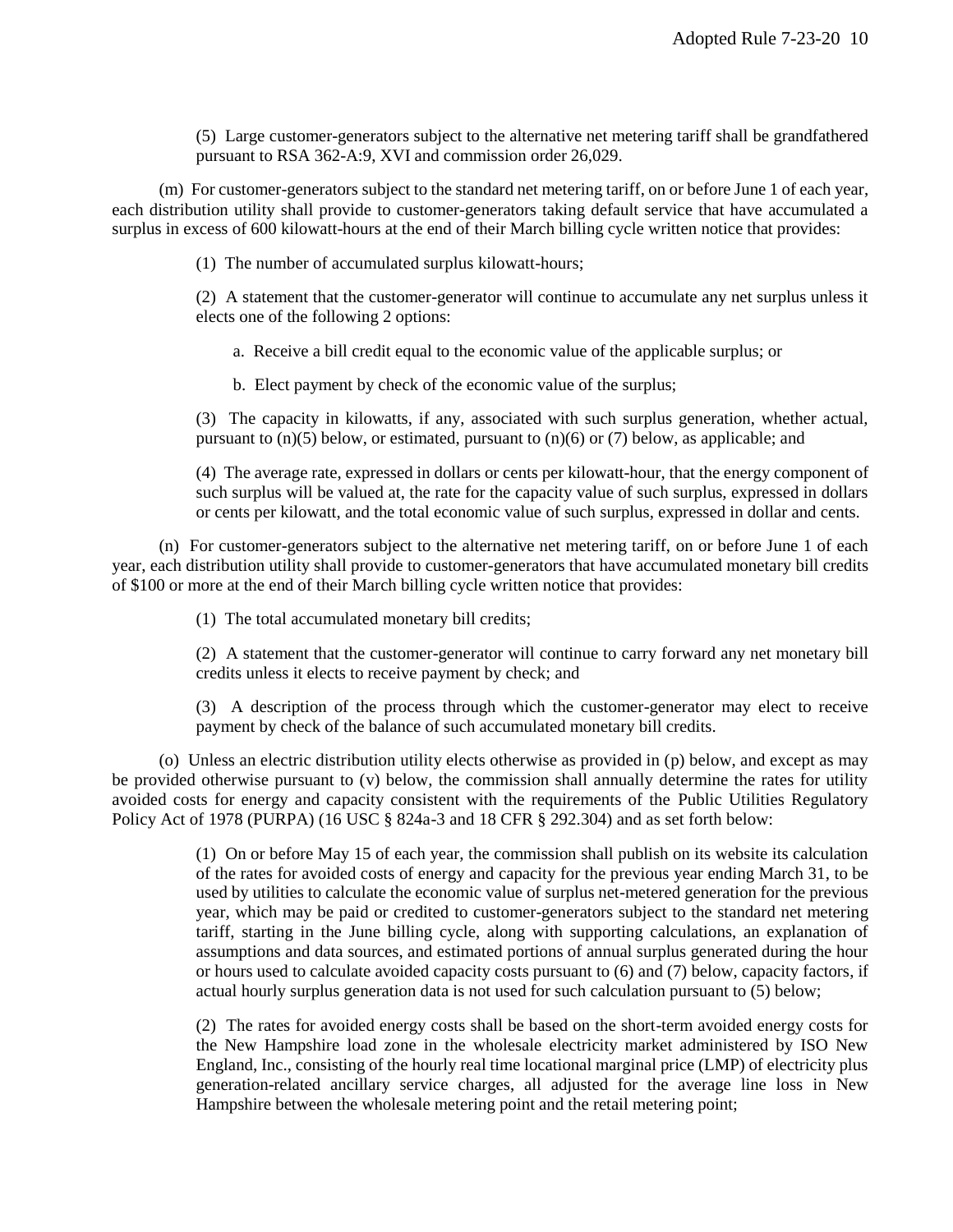(5) Large customer-generators subject to the alternative net metering tariff shall be grandfathered pursuant to RSA 362-A:9, XVI and commission order 26,029.

(m) For customer-generators subject to the standard net metering tariff, on or before June 1 of each year, each distribution utility shall provide to customer-generators taking default service that have accumulated a surplus in excess of 600 kilowatt-hours at the end of their March billing cycle written notice that provides:

(1) The number of accumulated surplus kilowatt-hours;

(2) A statement that the customer-generator will continue to accumulate any net surplus unless it elects one of the following 2 options:

a. Receive a bill credit equal to the economic value of the applicable surplus; or

b. Elect payment by check of the economic value of the surplus;

(3) The capacity in kilowatts, if any, associated with such surplus generation, whether actual, pursuant to (n)(5) below, or estimated, pursuant to (n)(6) or (7) below, as applicable; and

(4) The average rate, expressed in dollars or cents per kilowatt-hour, that the energy component of such surplus will be valued at, the rate for the capacity value of such surplus, expressed in dollars or cents per kilowatt, and the total economic value of such surplus, expressed in dollar and cents.

(n) For customer-generators subject to the alternative net metering tariff, on or before June 1 of each year, each distribution utility shall provide to customer-generators that have accumulated monetary bill credits of $100 or more at the end of their March billing cycle written notice that provides:

(1) The total accumulated monetary bill credits;

(2) A statement that the customer-generator will continue to carry forward any net monetary bill credits unless it elects to receive payment by check; and

(3) A description of the process through which the customer-generator may elect to receive payment by check of the balance of such accumulated monetary bill credits.

(o) Unless an electric distribution utility elects otherwise as provided in (p) below, and except as may be provided otherwise pursuant to (v) below, the commission shall annually determine the rates for utility avoided costs for energy and capacity consistent with the requirements of the Public Utilities Regulatory Policy Act of 1978 (PURPA) (16 USC § 824a-3 and 18 CFR § 292.304) and as set forth below:

(1) On or before May 15 of each year, the commission shall publish on its website its calculation of the rates for avoided costs of energy and capacity for the previous year ending March 31, to be used by utilities to calculate the economic value of surplus net-metered generation for the previous year, which may be paid or credited to customer-generators subject to the standard net metering tariff, starting in the June billing cycle, along with supporting calculations, an explanation of assumptions and data sources, and estimated portions of annual surplus generated during the hour or hours used to calculate avoided capacity costs pursuant to (6) and (7) below, capacity factors, if actual hourly surplus generation data is not used for such calculation pursuant to (5) below;

(2) The rates for avoided energy costs shall be based on the short-term avoided energy costs for the New Hampshire load zone in the wholesale electricity market administered by ISO New England, Inc., consisting of the hourly real time locational marginal price (LMP) of electricity plus generation-related ancillary service charges, all adjusted for the average line loss in New Hampshire between the wholesale metering point and the retail metering point;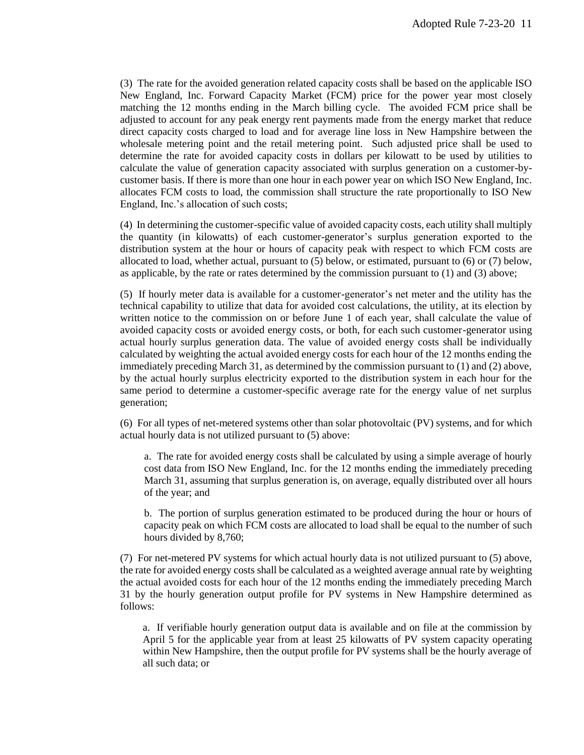(3) The rate for the avoided generation related capacity costs shall be based on the applicable ISO New England, Inc. Forward Capacity Market (FCM) price for the power year most closely matching the 12 months ending in the March billing cycle. The avoided FCM price shall be adjusted to account for any peak energy rent payments made from the energy market that reduce direct capacity costs charged to load and for average line loss in New Hampshire between the wholesale metering point and the retail metering point. Such adjusted price shall be used to determine the rate for avoided capacity costs in dollars per kilowatt to be used by utilities to calculate the value of generation capacity associated with surplus generation on a customer-by-customer basis. If there is more than one hour in each power year on which ISO New England, Inc. allocates FCM costs to load, the commission shall structure the rate proportionally to ISO New England, Inc.'s allocation of such costs;

(4) In determining the customer-specific value of avoided capacity costs, each utility shall multiply the quantity (in kilowatts) of each customer-generator's surplus generation exported to the distribution system at the hour or hours of capacity peak with respect to which FCM costs are allocated to load, whether actual, pursuant to (5) below, or estimated, pursuant to (6) or (7) below, as applicable, by the rate or rates determined by the commission pursuant to (1) and (3) above;

(5) If hourly meter data is available for a customer-generator's net meter and the utility has the technical capability to utilize that data for avoided cost calculations, the utility, at its election by written notice to the commission on or before June 1 of each year, shall calculate the value of avoided capacity costs or avoided energy costs, or both, for each such customer-generator using actual hourly surplus generation data. The value of avoided energy costs shall be individually calculated by weighting the actual avoided energy costs for each hour of the 12 months ending the immediately preceding March 31, as determined by the commission pursuant to (1) and (2) above, by the actual hourly surplus electricity exported to the distribution system in each hour for the same period to determine a customer-specific average rate for the energy value of net surplus generation;

(6) For all types of net-metered systems other than solar photovoltaic (PV) systems, and for which actual hourly data is not utilized pursuant to (5) above:

a. The rate for avoided energy costs shall be calculated by using a simple average of hourly cost data from ISO New England, Inc. for the 12 months ending the immediately preceding March 31, assuming that surplus generation is, on average, equally distributed over all hours of the year; and

b. The portion of surplus generation estimated to be produced during the hour or hours of capacity peak on which FCM costs are allocated to load shall be equal to the number of such hours divided by 8,760;

(7) For net-metered PV systems for which actual hourly data is not utilized pursuant to (5) above, the rate for avoided energy costs shall be calculated as a weighted average annual rate by weighting the actual avoided costs for each hour of the 12 months ending the immediately preceding March 31 by the hourly generation output profile for PV systems in New Hampshire determined as follows:

a. If verifiable hourly generation output data is available and on file at the commission by April 5 for the applicable year from at least 25 kilowatts of PV system capacity operating within New Hampshire, then the output profile for PV systems shall be the hourly average of all such data; or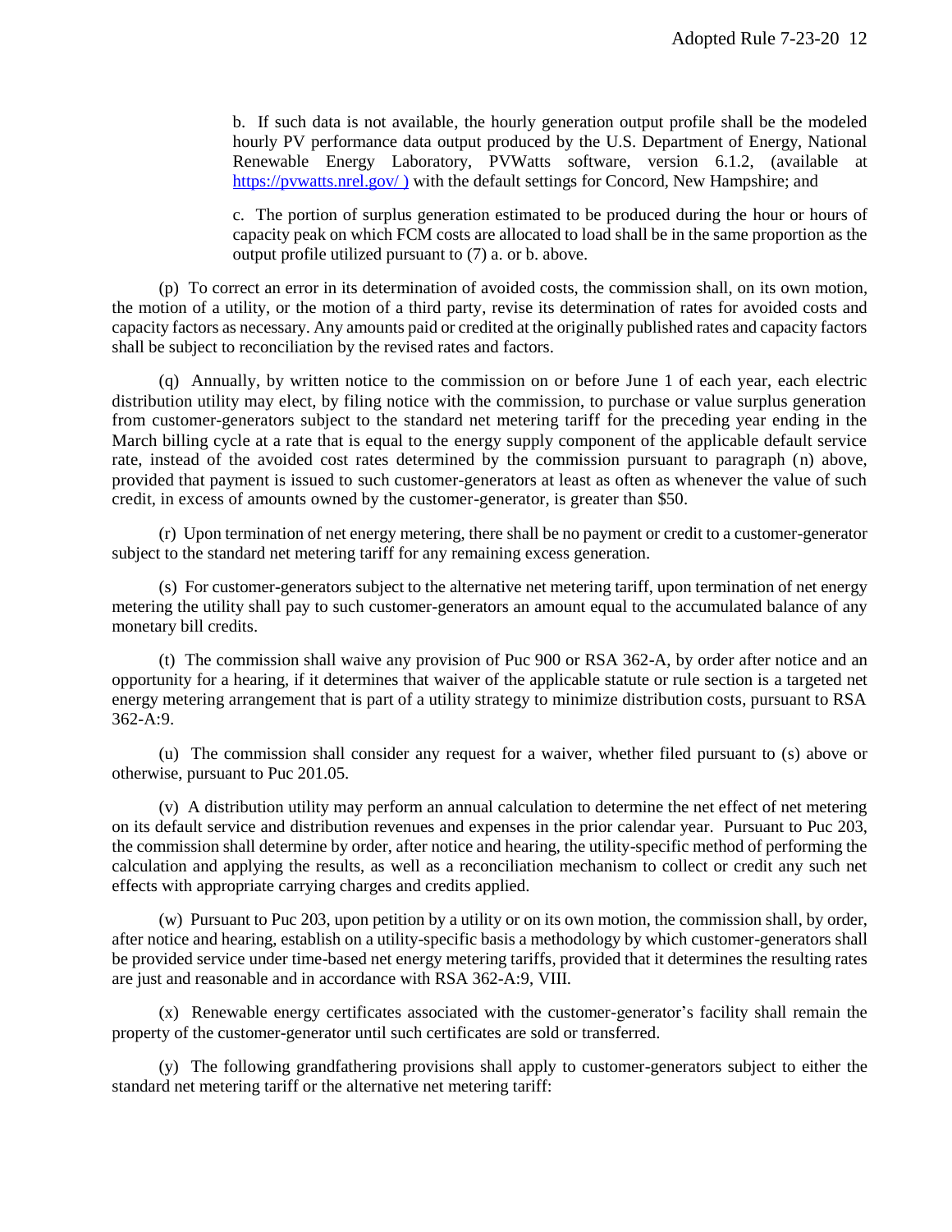b. If such data is not available, the hourly generation output profile shall be the modeled hourly PV performance data output produced by the U.S. Department of Energy, National Renewable Energy Laboratory, PVWatts software, version 6.1.2, (available at [https://pvwatts.nrel.gov/ )](https://pvwatts.nrel.gov/) with the default settings for Concord, New Hampshire; and

c. The portion of surplus generation estimated to be produced during the hour or hours of capacity peak on which FCM costs are allocated to load shall be in the same proportion as the output profile utilized pursuant to (7) a. or b. above.

(p) To correct an error in its determination of avoided costs, the commission shall, on its own motion, the motion of a utility, or the motion of a third party, revise its determination of rates for avoided costs and capacity factors as necessary. Any amounts paid or credited at the originally published rates and capacity factors shall be subject to reconciliation by the revised rates and factors.

(q) Annually, by written notice to the commission on or before June 1 of each year, each electric distribution utility may elect, by filing notice with the commission, to purchase or value surplus generation from customer-generators subject to the standard net metering tariff for the preceding year ending in the March billing cycle at a rate that is equal to the energy supply component of the applicable default service rate, instead of the avoided cost rates determined by the commission pursuant to paragraph (n) above, provided that payment is issued to such customer-generators at least as often as whenever the value of such credit, in excess of amounts owned by the customer-generator, is greater than $50.

(r) Upon termination of net energy metering, there shall be no payment or credit to a customer-generator subject to the standard net metering tariff for any remaining excess generation.

(s) For customer-generators subject to the alternative net metering tariff, upon termination of net energy metering the utility shall pay to such customer-generators an amount equal to the accumulated balance of any monetary bill credits.

(t) The commission shall waive any provision of Puc 900 or RSA 362-A, by order after notice and an opportunity for a hearing, if it determines that waiver of the applicable statute or rule section is a targeted net energy metering arrangement that is part of a utility strategy to minimize distribution costs, pursuant to RSA 362-A:9.

(u) The commission shall consider any request for a waiver, whether filed pursuant to (s) above or otherwise, pursuant to Puc 201.05.

(v) A distribution utility may perform an annual calculation to determine the net effect of net metering on its default service and distribution revenues and expenses in the prior calendar year. Pursuant to Puc 203, the commission shall determine by order, after notice and hearing, the utility-specific method of performing the calculation and applying the results, as well as a reconciliation mechanism to collect or credit any such net effects with appropriate carrying charges and credits applied.

(w) Pursuant to Puc 203, upon petition by a utility or on its own motion, the commission shall, by order, after notice and hearing, establish on a utility-specific basis a methodology by which customer-generators shall be provided service under time-based net energy metering tariffs, provided that it determines the resulting rates are just and reasonable and in accordance with RSA 362-A:9, VIII.

(x) Renewable energy certificates associated with the customer-generator's facility shall remain the property of the customer-generator until such certificates are sold or transferred.

(y) The following grandfathering provisions shall apply to customer-generators subject to either the standard net metering tariff or the alternative net metering tariff: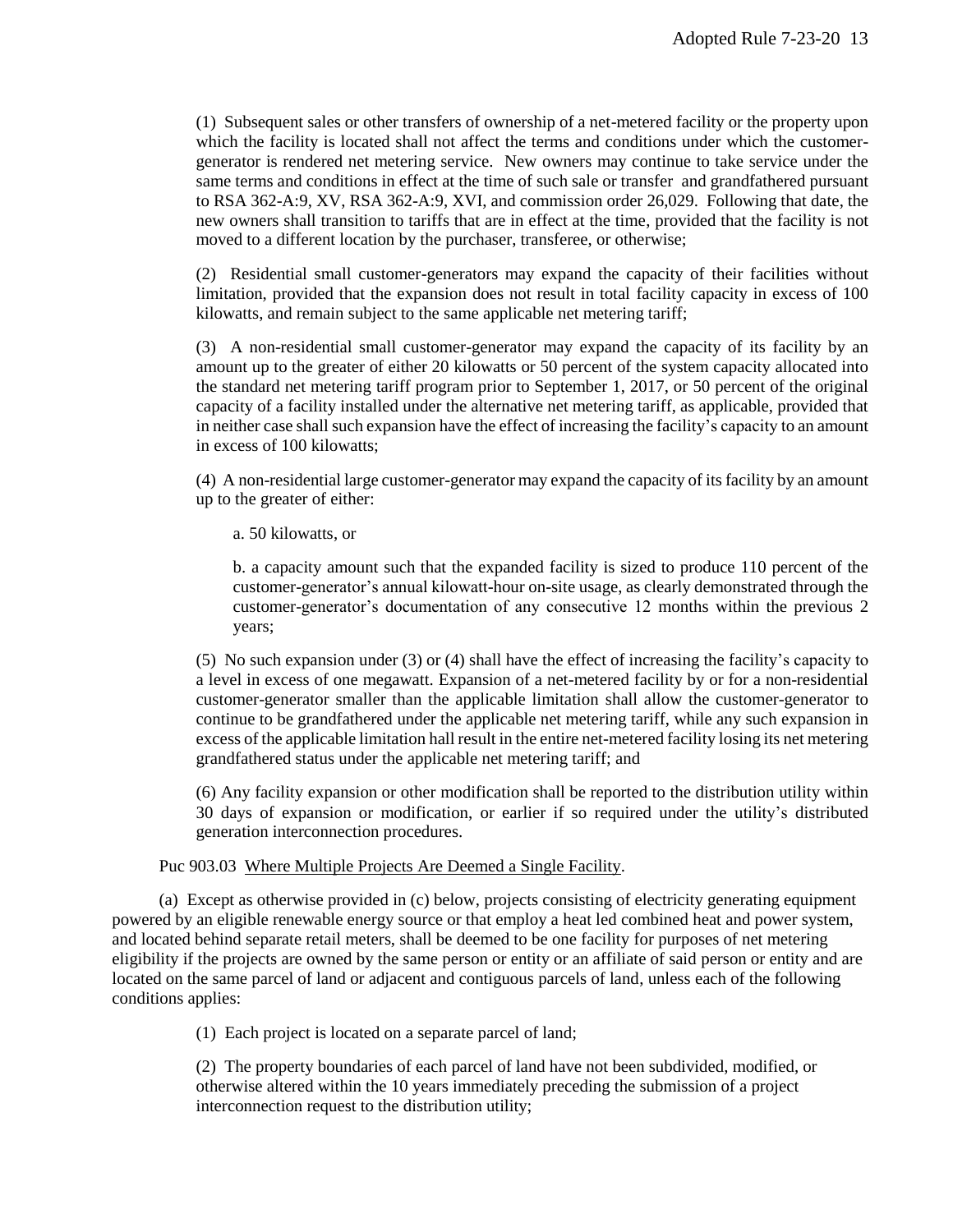(1) Subsequent sales or other transfers of ownership of a net-metered facility or the property upon which the facility is located shall not affect the terms and conditions under which the customer-generator is rendered net metering service. New owners may continue to take service under the same terms and conditions in effect at the time of such sale or transfer and grandfathered pursuant to RSA 362-A:9, XV, RSA 362-A:9, XVI, and commission order 26,029. Following that date, the new owners shall transition to tariffs that are in effect at the time, provided that the facility is not moved to a different location by the purchaser, transferee, or otherwise;

(2) Residential small customer-generators may expand the capacity of their facilities without limitation, provided that the expansion does not result in total facility capacity in excess of 100 kilowatts, and remain subject to the same applicable net metering tariff;

(3) A non-residential small customer-generator may expand the capacity of its facility by an amount up to the greater of either 20 kilowatts or 50 percent of the system capacity allocated into the standard net metering tariff program prior to September 1, 2017, or 50 percent of the original capacity of a facility installed under the alternative net metering tariff, as applicable, provided that in neither case shall such expansion have the effect of increasing the facility's capacity to an amount in excess of 100 kilowatts;

(4) A non-residential large customer-generator may expand the capacity of its facility by an amount up to the greater of either:

a. 50 kilowatts, or

b. a capacity amount such that the expanded facility is sized to produce 110 percent of the customer-generator's annual kilowatt-hour on-site usage, as clearly demonstrated through the customer-generator's documentation of any consecutive 12 months within the previous 2 years;

(5) No such expansion under (3) or (4) shall have the effect of increasing the facility's capacity to a level in excess of one megawatt. Expansion of a net-metered facility by or for a non-residential customer-generator smaller than the applicable limitation shall allow the customer-generator to continue to be grandfathered under the applicable net metering tariff, while any such expansion in excess of the applicable limitation hall result in the entire net-metered facility losing its net metering grandfathered status under the applicable net metering tariff; and

(6) Any facility expansion or other modification shall be reported to the distribution utility within 30 days of expansion or modification, or earlier if so required under the utility's distributed generation interconnection procedures.

Puc 903.03 Where Multiple Projects Are Deemed a Single Facility.

(a) Except as otherwise provided in (c) below, projects consisting of electricity generating equipment powered by an eligible renewable energy source or that employ a heat led combined heat and power system, and located behind separate retail meters, shall be deemed to be one facility for purposes of net metering eligibility if the projects are owned by the same person or entity or an affiliate of said person or entity and are located on the same parcel of land or adjacent and contiguous parcels of land, unless each of the following conditions applies:

(1) Each project is located on a separate parcel of land;

(2) The property boundaries of each parcel of land have not been subdivided, modified, or otherwise altered within the 10 years immediately preceding the submission of a project interconnection request to the distribution utility;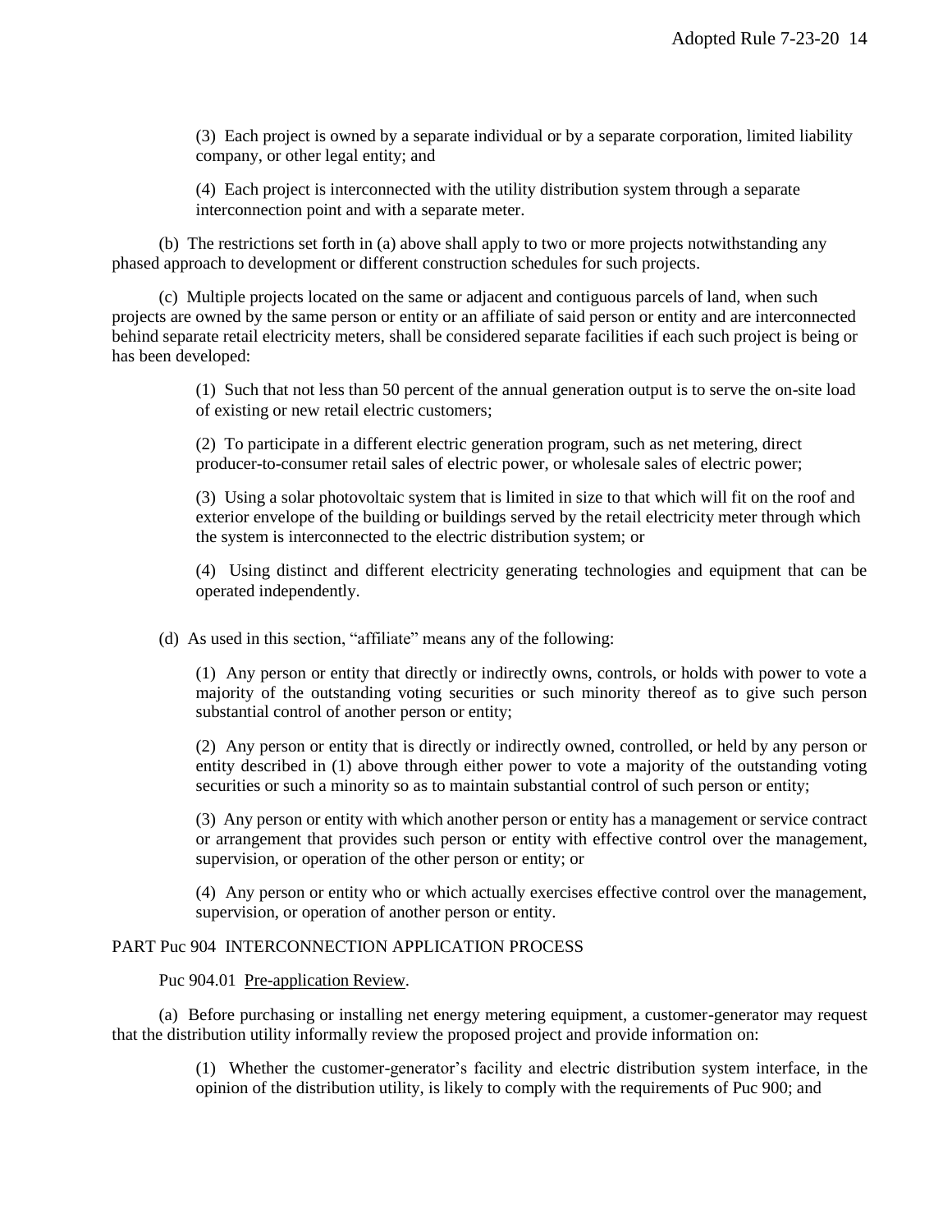(3) Each project is owned by a separate individual or by a separate corporation, limited liability company, or other legal entity; and

(4) Each project is interconnected with the utility distribution system through a separate interconnection point and with a separate meter.

(b) The restrictions set forth in (a) above shall apply to two or more projects notwithstanding any phased approach to development or different construction schedules for such projects.

(c) Multiple projects located on the same or adjacent and contiguous parcels of land, when such projects are owned by the same person or entity or an affiliate of said person or entity and are interconnected behind separate retail electricity meters, shall be considered separate facilities if each such project is being or has been developed:

(1) Such that not less than 50 percent of the annual generation output is to serve the on-site load of existing or new retail electric customers;

(2) To participate in a different electric generation program, such as net metering, direct producer-to-consumer retail sales of electric power, or wholesale sales of electric power;

(3) Using a solar photovoltaic system that is limited in size to that which will fit on the roof and exterior envelope of the building or buildings served by the retail electricity meter through which the system is interconnected to the electric distribution system; or

(4) Using distinct and different electricity generating technologies and equipment that can be operated independently.

(d) As used in this section, "affiliate" means any of the following:

(1) Any person or entity that directly or indirectly owns, controls, or holds with power to vote a majority of the outstanding voting securities or such minority thereof as to give such person substantial control of another person or entity;

(2) Any person or entity that is directly or indirectly owned, controlled, or held by any person or entity described in (1) above through either power to vote a majority of the outstanding voting securities or such a minority so as to maintain substantial control of such person or entity;

(3) Any person or entity with which another person or entity has a management or service contract or arrangement that provides such person or entity with effective control over the management, supervision, or operation of the other person or entity; or

(4) Any person or entity who or which actually exercises effective control over the management, supervision, or operation of another person or entity.

## PART Puc 904 INTERCONNECTION APPLICATION PROCESS

Puc 904.01 Pre-application Review.

(a) Before purchasing or installing net energy metering equipment, a customer-generator may request that the distribution utility informally review the proposed project and provide information on:

(1) Whether the customer-generator's facility and electric distribution system interface, in the opinion of the distribution utility, is likely to comply with the requirements of Puc 900; and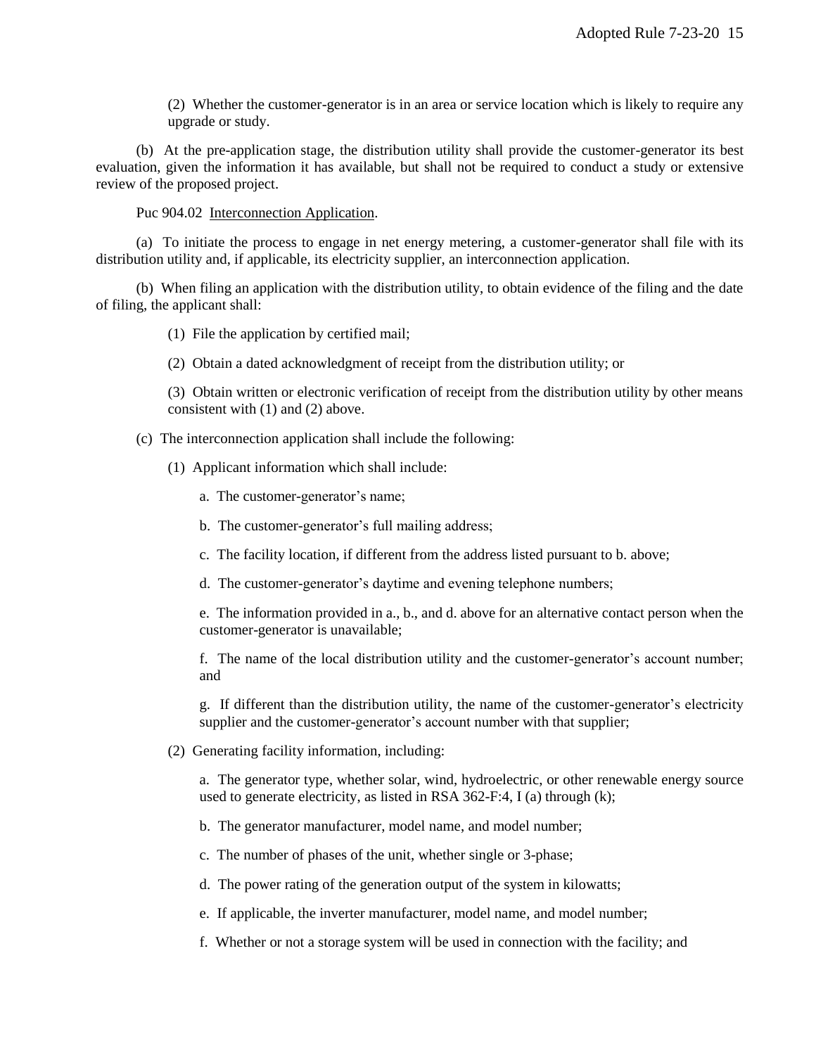(2) Whether the customer-generator is in an area or service location which is likely to require any upgrade or study.

(b) At the pre-application stage, the distribution utility shall provide the customer-generator its best evaluation, given the information it has available, but shall not be required to conduct a study or extensive review of the proposed project.

Puc 904.02 Interconnection Application.

(a) To initiate the process to engage in net energy metering, a customer-generator shall file with its distribution utility and, if applicable, its electricity supplier, an interconnection application.

(b) When filing an application with the distribution utility, to obtain evidence of the filing and the date of filing, the applicant shall:

(1) File the application by certified mail;

(2) Obtain a dated acknowledgment of receipt from the distribution utility; or

(3) Obtain written or electronic verification of receipt from the distribution utility by other means consistent with (1) and (2) above.

(c) The interconnection application shall include the following:

(1) Applicant information which shall include:

a. The customer-generator's name;

b. The customer-generator's full mailing address;

c. The facility location, if different from the address listed pursuant to b. above;

d. The customer-generator's daytime and evening telephone numbers;

e. The information provided in a., b., and d. above for an alternative contact person when the customer-generator is unavailable;

f. The name of the local distribution utility and the customer-generator's account number; and

g. If different than the distribution utility, the name of the customer-generator's electricity supplier and the customer-generator's account number with that supplier;

(2) Generating facility information, including:

a. The generator type, whether solar, wind, hydroelectric, or other renewable energy source used to generate electricity, as listed in RSA 362-F:4, I (a) through (k);

b. The generator manufacturer, model name, and model number;

c. The number of phases of the unit, whether single or 3-phase;

d. The power rating of the generation output of the system in kilowatts;

e. If applicable, the inverter manufacturer, model name, and model number;

f. Whether or not a storage system will be used in connection with the facility; and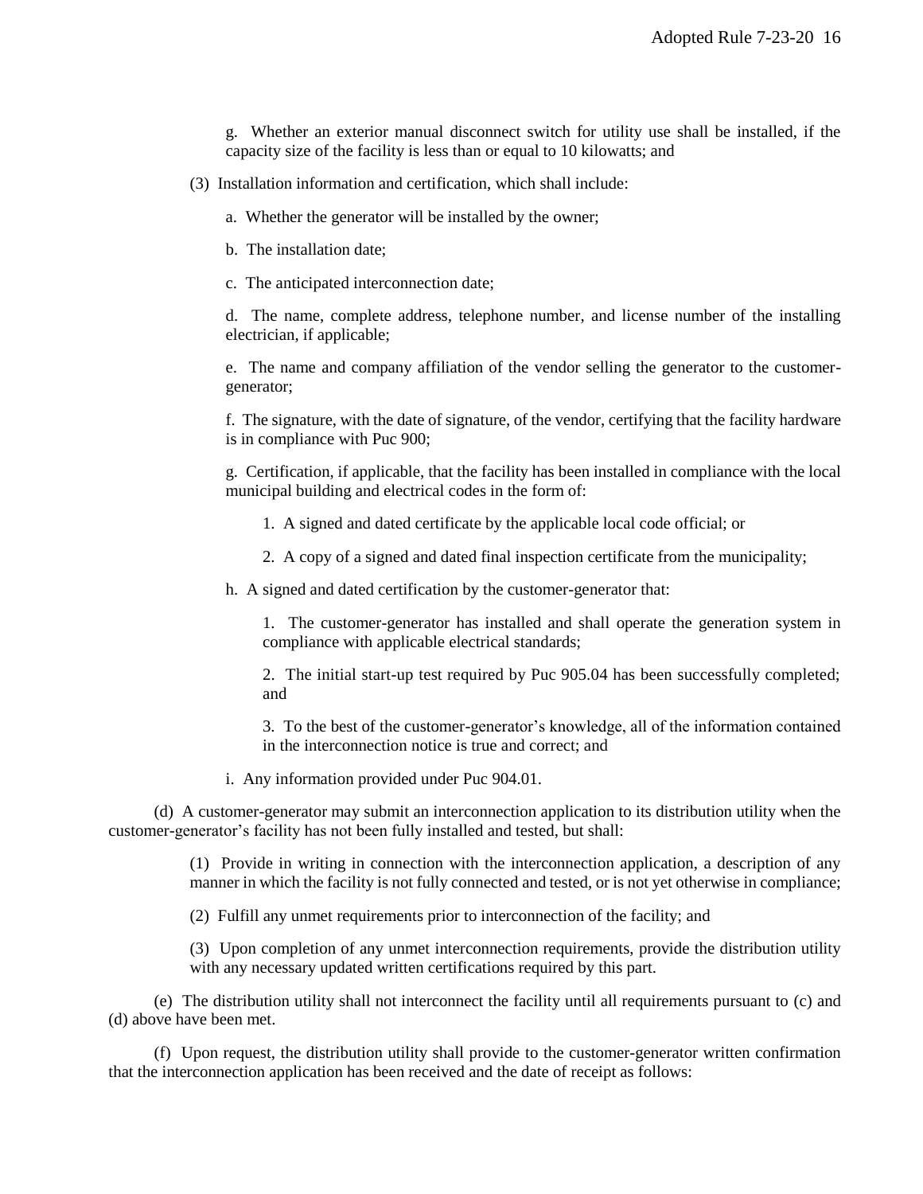g. Whether an exterior manual disconnect switch for utility use shall be installed, if the capacity size of the facility is less than or equal to 10 kilowatts; and

(3) Installation information and certification, which shall include:

a. Whether the generator will be installed by the owner;

b. The installation date;

c. The anticipated interconnection date;

d. The name, complete address, telephone number, and license number of the installing electrician, if applicable;

e. The name and company affiliation of the vendor selling the generator to the customer-generator;

f. The signature, with the date of signature, of the vendor, certifying that the facility hardware is in compliance with Puc 900;

g. Certification, if applicable, that the facility has been installed in compliance with the local municipal building and electrical codes in the form of:

1. A signed and dated certificate by the applicable local code official; or

2. A copy of a signed and dated final inspection certificate from the municipality;

h. A signed and dated certification by the customer-generator that:

1. The customer-generator has installed and shall operate the generation system in compliance with applicable electrical standards;

2. The initial start-up test required by Puc 905.04 has been successfully completed; and

3. To the best of the customer-generator's knowledge, all of the information contained in the interconnection notice is true and correct; and

i. Any information provided under Puc 904.01.

(d) A customer-generator may submit an interconnection application to its distribution utility when the customer-generator's facility has not been fully installed and tested, but shall:

(1) Provide in writing in connection with the interconnection application, a description of any manner in which the facility is not fully connected and tested, or is not yet otherwise in compliance;

(2) Fulfill any unmet requirements prior to interconnection of the facility; and

(3) Upon completion of any unmet interconnection requirements, provide the distribution utility with any necessary updated written certifications required by this part.

(e) The distribution utility shall not interconnect the facility until all requirements pursuant to (c) and (d) above have been met.

(f) Upon request, the distribution utility shall provide to the customer-generator written confirmation that the interconnection application has been received and the date of receipt as follows: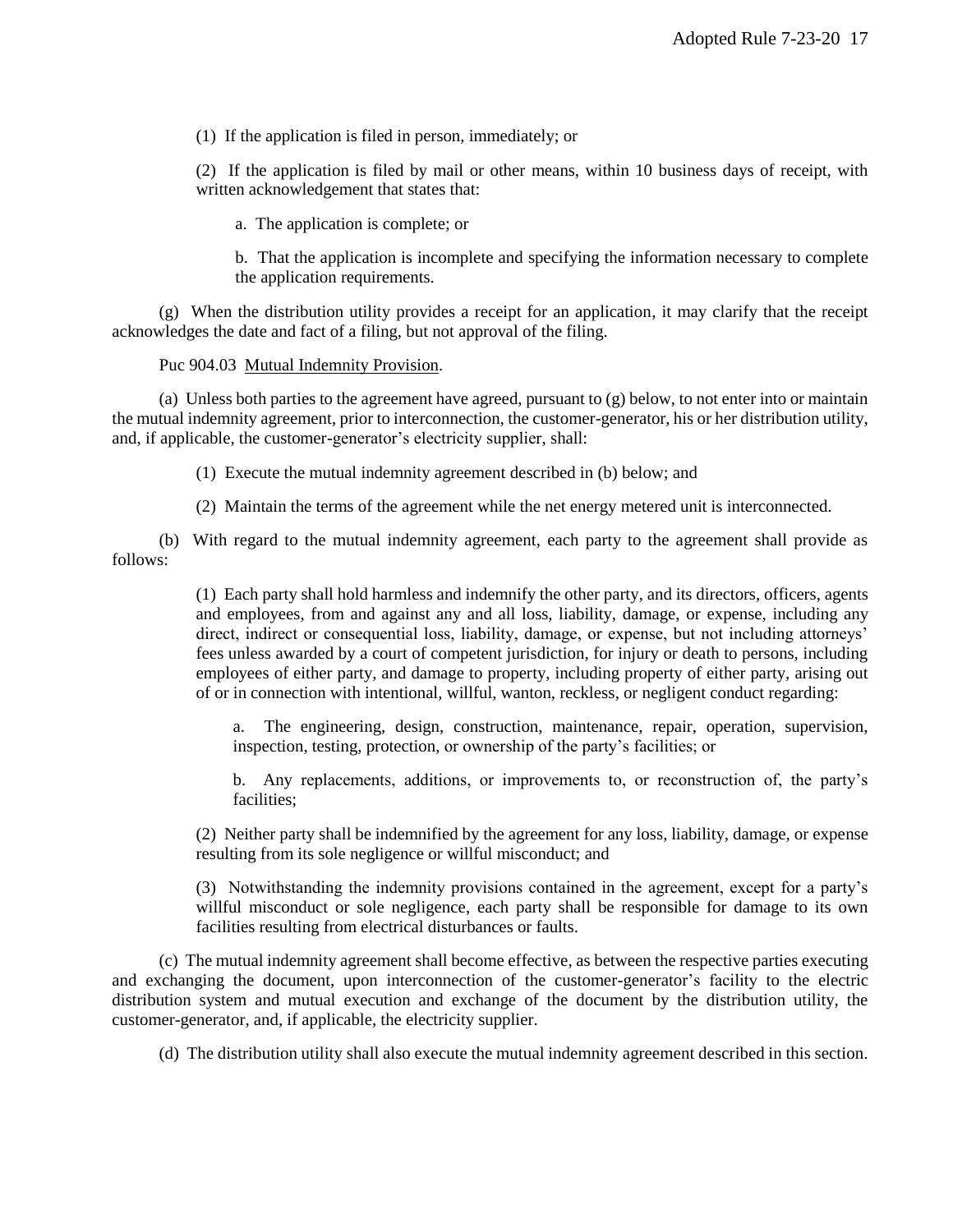(1) If the application is filed in person, immediately; or

(2) If the application is filed by mail or other means, within 10 business days of receipt, with written acknowledgement that states that:

a. The application is complete; or

b. That the application is incomplete and specifying the information necessary to complete the application requirements.

(g) When the distribution utility provides a receipt for an application, it may clarify that the receipt acknowledges the date and fact of a filing, but not approval of the filing.

Puc 904.03 Mutual Indemnity Provision.

(a) Unless both parties to the agreement have agreed, pursuant to (g) below, to not enter into or maintain the mutual indemnity agreement, prior to interconnection, the customer-generator, his or her distribution utility, and, if applicable, the customer-generator's electricity supplier, shall:

(1) Execute the mutual indemnity agreement described in (b) below; and

(2) Maintain the terms of the agreement while the net energy metered unit is interconnected.

(b) With regard to the mutual indemnity agreement, each party to the agreement shall provide as follows:

(1) Each party shall hold harmless and indemnify the other party, and its directors, officers, agents and employees, from and against any and all loss, liability, damage, or expense, including any direct, indirect or consequential loss, liability, damage, or expense, but not including attorneys' fees unless awarded by a court of competent jurisdiction, for injury or death to persons, including employees of either party, and damage to property, including property of either party, arising out of or in connection with intentional, willful, wanton, reckless, or negligent conduct regarding:

a. The engineering, design, construction, maintenance, repair, operation, supervision, inspection, testing, protection, or ownership of the party's facilities; or

b. Any replacements, additions, or improvements to, or reconstruction of, the party's facilities;

(2) Neither party shall be indemnified by the agreement for any loss, liability, damage, or expense resulting from its sole negligence or willful misconduct; and

(3) Notwithstanding the indemnity provisions contained in the agreement, except for a party's willful misconduct or sole negligence, each party shall be responsible for damage to its own facilities resulting from electrical disturbances or faults.

(c) The mutual indemnity agreement shall become effective, as between the respective parties executing and exchanging the document, upon interconnection of the customer-generator's facility to the electric distribution system and mutual execution and exchange of the document by the distribution utility, the customer-generator, and, if applicable, the electricity supplier.

(d) The distribution utility shall also execute the mutual indemnity agreement described in this section.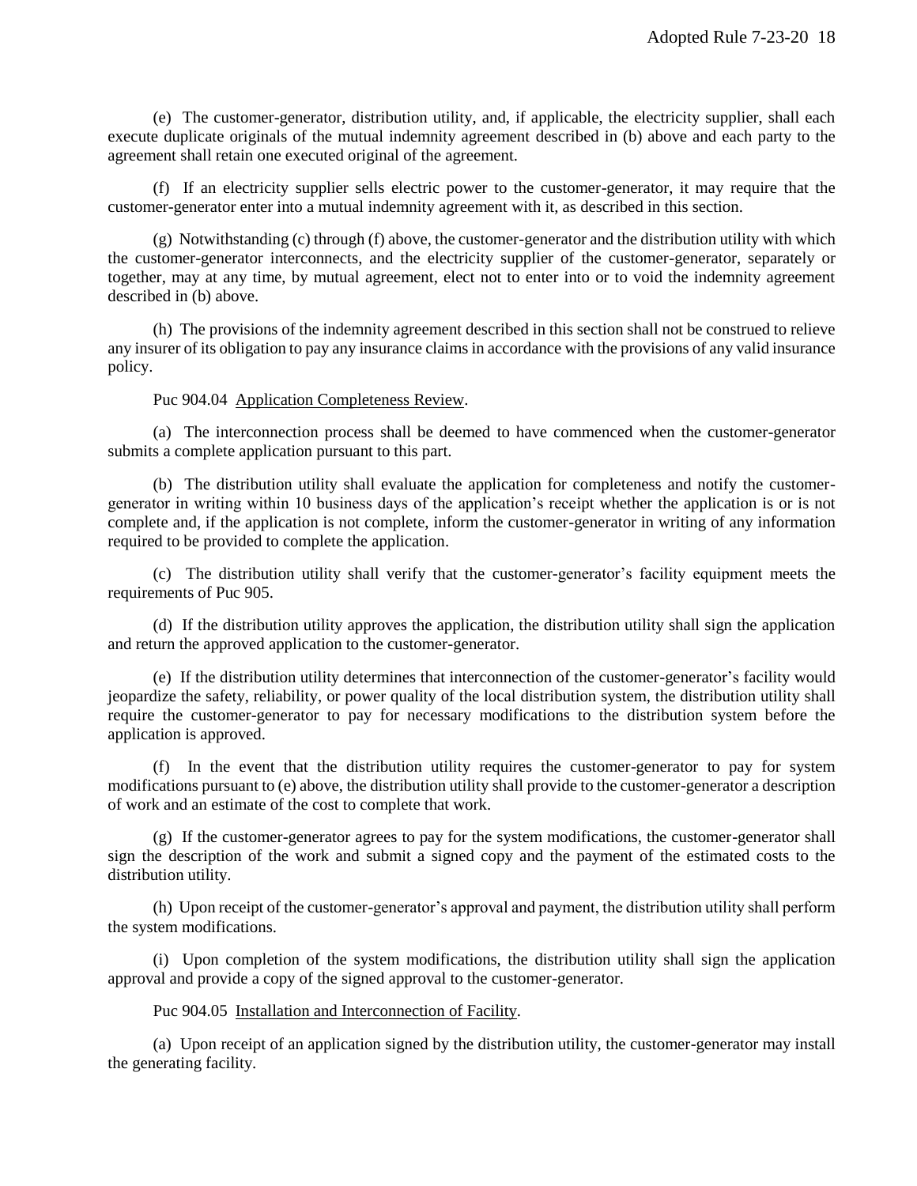(e) The customer-generator, distribution utility, and, if applicable, the electricity supplier, shall each execute duplicate originals of the mutual indemnity agreement described in (b) above and each party to the agreement shall retain one executed original of the agreement.

(f) If an electricity supplier sells electric power to the customer-generator, it may require that the customer-generator enter into a mutual indemnity agreement with it, as described in this section.

(g) Notwithstanding (c) through (f) above, the customer-generator and the distribution utility with which the customer-generator interconnects, and the electricity supplier of the customer-generator, separately or together, may at any time, by mutual agreement, elect not to enter into or to void the indemnity agreement described in (b) above.

(h) The provisions of the indemnity agreement described in this section shall not be construed to relieve any insurer of its obligation to pay any insurance claims in accordance with the provisions of any valid insurance policy.

Puc 904.04 Application Completeness Review.

(a) The interconnection process shall be deemed to have commenced when the customer-generator submits a complete application pursuant to this part.

(b) The distribution utility shall evaluate the application for completeness and notify the customer-generator in writing within 10 business days of the application's receipt whether the application is or is not complete and, if the application is not complete, inform the customer-generator in writing of any information required to be provided to complete the application.

(c) The distribution utility shall verify that the customer-generator's facility equipment meets the requirements of Puc 905.

(d) If the distribution utility approves the application, the distribution utility shall sign the application and return the approved application to the customer-generator.

(e) If the distribution utility determines that interconnection of the customer-generator's facility would jeopardize the safety, reliability, or power quality of the local distribution system, the distribution utility shall require the customer-generator to pay for necessary modifications to the distribution system before the application is approved.

(f) In the event that the distribution utility requires the customer-generator to pay for system modifications pursuant to (e) above, the distribution utility shall provide to the customer-generator a description of work and an estimate of the cost to complete that work.

(g) If the customer-generator agrees to pay for the system modifications, the customer-generator shall sign the description of the work and submit a signed copy and the payment of the estimated costs to the distribution utility.

(h) Upon receipt of the customer-generator's approval and payment, the distribution utility shall perform the system modifications.

(i) Upon completion of the system modifications, the distribution utility shall sign the application approval and provide a copy of the signed approval to the customer-generator.

Puc 904.05 Installation and Interconnection of Facility.

(a) Upon receipt of an application signed by the distribution utility, the customer-generator may install the generating facility.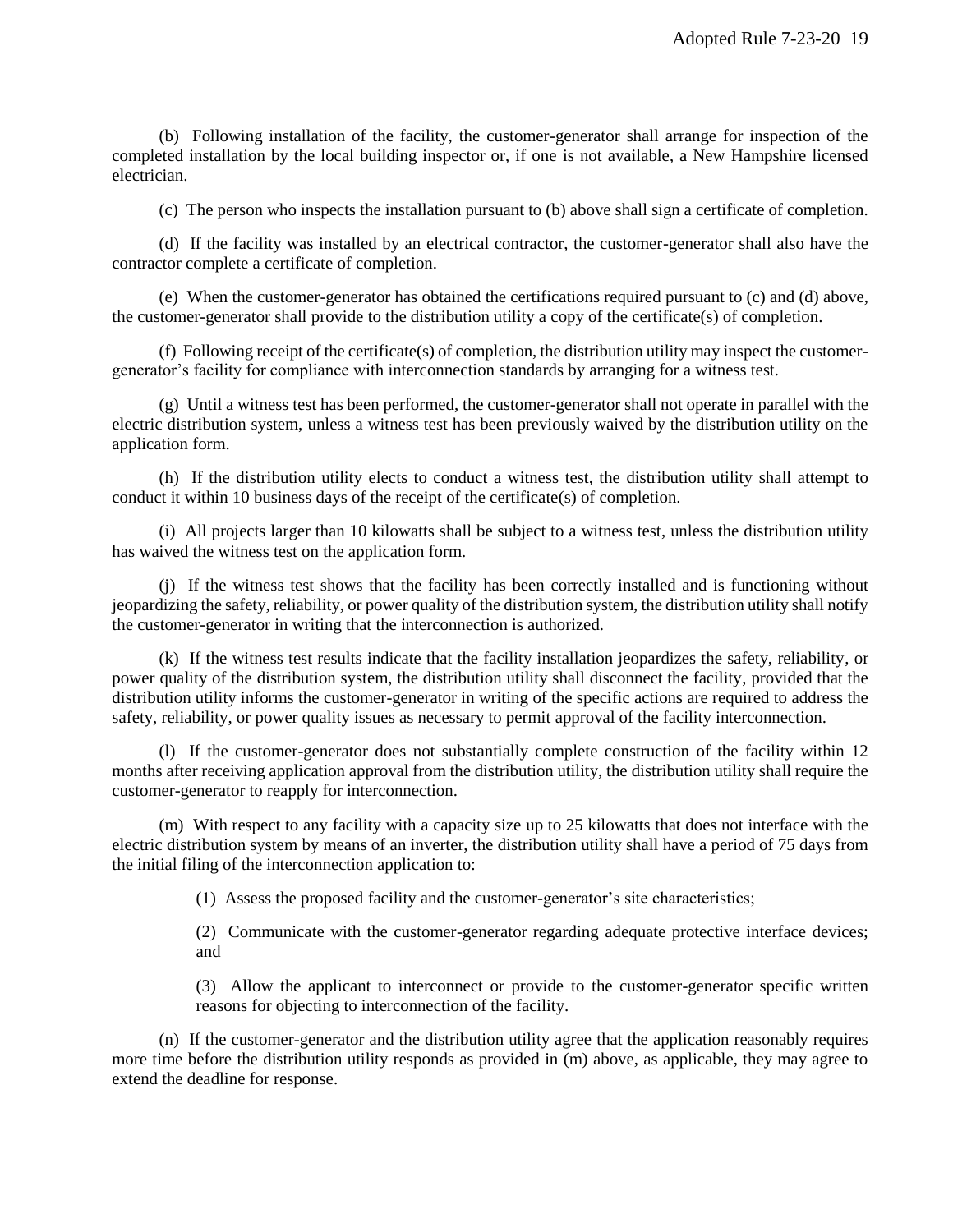(b) Following installation of the facility, the customer-generator shall arrange for inspection of the completed installation by the local building inspector or, if one is not available, a New Hampshire licensed electrician.

(c) The person who inspects the installation pursuant to (b) above shall sign a certificate of completion.

(d) If the facility was installed by an electrical contractor, the customer-generator shall also have the contractor complete a certificate of completion.

(e) When the customer-generator has obtained the certifications required pursuant to (c) and (d) above, the customer-generator shall provide to the distribution utility a copy of the certificate(s) of completion.

(f) Following receipt of the certificate(s) of completion, the distribution utility may inspect the customer-generator's facility for compliance with interconnection standards by arranging for a witness test.

(g) Until a witness test has been performed, the customer-generator shall not operate in parallel with the electric distribution system, unless a witness test has been previously waived by the distribution utility on the application form.

(h) If the distribution utility elects to conduct a witness test, the distribution utility shall attempt to conduct it within 10 business days of the receipt of the certificate(s) of completion.

(i) All projects larger than 10 kilowatts shall be subject to a witness test, unless the distribution utility has waived the witness test on the application form.

(j) If the witness test shows that the facility has been correctly installed and is functioning without jeopardizing the safety, reliability, or power quality of the distribution system, the distribution utility shall notify the customer-generator in writing that the interconnection is authorized.

(k) If the witness test results indicate that the facility installation jeopardizes the safety, reliability, or power quality of the distribution system, the distribution utility shall disconnect the facility, provided that the distribution utility informs the customer-generator in writing of the specific actions are required to address the safety, reliability, or power quality issues as necessary to permit approval of the facility interconnection.

(l) If the customer-generator does not substantially complete construction of the facility within 12 months after receiving application approval from the distribution utility, the distribution utility shall require the customer-generator to reapply for interconnection.

(m) With respect to any facility with a capacity size up to 25 kilowatts that does not interface with the electric distribution system by means of an inverter, the distribution utility shall have a period of 75 days from the initial filing of the interconnection application to:

> (1) Assess the proposed facility and the customer-generator's site characteristics;
>
> (2) Communicate with the customer-generator regarding adequate protective interface devices; and
>
> (3) Allow the applicant to interconnect or provide to the customer-generator specific written reasons for objecting to interconnection of the facility.

(n) If the customer-generator and the distribution utility agree that the application reasonably requires more time before the distribution utility responds as provided in (m) above, as applicable, they may agree to extend the deadline for response.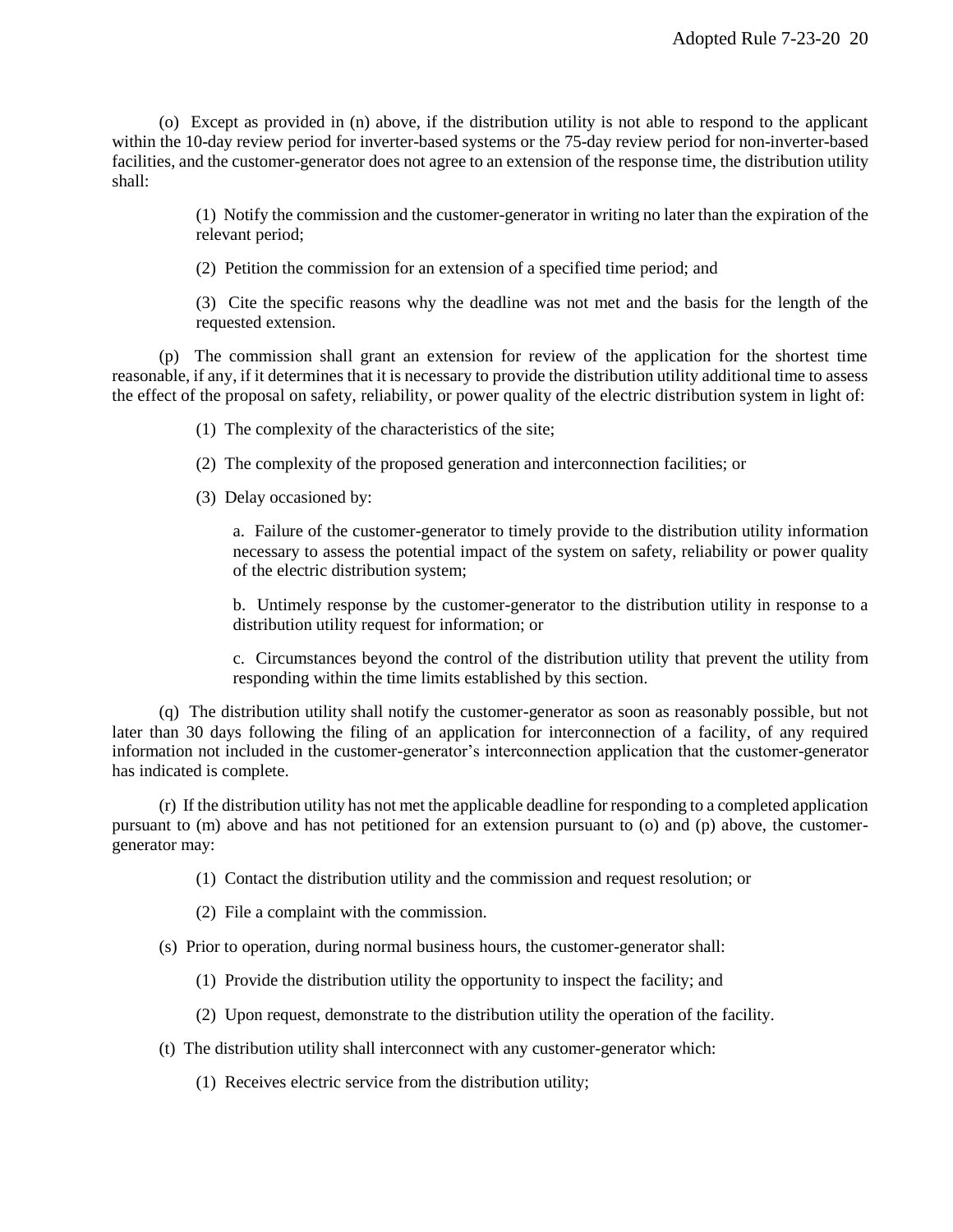(o) Except as provided in (n) above, if the distribution utility is not able to respond to the applicant within the 10-day review period for inverter-based systems or the 75-day review period for non-inverter-based facilities, and the customer-generator does not agree to an extension of the response time, the distribution utility shall:

(1) Notify the commission and the customer-generator in writing no later than the expiration of the relevant period;

(2) Petition the commission for an extension of a specified time period; and

(3) Cite the specific reasons why the deadline was not met and the basis for the length of the requested extension.

(p) The commission shall grant an extension for review of the application for the shortest time reasonable, if any, if it determines that it is necessary to provide the distribution utility additional time to assess the effect of the proposal on safety, reliability, or power quality of the electric distribution system in light of:

(1) The complexity of the characteristics of the site;

(2) The complexity of the proposed generation and interconnection facilities; or

(3) Delay occasioned by:

a. Failure of the customer-generator to timely provide to the distribution utility information necessary to assess the potential impact of the system on safety, reliability or power quality of the electric distribution system;

b. Untimely response by the customer-generator to the distribution utility in response to a distribution utility request for information; or

c. Circumstances beyond the control of the distribution utility that prevent the utility from responding within the time limits established by this section.

(q) The distribution utility shall notify the customer-generator as soon as reasonably possible, but not later than 30 days following the filing of an application for interconnection of a facility, of any required information not included in the customer-generator's interconnection application that the customer-generator has indicated is complete.

(r) If the distribution utility has not met the applicable deadline for responding to a completed application pursuant to (m) above and has not petitioned for an extension pursuant to (o) and (p) above, the customer-generator may:

(1) Contact the distribution utility and the commission and request resolution; or

(2) File a complaint with the commission.

(s) Prior to operation, during normal business hours, the customer-generator shall:

(1) Provide the distribution utility the opportunity to inspect the facility; and

(2) Upon request, demonstrate to the distribution utility the operation of the facility.

(t) The distribution utility shall interconnect with any customer-generator which:

(1) Receives electric service from the distribution utility;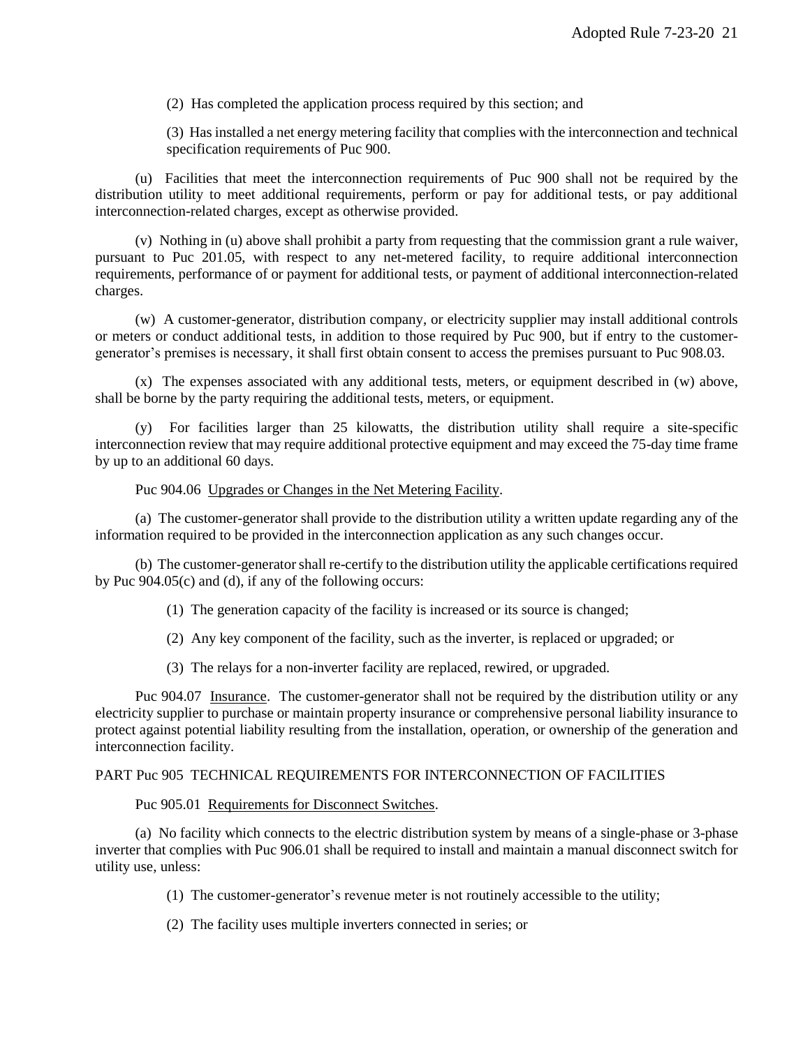(2) Has completed the application process required by this section; and

(3) Has installed a net energy metering facility that complies with the interconnection and technical specification requirements of Puc 900.

(u) Facilities that meet the interconnection requirements of Puc 900 shall not be required by the distribution utility to meet additional requirements, perform or pay for additional tests, or pay additional interconnection-related charges, except as otherwise provided.

(v) Nothing in (u) above shall prohibit a party from requesting that the commission grant a rule waiver, pursuant to Puc 201.05, with respect to any net-metered facility, to require additional interconnection requirements, performance of or payment for additional tests, or payment of additional interconnection-related charges.

(w) A customer-generator, distribution company, or electricity supplier may install additional controls or meters or conduct additional tests, in addition to those required by Puc 900, but if entry to the customer-generator's premises is necessary, it shall first obtain consent to access the premises pursuant to Puc 908.03.

(x) The expenses associated with any additional tests, meters, or equipment described in (w) above, shall be borne by the party requiring the additional tests, meters, or equipment.

(y) For facilities larger than 25 kilowatts, the distribution utility shall require a site-specific interconnection review that may require additional protective equipment and may exceed the 75-day time frame by up to an additional 60 days.

Puc 904.06 Upgrades or Changes in the Net Metering Facility.

(a) The customer-generator shall provide to the distribution utility a written update regarding any of the information required to be provided in the interconnection application as any such changes occur.

(b) The customer-generator shall re-certify to the distribution utility the applicable certifications required by Puc 904.05(c) and (d), if any of the following occurs:

(1) The generation capacity of the facility is increased or its source is changed;

(2) Any key component of the facility, such as the inverter, is replaced or upgraded; or

(3) The relays for a non-inverter facility are replaced, rewired, or upgraded.

Puc 904.07 Insurance. The customer-generator shall not be required by the distribution utility or any electricity supplier to purchase or maintain property insurance or comprehensive personal liability insurance to protect against potential liability resulting from the installation, operation, or ownership of the generation and interconnection facility.

PART Puc 905 TECHNICAL REQUIREMENTS FOR INTERCONNECTION OF FACILITIES

Puc 905.01 Requirements for Disconnect Switches.

(a) No facility which connects to the electric distribution system by means of a single-phase or 3-phase inverter that complies with Puc 906.01 shall be required to install and maintain a manual disconnect switch for utility use, unless:

(1) The customer-generator's revenue meter is not routinely accessible to the utility;

(2) The facility uses multiple inverters connected in series; or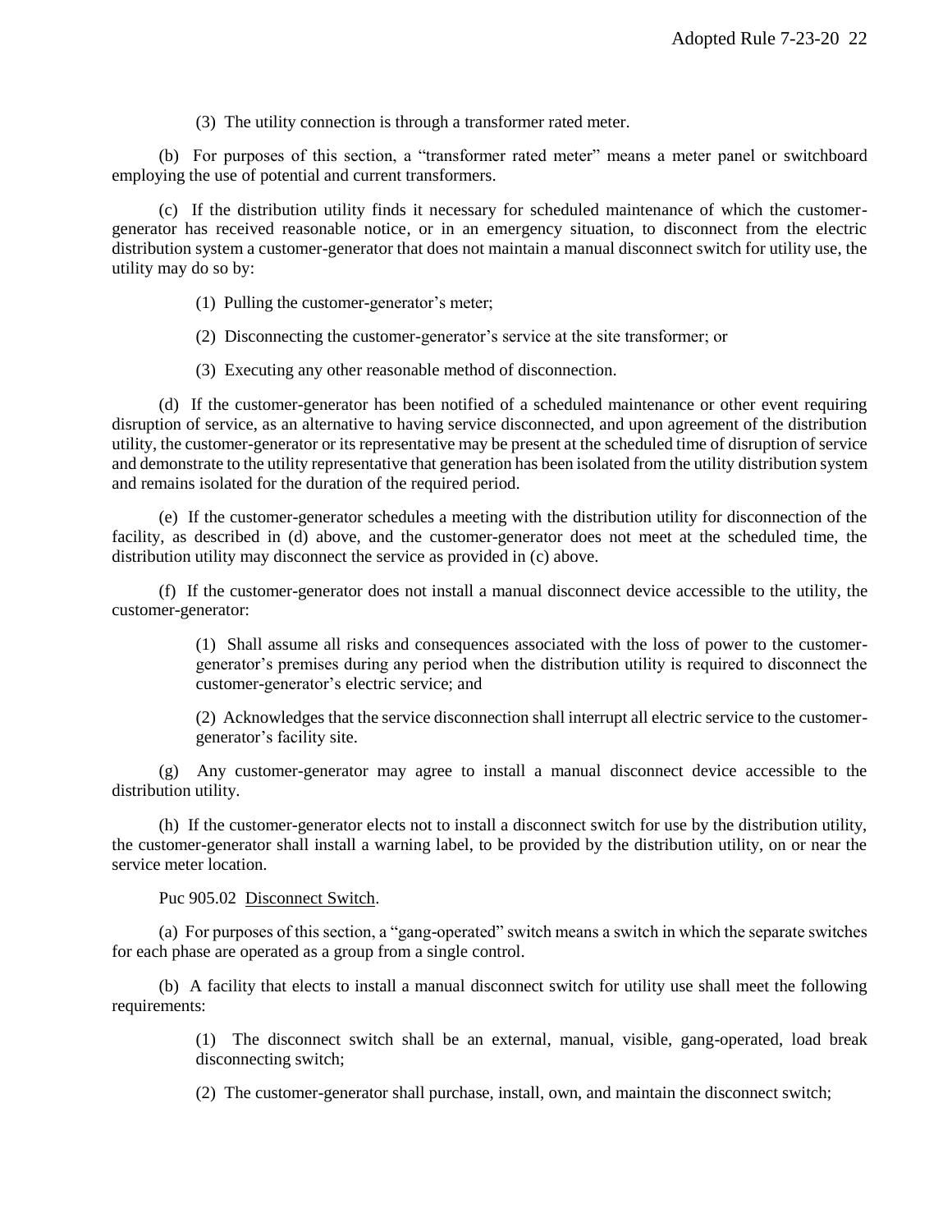(3) The utility connection is through a transformer rated meter.

(b) For purposes of this section, a "transformer rated meter" means a meter panel or switchboard employing the use of potential and current transformers.

(c) If the distribution utility finds it necessary for scheduled maintenance of which the customer-generator has received reasonable notice, or in an emergency situation, to disconnect from the electric distribution system a customer-generator that does not maintain a manual disconnect switch for utility use, the utility may do so by:

(1) Pulling the customer-generator's meter;

(2) Disconnecting the customer-generator's service at the site transformer; or

(3) Executing any other reasonable method of disconnection.

(d) If the customer-generator has been notified of a scheduled maintenance or other event requiring disruption of service, as an alternative to having service disconnected, and upon agreement of the distribution utility, the customer-generator or its representative may be present at the scheduled time of disruption of service and demonstrate to the utility representative that generation has been isolated from the utility distribution system and remains isolated for the duration of the required period.

(e) If the customer-generator schedules a meeting with the distribution utility for disconnection of the facility, as described in (d) above, and the customer-generator does not meet at the scheduled time, the distribution utility may disconnect the service as provided in (c) above.

(f) If the customer-generator does not install a manual disconnect device accessible to the utility, the customer-generator:

(1) Shall assume all risks and consequences associated with the loss of power to the customer-generator's premises during any period when the distribution utility is required to disconnect the customer-generator's electric service; and

(2) Acknowledges that the service disconnection shall interrupt all electric service to the customer-generator's facility site.

(g) Any customer-generator may agree to install a manual disconnect device accessible to the distribution utility.

(h) If the customer-generator elects not to install a disconnect switch for use by the distribution utility, the customer-generator shall install a warning label, to be provided by the distribution utility, on or near the service meter location.

Puc 905.02 Disconnect Switch.

(a) For purposes of this section, a "gang-operated" switch means a switch in which the separate switches for each phase are operated as a group from a single control.

(b) A facility that elects to install a manual disconnect switch for utility use shall meet the following requirements:

(1) The disconnect switch shall be an external, manual, visible, gang-operated, load break disconnecting switch;

(2) The customer-generator shall purchase, install, own, and maintain the disconnect switch;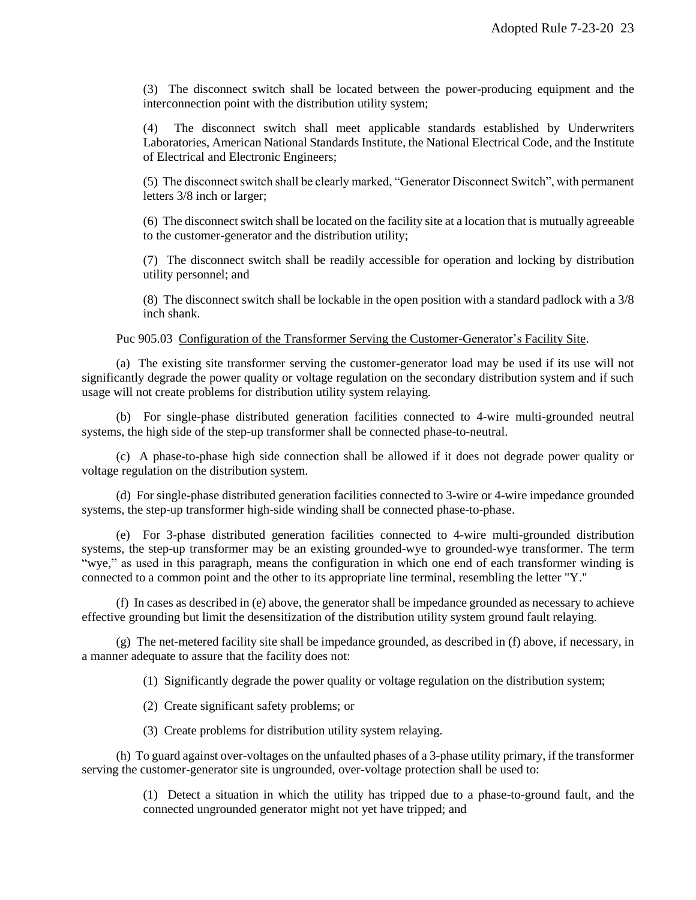(3) The disconnect switch shall be located between the power-producing equipment and the interconnection point with the distribution utility system;

(4) The disconnect switch shall meet applicable standards established by Underwriters Laboratories, American National Standards Institute, the National Electrical Code, and the Institute of Electrical and Electronic Engineers;

(5) The disconnect switch shall be clearly marked, "Generator Disconnect Switch", with permanent letters 3/8 inch or larger;

(6) The disconnect switch shall be located on the facility site at a location that is mutually agreeable to the customer-generator and the distribution utility;

(7) The disconnect switch shall be readily accessible for operation and locking by distribution utility personnel; and

(8) The disconnect switch shall be lockable in the open position with a standard padlock with a 3/8 inch shank.

Puc 905.03 Configuration of the Transformer Serving the Customer-Generator's Facility Site.

(a) The existing site transformer serving the customer-generator load may be used if its use will not significantly degrade the power quality or voltage regulation on the secondary distribution system and if such usage will not create problems for distribution utility system relaying.

(b) For single-phase distributed generation facilities connected to 4-wire multi-grounded neutral systems, the high side of the step-up transformer shall be connected phase-to-neutral.

(c) A phase-to-phase high side connection shall be allowed if it does not degrade power quality or voltage regulation on the distribution system.

(d) For single-phase distributed generation facilities connected to 3-wire or 4-wire impedance grounded systems, the step-up transformer high-side winding shall be connected phase-to-phase.

(e) For 3-phase distributed generation facilities connected to 4-wire multi-grounded distribution systems, the step-up transformer may be an existing grounded-wye to grounded-wye transformer. The term "wye," as used in this paragraph, means the configuration in which one end of each transformer winding is connected to a common point and the other to its appropriate line terminal, resembling the letter "Y."

(f) In cases as described in (e) above, the generator shall be impedance grounded as necessary to achieve effective grounding but limit the desensitization of the distribution utility system ground fault relaying.

(g) The net-metered facility site shall be impedance grounded, as described in (f) above, if necessary, in a manner adequate to assure that the facility does not:

(1) Significantly degrade the power quality or voltage regulation on the distribution system;

(2) Create significant safety problems; or

(3) Create problems for distribution utility system relaying.

(h) To guard against over-voltages on the unfaulted phases of a 3-phase utility primary, if the transformer serving the customer-generator site is ungrounded, over-voltage protection shall be used to:

(1) Detect a situation in which the utility has tripped due to a phase-to-ground fault, and the connected ungrounded generator might not yet have tripped; and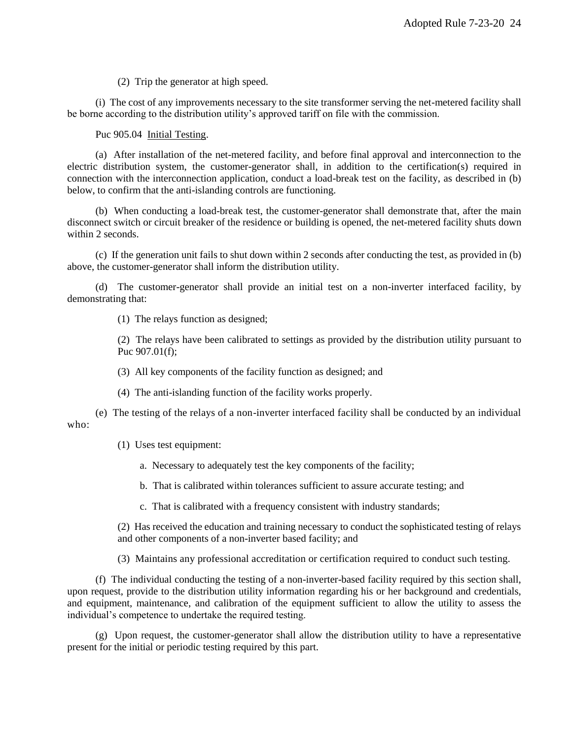(2) Trip the generator at high speed.

(i) The cost of any improvements necessary to the site transformer serving the net-metered facility shall be borne according to the distribution utility's approved tariff on file with the commission.

Puc 905.04 Initial Testing.

(a) After installation of the net-metered facility, and before final approval and interconnection to the electric distribution system, the customer-generator shall, in addition to the certification(s) required in connection with the interconnection application, conduct a load-break test on the facility, as described in (b) below, to confirm that the anti-islanding controls are functioning.

(b) When conducting a load-break test, the customer-generator shall demonstrate that, after the main disconnect switch or circuit breaker of the residence or building is opened, the net-metered facility shuts down within 2 seconds.

(c) If the generation unit fails to shut down within 2 seconds after conducting the test, as provided in (b) above, the customer-generator shall inform the distribution utility.

(d) The customer-generator shall provide an initial test on a non-inverter interfaced facility, by demonstrating that:

(1) The relays function as designed;

(2) The relays have been calibrated to settings as provided by the distribution utility pursuant to Puc 907.01(f);

(3) All key components of the facility function as designed; and

(4) The anti-islanding function of the facility works properly.

(e) The testing of the relays of a non-inverter interfaced facility shall be conducted by an individual who:

(1) Uses test equipment:

a. Necessary to adequately test the key components of the facility;

b. That is calibrated within tolerances sufficient to assure accurate testing; and

c. That is calibrated with a frequency consistent with industry standards;

(2) Has received the education and training necessary to conduct the sophisticated testing of relays and other components of a non-inverter based facility; and

(3) Maintains any professional accreditation or certification required to conduct such testing.

(f) The individual conducting the testing of a non-inverter-based facility required by this section shall, upon request, provide to the distribution utility information regarding his or her background and credentials, and equipment, maintenance, and calibration of the equipment sufficient to allow the utility to assess the individual's competence to undertake the required testing.

(g) Upon request, the customer-generator shall allow the distribution utility to have a representative present for the initial or periodic testing required by this part.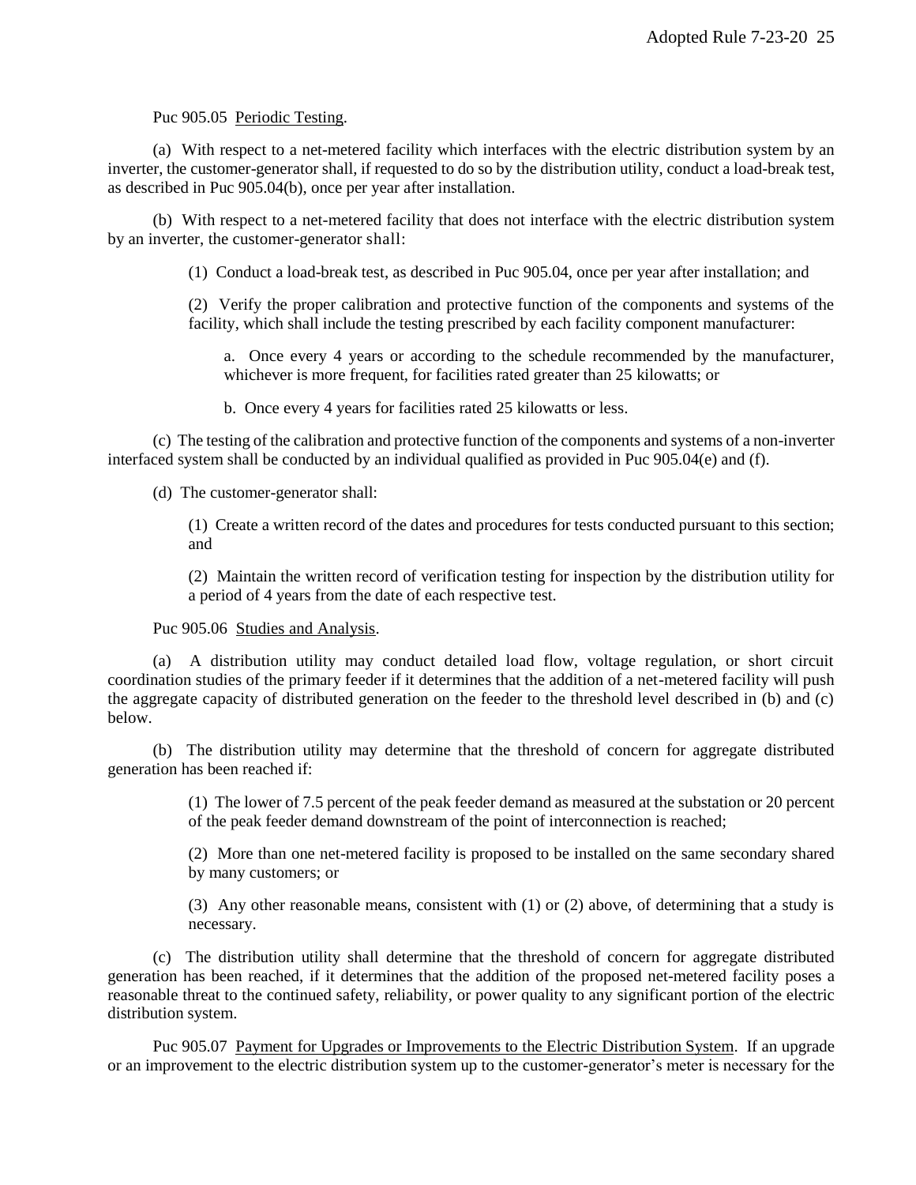Puc 905.05 Periodic Testing.

(a) With respect to a net-metered facility which interfaces with the electric distribution system by an inverter, the customer-generator shall, if requested to do so by the distribution utility, conduct a load-break test, as described in Puc 905.04(b), once per year after installation.

(b) With respect to a net-metered facility that does not interface with the electric distribution system by an inverter, the customer-generator shall:

(1) Conduct a load-break test, as described in Puc 905.04, once per year after installation; and

(2) Verify the proper calibration and protective function of the components and systems of the facility, which shall include the testing prescribed by each facility component manufacturer:

a. Once every 4 years or according to the schedule recommended by the manufacturer, whichever is more frequent, for facilities rated greater than 25 kilowatts; or

b. Once every 4 years for facilities rated 25 kilowatts or less.

(c) The testing of the calibration and protective function of the components and systems of a non-inverter interfaced system shall be conducted by an individual qualified as provided in Puc 905.04(e) and (f).

(d) The customer-generator shall:

(1) Create a written record of the dates and procedures for tests conducted pursuant to this section; and

(2) Maintain the written record of verification testing for inspection by the distribution utility for a period of 4 years from the date of each respective test.

Puc 905.06 Studies and Analysis.

(a) A distribution utility may conduct detailed load flow, voltage regulation, or short circuit coordination studies of the primary feeder if it determines that the addition of a net-metered facility will push the aggregate capacity of distributed generation on the feeder to the threshold level described in (b) and (c) below.

(b) The distribution utility may determine that the threshold of concern for aggregate distributed generation has been reached if:

(1) The lower of 7.5 percent of the peak feeder demand as measured at the substation or 20 percent of the peak feeder demand downstream of the point of interconnection is reached;

(2) More than one net-metered facility is proposed to be installed on the same secondary shared by many customers; or

(3) Any other reasonable means, consistent with (1) or (2) above, of determining that a study is necessary.

(c) The distribution utility shall determine that the threshold of concern for aggregate distributed generation has been reached, if it determines that the addition of the proposed net-metered facility poses a reasonable threat to the continued safety, reliability, or power quality to any significant portion of the electric distribution system.

Puc 905.07 Payment for Upgrades or Improvements to the Electric Distribution System. If an upgrade or an improvement to the electric distribution system up to the customer-generator's meter is necessary for the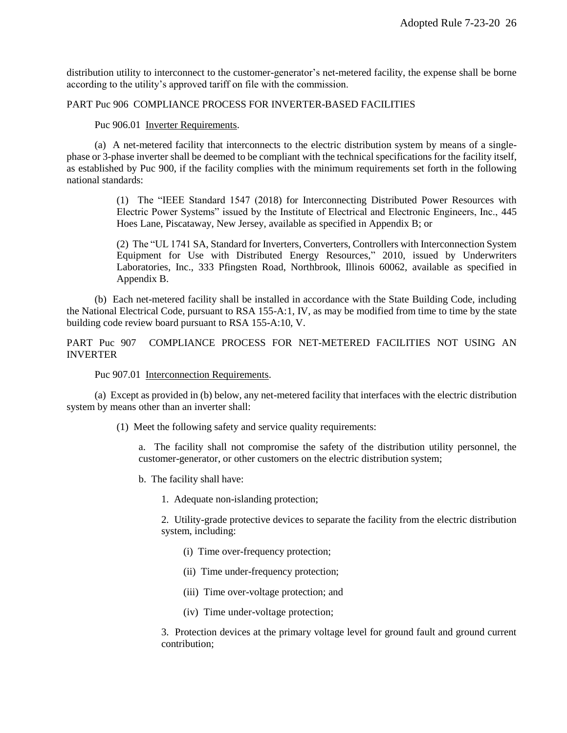distribution utility to interconnect to the customer-generator's net-metered facility, the expense shall be borne according to the utility's approved tariff on file with the commission.

## PART Puc 906 COMPLIANCE PROCESS FOR INVERTER-BASED FACILITIES

Puc 906.01 Inverter Requirements.

(a) A net-metered facility that interconnects to the electric distribution system by means of a single-phase or 3-phase inverter shall be deemed to be compliant with the technical specifications for the facility itself, as established by Puc 900, if the facility complies with the minimum requirements set forth in the following national standards:

(1) The "IEEE Standard 1547 (2018) for Interconnecting Distributed Power Resources with Electric Power Systems" issued by the Institute of Electrical and Electronic Engineers, Inc., 445 Hoes Lane, Piscataway, New Jersey, available as specified in Appendix B; or

(2) The "UL 1741 SA, Standard for Inverters, Converters, Controllers with Interconnection System Equipment for Use with Distributed Energy Resources," 2010, issued by Underwriters Laboratories, Inc., 333 Pfingsten Road, Northbrook, Illinois 60062, available as specified in Appendix B.

(b) Each net-metered facility shall be installed in accordance with the State Building Code, including the National Electrical Code, pursuant to RSA 155-A:1, IV, as may be modified from time to time by the state building code review board pursuant to RSA 155-A:10, V.

## PART Puc 907 COMPLIANCE PROCESS FOR NET-METERED FACILITIES NOT USING AN INVERTER

Puc 907.01 Interconnection Requirements.

(a) Except as provided in (b) below, any net-metered facility that interfaces with the electric distribution system by means other than an inverter shall:

(1) Meet the following safety and service quality requirements:

a. The facility shall not compromise the safety of the distribution utility personnel, the customer-generator, or other customers on the electric distribution system;

b. The facility shall have:

1. Adequate non-islanding protection;

2. Utility-grade protective devices to separate the facility from the electric distribution system, including:

(i) Time over-frequency protection;

(ii) Time under-frequency protection;

(iii) Time over-voltage protection; and

(iv) Time under-voltage protection;

3. Protection devices at the primary voltage level for ground fault and ground current contribution;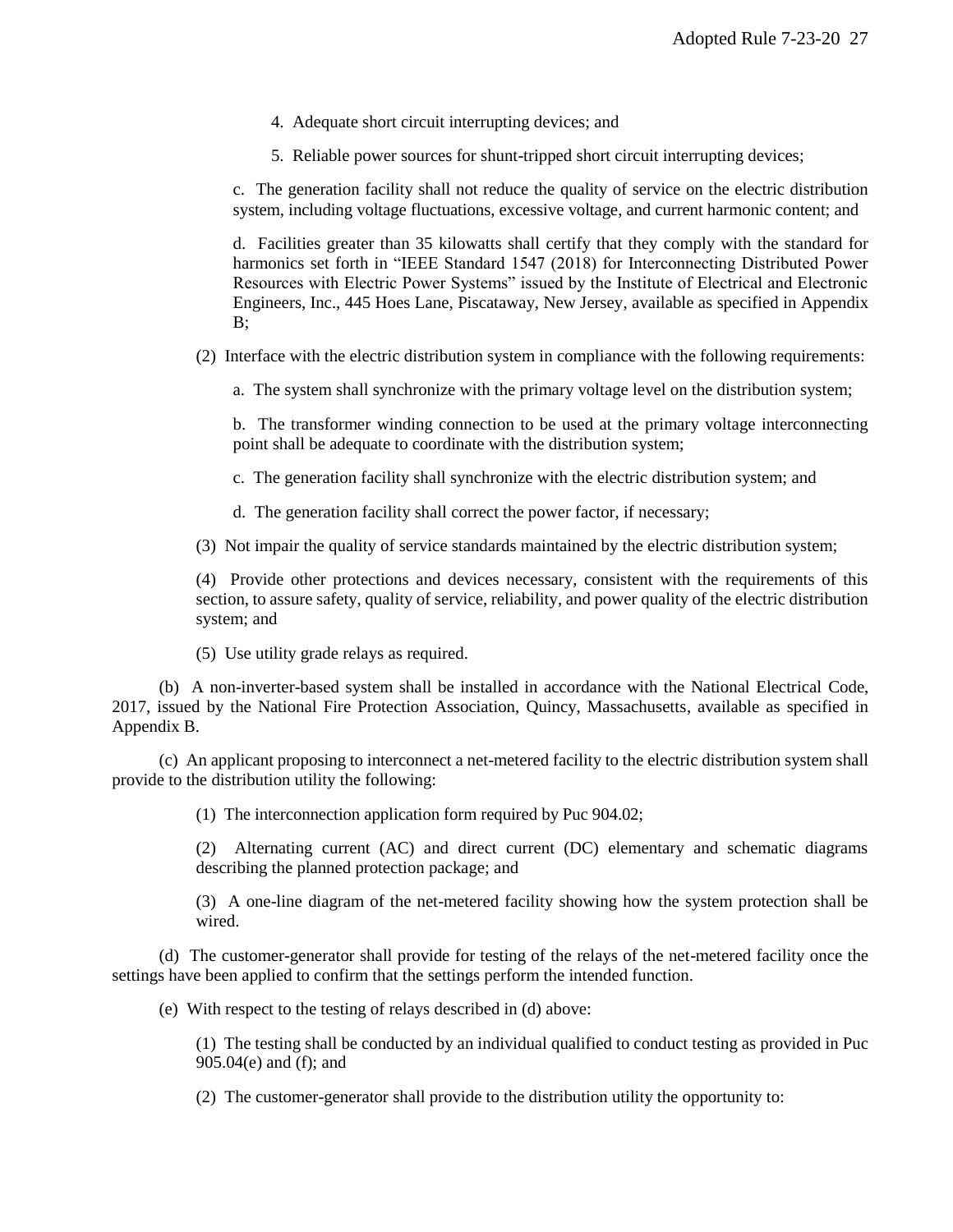4. Adequate short circuit interrupting devices; and

5. Reliable power sources for shunt-tripped short circuit interrupting devices;

c. The generation facility shall not reduce the quality of service on the electric distribution system, including voltage fluctuations, excessive voltage, and current harmonic content; and

d. Facilities greater than 35 kilowatts shall certify that they comply with the standard for harmonics set forth in "IEEE Standard 1547 (2018) for Interconnecting Distributed Power Resources with Electric Power Systems" issued by the Institute of Electrical and Electronic Engineers, Inc., 445 Hoes Lane, Piscataway, New Jersey, available as specified in Appendix B;

(2) Interface with the electric distribution system in compliance with the following requirements:

a. The system shall synchronize with the primary voltage level on the distribution system;

b. The transformer winding connection to be used at the primary voltage interconnecting point shall be adequate to coordinate with the distribution system;

c. The generation facility shall synchronize with the electric distribution system; and

d. The generation facility shall correct the power factor, if necessary;

(3) Not impair the quality of service standards maintained by the electric distribution system;

(4) Provide other protections and devices necessary, consistent with the requirements of this section, to assure safety, quality of service, reliability, and power quality of the electric distribution system; and

(5) Use utility grade relays as required.

(b) A non-inverter-based system shall be installed in accordance with the National Electrical Code, 2017, issued by the National Fire Protection Association, Quincy, Massachusetts, available as specified in Appendix B.

(c) An applicant proposing to interconnect a net-metered facility to the electric distribution system shall provide to the distribution utility the following:

(1) The interconnection application form required by Puc 904.02;

(2) Alternating current (AC) and direct current (DC) elementary and schematic diagrams describing the planned protection package; and

(3) A one-line diagram of the net-metered facility showing how the system protection shall be wired.

(d) The customer-generator shall provide for testing of the relays of the net-metered facility once the settings have been applied to confirm that the settings perform the intended function.

(e) With respect to the testing of relays described in (d) above:

(1) The testing shall be conducted by an individual qualified to conduct testing as provided in Puc 905.04(e) and (f); and

(2) The customer-generator shall provide to the distribution utility the opportunity to: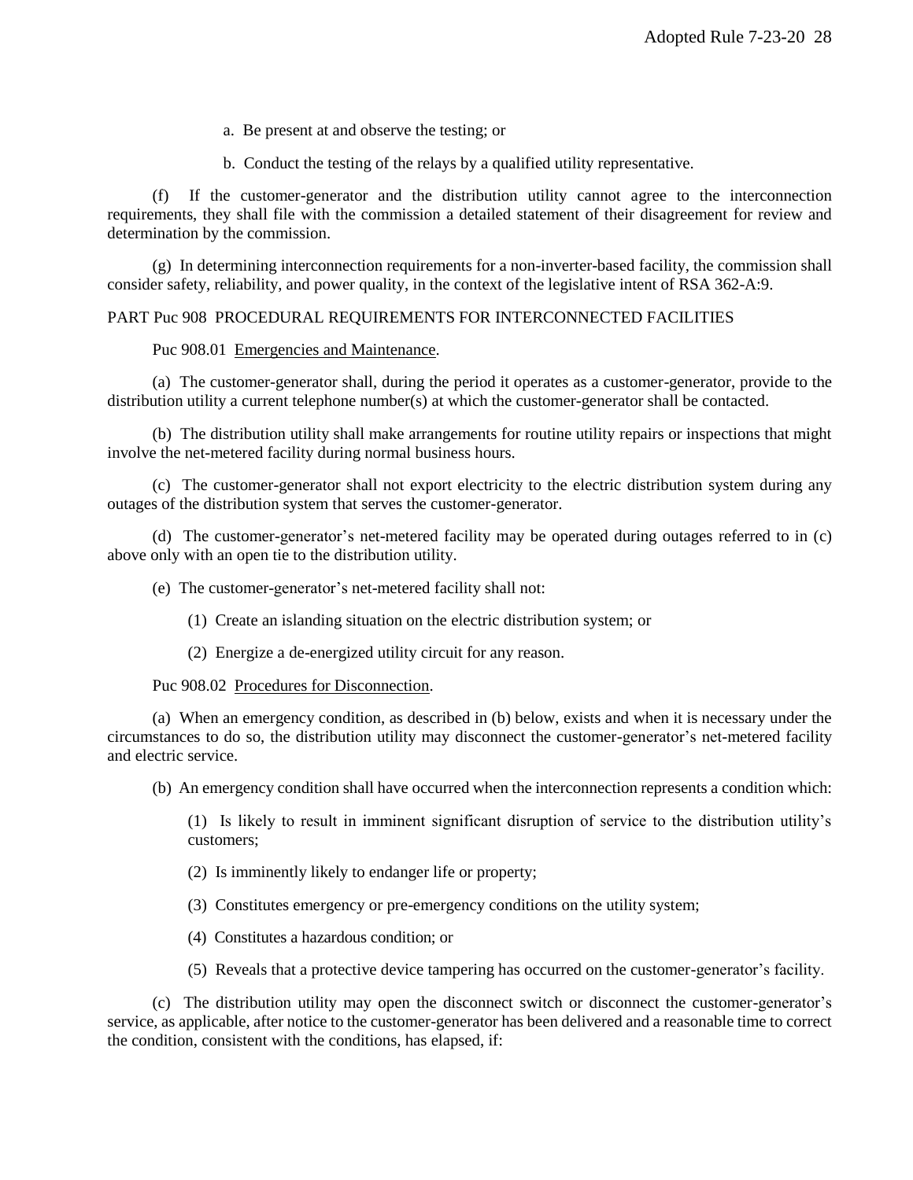a. Be present at and observe the testing; or

b. Conduct the testing of the relays by a qualified utility representative.

(f) If the customer-generator and the distribution utility cannot agree to the interconnection requirements, they shall file with the commission a detailed statement of their disagreement for review and determination by the commission.

(g) In determining interconnection requirements for a non-inverter-based facility, the commission shall consider safety, reliability, and power quality, in the context of the legislative intent of RSA 362-A:9.

PART Puc 908 PROCEDURAL REQUIREMENTS FOR INTERCONNECTED FACILITIES

Puc 908.01 Emergencies and Maintenance.

(a) The customer-generator shall, during the period it operates as a customer-generator, provide to the distribution utility a current telephone number(s) at which the customer-generator shall be contacted.

(b) The distribution utility shall make arrangements for routine utility repairs or inspections that might involve the net-metered facility during normal business hours.

(c) The customer-generator shall not export electricity to the electric distribution system during any outages of the distribution system that serves the customer-generator.

(d) The customer-generator's net-metered facility may be operated during outages referred to in (c) above only with an open tie to the distribution utility.

(e) The customer-generator's net-metered facility shall not:

(1) Create an islanding situation on the electric distribution system; or

(2) Energize a de-energized utility circuit for any reason.

Puc 908.02 Procedures for Disconnection.

(a) When an emergency condition, as described in (b) below, exists and when it is necessary under the circumstances to do so, the distribution utility may disconnect the customer-generator's net-metered facility and electric service.

(b) An emergency condition shall have occurred when the interconnection represents a condition which:

(1) Is likely to result in imminent significant disruption of service to the distribution utility's customers;

(2) Is imminently likely to endanger life or property;

(3) Constitutes emergency or pre-emergency conditions on the utility system;

(4) Constitutes a hazardous condition; or

(5) Reveals that a protective device tampering has occurred on the customer-generator's facility.

(c) The distribution utility may open the disconnect switch or disconnect the customer-generator's service, as applicable, after notice to the customer-generator has been delivered and a reasonable time to correct the condition, consistent with the conditions, has elapsed, if: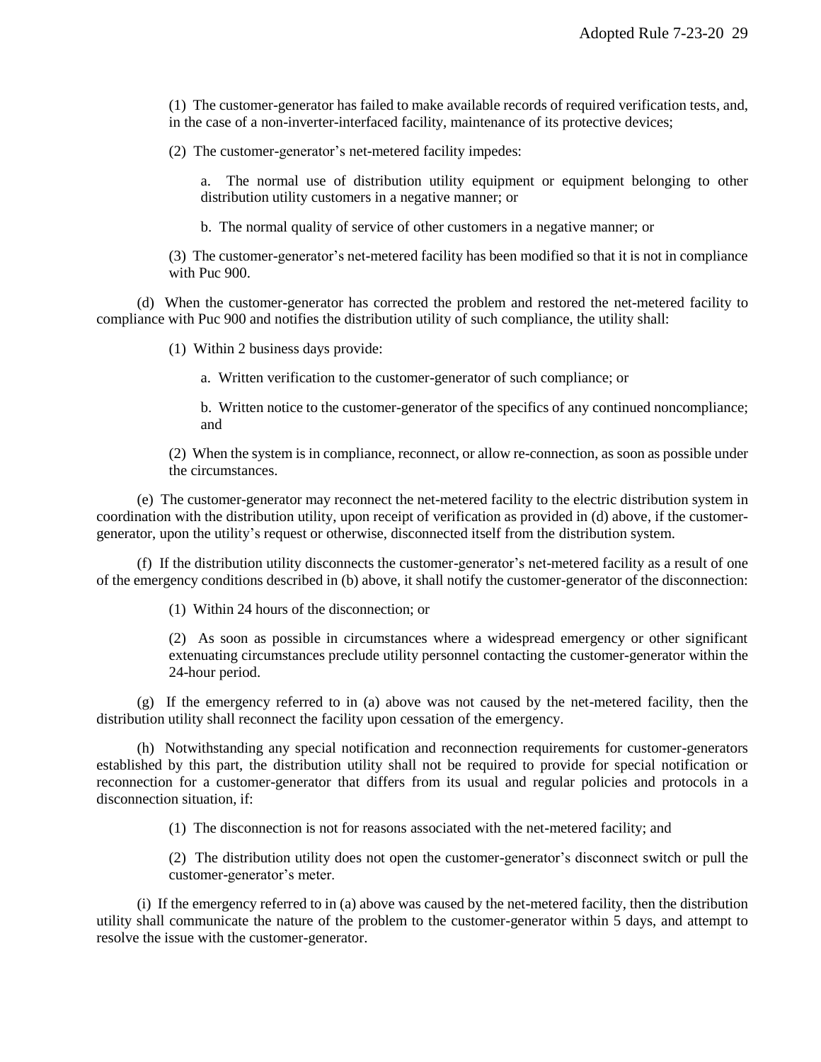(1) The customer-generator has failed to make available records of required verification tests, and, in the case of a non-inverter-interfaced facility, maintenance of its protective devices;

(2) The customer-generator's net-metered facility impedes:

a. The normal use of distribution utility equipment or equipment belonging to other distribution utility customers in a negative manner; or

b. The normal quality of service of other customers in a negative manner; or

(3) The customer-generator's net-metered facility has been modified so that it is not in compliance with Puc 900.

(d) When the customer-generator has corrected the problem and restored the net-metered facility to compliance with Puc 900 and notifies the distribution utility of such compliance, the utility shall:

(1) Within 2 business days provide:

a. Written verification to the customer-generator of such compliance; or

b. Written notice to the customer-generator of the specifics of any continued noncompliance; and

(2) When the system is in compliance, reconnect, or allow re-connection, as soon as possible under the circumstances.

(e) The customer-generator may reconnect the net-metered facility to the electric distribution system in coordination with the distribution utility, upon receipt of verification as provided in (d) above, if the customer-generator, upon the utility's request or otherwise, disconnected itself from the distribution system.

(f) If the distribution utility disconnects the customer-generator's net-metered facility as a result of one of the emergency conditions described in (b) above, it shall notify the customer-generator of the disconnection:

(1) Within 24 hours of the disconnection; or

(2) As soon as possible in circumstances where a widespread emergency or other significant extenuating circumstances preclude utility personnel contacting the customer-generator within the 24-hour period.

(g) If the emergency referred to in (a) above was not caused by the net-metered facility, then the distribution utility shall reconnect the facility upon cessation of the emergency.

(h) Notwithstanding any special notification and reconnection requirements for customer-generators established by this part, the distribution utility shall not be required to provide for special notification or reconnection for a customer-generator that differs from its usual and regular policies and protocols in a disconnection situation, if:

(1) The disconnection is not for reasons associated with the net-metered facility; and

(2) The distribution utility does not open the customer-generator's disconnect switch or pull the customer-generator's meter.

(i) If the emergency referred to in (a) above was caused by the net-metered facility, then the distribution utility shall communicate the nature of the problem to the customer-generator within 5 days, and attempt to resolve the issue with the customer-generator.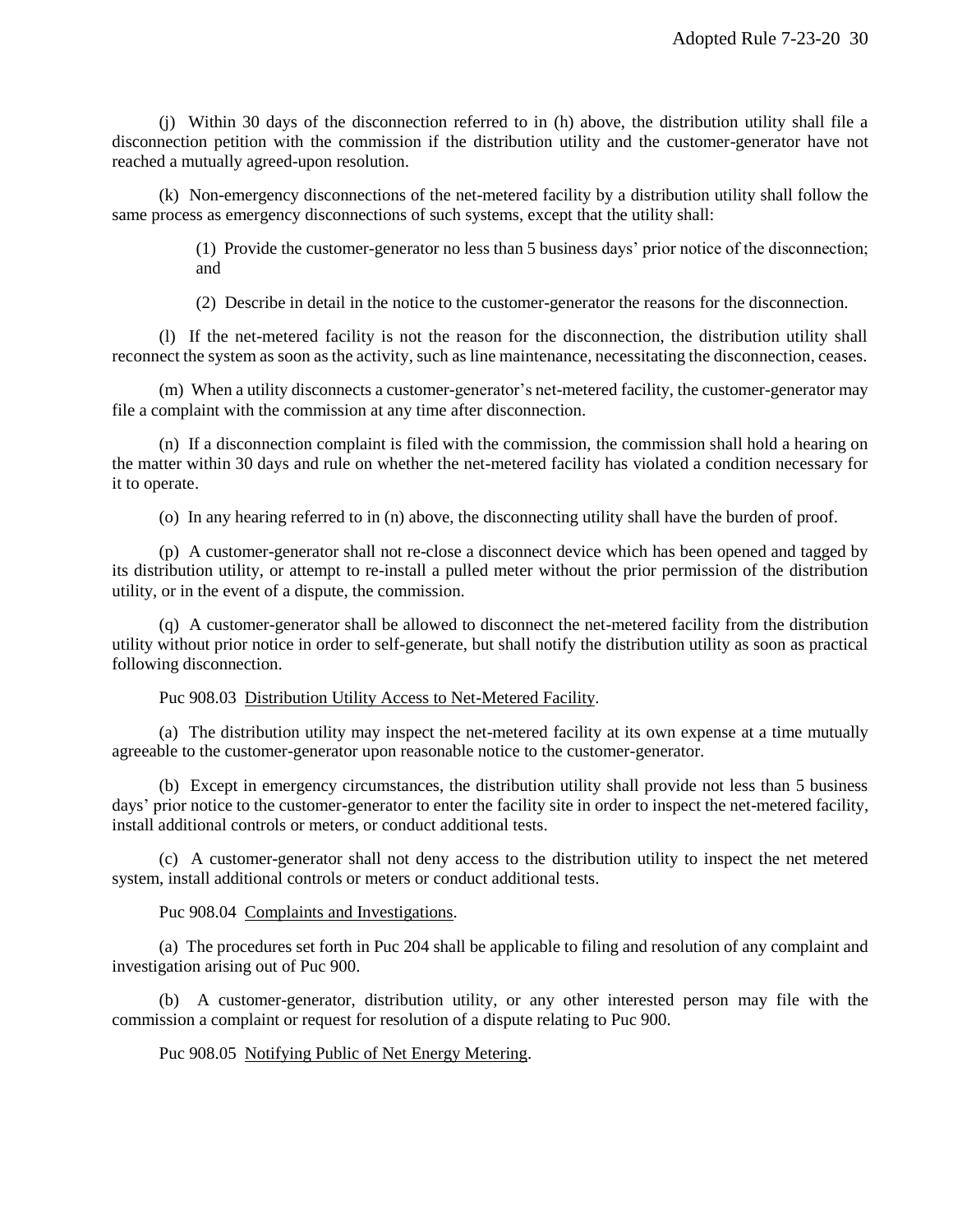(j) Within 30 days of the disconnection referred to in (h) above, the distribution utility shall file a disconnection petition with the commission if the distribution utility and the customer-generator have not reached a mutually agreed-upon resolution.

(k) Non-emergency disconnections of the net-metered facility by a distribution utility shall follow the same process as emergency disconnections of such systems, except that the utility shall:

> (1) Provide the customer-generator no less than 5 business days' prior notice of the disconnection; and
>
> (2) Describe in detail in the notice to the customer-generator the reasons for the disconnection.

(l) If the net-metered facility is not the reason for the disconnection, the distribution utility shall reconnect the system as soon as the activity, such as line maintenance, necessitating the disconnection, ceases.

(m) When a utility disconnects a customer-generator's net-metered facility, the customer-generator may file a complaint with the commission at any time after disconnection.

(n) If a disconnection complaint is filed with the commission, the commission shall hold a hearing on the matter within 30 days and rule on whether the net-metered facility has violated a condition necessary for it to operate.

(o) In any hearing referred to in (n) above, the disconnecting utility shall have the burden of proof.

(p) A customer-generator shall not re-close a disconnect device which has been opened and tagged by its distribution utility, or attempt to re-install a pulled meter without the prior permission of the distribution utility, or in the event of a dispute, the commission.

(q) A customer-generator shall be allowed to disconnect the net-metered facility from the distribution utility without prior notice in order to self-generate, but shall notify the distribution utility as soon as practical following disconnection.

Puc 908.03 Distribution Utility Access to Net-Metered Facility.

(a) The distribution utility may inspect the net-metered facility at its own expense at a time mutually agreeable to the customer-generator upon reasonable notice to the customer-generator.

(b) Except in emergency circumstances, the distribution utility shall provide not less than 5 business days' prior notice to the customer-generator to enter the facility site in order to inspect the net-metered facility, install additional controls or meters, or conduct additional tests.

(c) A customer-generator shall not deny access to the distribution utility to inspect the net metered system, install additional controls or meters or conduct additional tests.

Puc 908.04 Complaints and Investigations.

(a) The procedures set forth in Puc 204 shall be applicable to filing and resolution of any complaint and investigation arising out of Puc 900.

(b) A customer-generator, distribution utility, or any other interested person may file with the commission a complaint or request for resolution of a dispute relating to Puc 900.

Puc 908.05 Notifying Public of Net Energy Metering.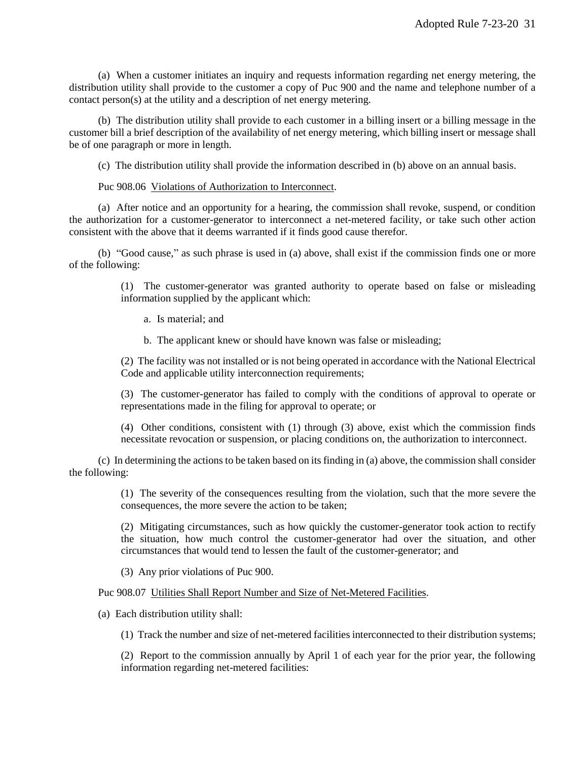(a) When a customer initiates an inquiry and requests information regarding net energy metering, the distribution utility shall provide to the customer a copy of Puc 900 and the name and telephone number of a contact person(s) at the utility and a description of net energy metering.

(b) The distribution utility shall provide to each customer in a billing insert or a billing message in the customer bill a brief description of the availability of net energy metering, which billing insert or message shall be of one paragraph or more in length.

(c) The distribution utility shall provide the information described in (b) above on an annual basis.

Puc 908.06 Violations of Authorization to Interconnect.

(a) After notice and an opportunity for a hearing, the commission shall revoke, suspend, or condition the authorization for a customer-generator to interconnect a net-metered facility, or take such other action consistent with the above that it deems warranted if it finds good cause therefor.

(b) "Good cause," as such phrase is used in (a) above, shall exist if the commission finds one or more of the following:

(1) The customer-generator was granted authority to operate based on false or misleading information supplied by the applicant which:

a. Is material; and

b. The applicant knew or should have known was false or misleading;

(2) The facility was not installed or is not being operated in accordance with the National Electrical Code and applicable utility interconnection requirements;

(3) The customer-generator has failed to comply with the conditions of approval to operate or representations made in the filing for approval to operate; or

(4) Other conditions, consistent with (1) through (3) above, exist which the commission finds necessitate revocation or suspension, or placing conditions on, the authorization to interconnect.

(c) In determining the actions to be taken based on its finding in (a) above, the commission shall consider the following:

(1) The severity of the consequences resulting from the violation, such that the more severe the consequences, the more severe the action to be taken;

(2) Mitigating circumstances, such as how quickly the customer-generator took action to rectify the situation, how much control the customer-generator had over the situation, and other circumstances that would tend to lessen the fault of the customer-generator; and

(3) Any prior violations of Puc 900.

Puc 908.07 Utilities Shall Report Number and Size of Net-Metered Facilities.

(a) Each distribution utility shall:

(1) Track the number and size of net-metered facilities interconnected to their distribution systems;

(2) Report to the commission annually by April 1 of each year for the prior year, the following information regarding net-metered facilities: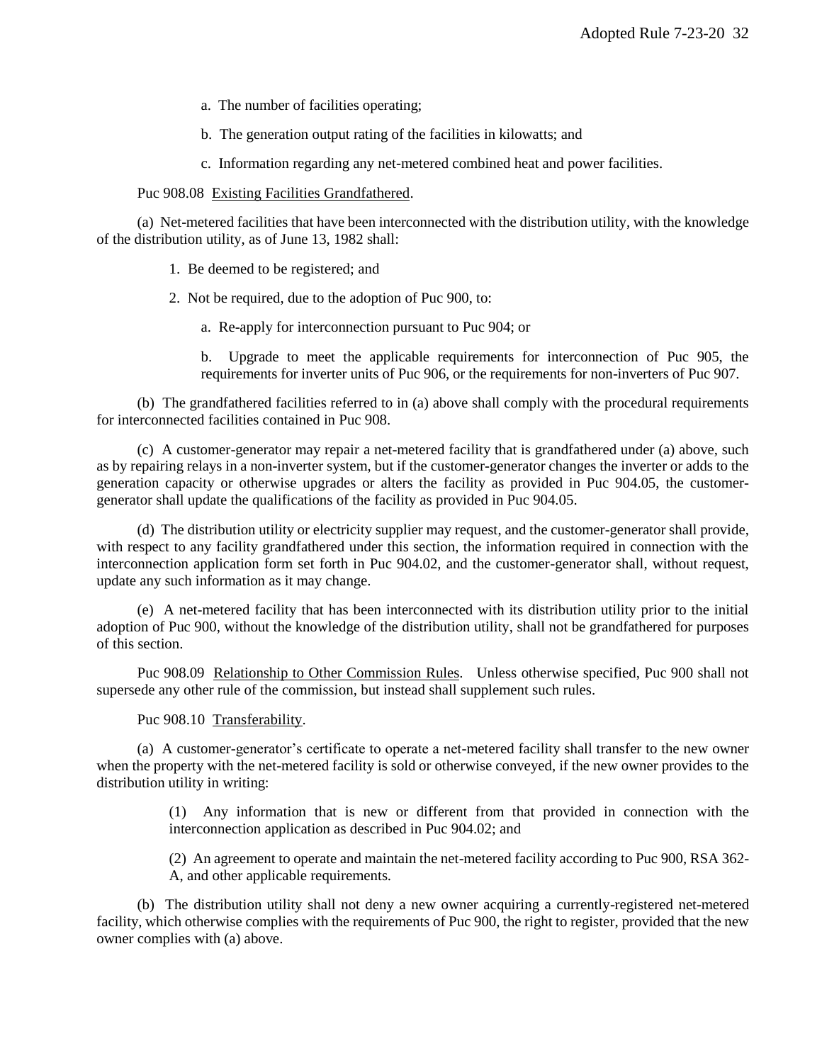a. The number of facilities operating;

b. The generation output rating of the facilities in kilowatts; and

c. Information regarding any net-metered combined heat and power facilities.

Puc 908.08 Existing Facilities Grandfathered.

(a) Net-metered facilities that have been interconnected with the distribution utility, with the knowledge of the distribution utility, as of June 13, 1982 shall:

1. Be deemed to be registered; and

2. Not be required, due to the adoption of Puc 900, to:

a. Re-apply for interconnection pursuant to Puc 904; or

b. Upgrade to meet the applicable requirements for interconnection of Puc 905, the requirements for inverter units of Puc 906, or the requirements for non-inverters of Puc 907.

(b) The grandfathered facilities referred to in (a) above shall comply with the procedural requirements for interconnected facilities contained in Puc 908.

(c) A customer-generator may repair a net-metered facility that is grandfathered under (a) above, such as by repairing relays in a non-inverter system, but if the customer-generator changes the inverter or adds to the generation capacity or otherwise upgrades or alters the facility as provided in Puc 904.05, the customer-generator shall update the qualifications of the facility as provided in Puc 904.05.

(d) The distribution utility or electricity supplier may request, and the customer-generator shall provide, with respect to any facility grandfathered under this section, the information required in connection with the interconnection application form set forth in Puc 904.02, and the customer-generator shall, without request, update any such information as it may change.

(e) A net-metered facility that has been interconnected with its distribution utility prior to the initial adoption of Puc 900, without the knowledge of the distribution utility, shall not be grandfathered for purposes of this section.

Puc 908.09 Relationship to Other Commission Rules. Unless otherwise specified, Puc 900 shall not supersede any other rule of the commission, but instead shall supplement such rules.

Puc 908.10 Transferability.

(a) A customer-generator's certificate to operate a net-metered facility shall transfer to the new owner when the property with the net-metered facility is sold or otherwise conveyed, if the new owner provides to the distribution utility in writing:

(1) Any information that is new or different from that provided in connection with the interconnection application as described in Puc 904.02; and

(2) An agreement to operate and maintain the net-metered facility according to Puc 900, RSA 362-A, and other applicable requirements.

(b) The distribution utility shall not deny a new owner acquiring a currently-registered net-metered facility, which otherwise complies with the requirements of Puc 900, the right to register, provided that the new owner complies with (a) above.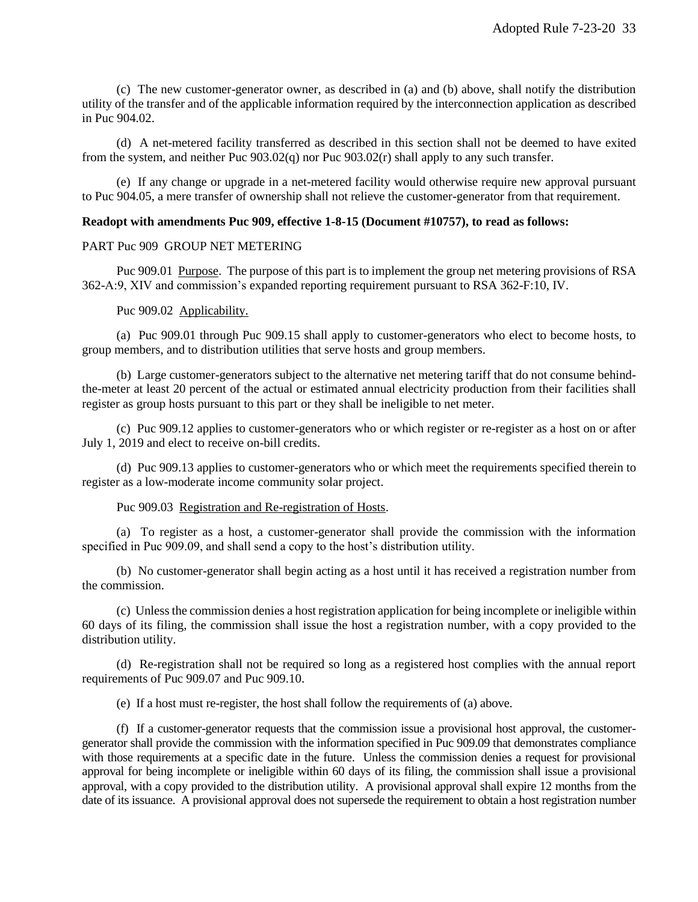(c) The new customer-generator owner, as described in (a) and (b) above, shall notify the distribution utility of the transfer and of the applicable information required by the interconnection application as described in Puc 904.02.

(d) A net-metered facility transferred as described in this section shall not be deemed to have exited from the system, and neither Puc 903.02(q) nor Puc 903.02(r) shall apply to any such transfer.

(e) If any change or upgrade in a net-metered facility would otherwise require new approval pursuant to Puc 904.05, a mere transfer of ownership shall not relieve the customer-generator from that requirement.

**Readopt with amendments Puc 909, effective 1-8-15 (Document #10757), to read as follows:**

PART Puc 909 GROUP NET METERING

Puc 909.01 Purpose. The purpose of this part is to implement the group net metering provisions of RSA 362-A:9, XIV and commission's expanded reporting requirement pursuant to RSA 362-F:10, IV.

Puc 909.02 Applicability.

(a) Puc 909.01 through Puc 909.15 shall apply to customer-generators who elect to become hosts, to group members, and to distribution utilities that serve hosts and group members.

(b) Large customer-generators subject to the alternative net metering tariff that do not consume behind-the-meter at least 20 percent of the actual or estimated annual electricity production from their facilities shall register as group hosts pursuant to this part or they shall be ineligible to net meter.

(c) Puc 909.12 applies to customer-generators who or which register or re-register as a host on or after July 1, 2019 and elect to receive on-bill credits.

(d) Puc 909.13 applies to customer-generators who or which meet the requirements specified therein to register as a low-moderate income community solar project.

Puc 909.03 Registration and Re-registration of Hosts.

(a) To register as a host, a customer-generator shall provide the commission with the information specified in Puc 909.09, and shall send a copy to the host's distribution utility.

(b) No customer-generator shall begin acting as a host until it has received a registration number from the commission.

(c) Unless the commission denies a host registration application for being incomplete or ineligible within 60 days of its filing, the commission shall issue the host a registration number, with a copy provided to the distribution utility.

(d) Re-registration shall not be required so long as a registered host complies with the annual report requirements of Puc 909.07 and Puc 909.10.

(e) If a host must re-register, the host shall follow the requirements of (a) above.

(f) If a customer-generator requests that the commission issue a provisional host approval, the customer-generator shall provide the commission with the information specified in Puc 909.09 that demonstrates compliance with those requirements at a specific date in the future. Unless the commission denies a request for provisional approval for being incomplete or ineligible within 60 days of its filing, the commission shall issue a provisional approval, with a copy provided to the distribution utility. A provisional approval shall expire 12 months from the date of its issuance. A provisional approval does not supersede the requirement to obtain a host registration number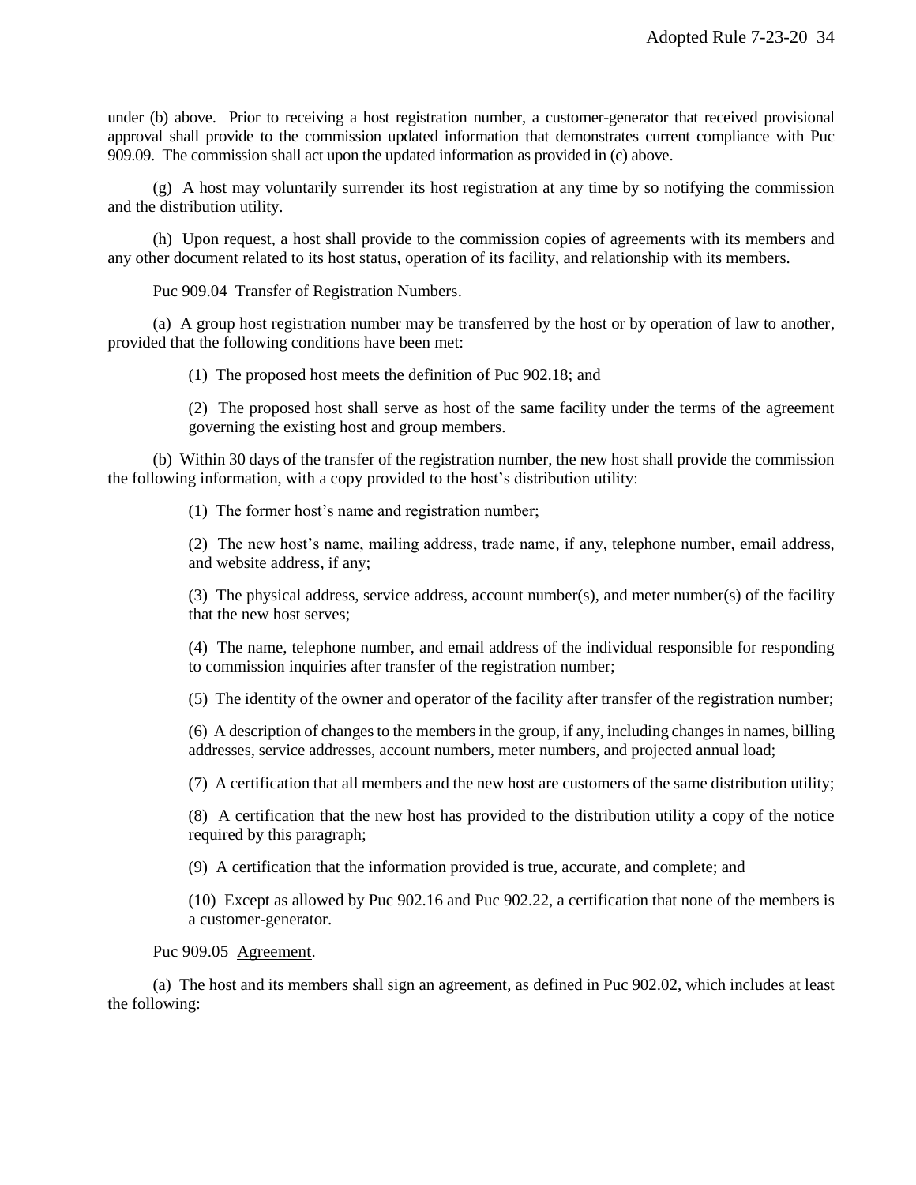under (b) above. Prior to receiving a host registration number, a customer-generator that received provisional approval shall provide to the commission updated information that demonstrates current compliance with Puc 909.09. The commission shall act upon the updated information as provided in (c) above.

(g) A host may voluntarily surrender its host registration at any time by so notifying the commission and the distribution utility.

(h) Upon request, a host shall provide to the commission copies of agreements with its members and any other document related to its host status, operation of its facility, and relationship with its members.

Puc 909.04 Transfer of Registration Numbers.

(a) A group host registration number may be transferred by the host or by operation of law to another, provided that the following conditions have been met:

(1) The proposed host meets the definition of Puc 902.18; and

(2) The proposed host shall serve as host of the same facility under the terms of the agreement governing the existing host and group members.

(b) Within 30 days of the transfer of the registration number, the new host shall provide the commission the following information, with a copy provided to the host's distribution utility:

(1) The former host's name and registration number;

(2) The new host's name, mailing address, trade name, if any, telephone number, email address, and website address, if any;

(3) The physical address, service address, account number(s), and meter number(s) of the facility that the new host serves;

(4) The name, telephone number, and email address of the individual responsible for responding to commission inquiries after transfer of the registration number;

(5) The identity of the owner and operator of the facility after transfer of the registration number;

(6) A description of changes to the members in the group, if any, including changes in names, billing addresses, service addresses, account numbers, meter numbers, and projected annual load;

(7) A certification that all members and the new host are customers of the same distribution utility;

(8) A certification that the new host has provided to the distribution utility a copy of the notice required by this paragraph;

(9) A certification that the information provided is true, accurate, and complete; and

(10) Except as allowed by Puc 902.16 and Puc 902.22, a certification that none of the members is a customer-generator.

Puc 909.05 Agreement.

(a) The host and its members shall sign an agreement, as defined in Puc 902.02, which includes at least the following: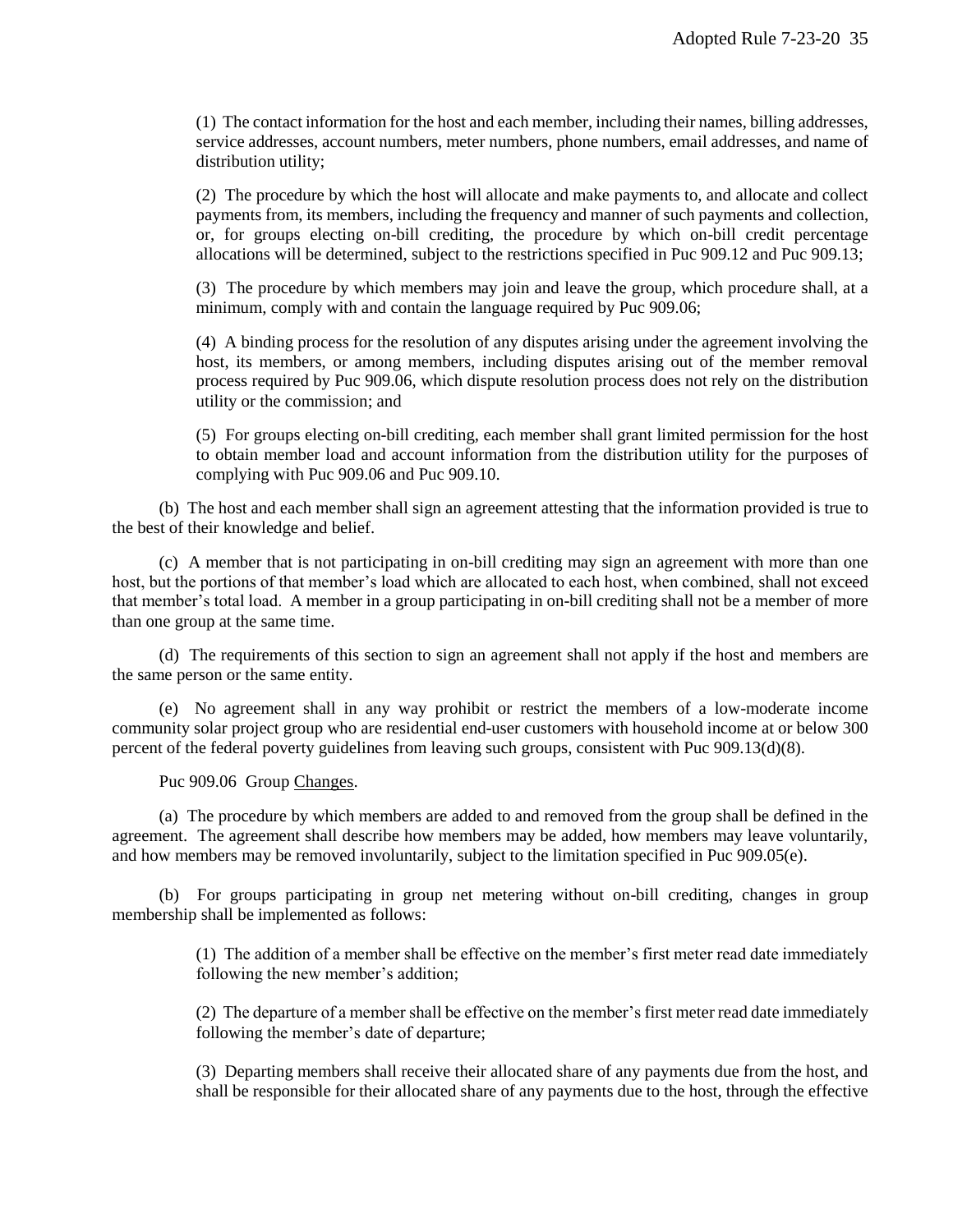(1) The contact information for the host and each member, including their names, billing addresses, service addresses, account numbers, meter numbers, phone numbers, email addresses, and name of distribution utility;

(2) The procedure by which the host will allocate and make payments to, and allocate and collect payments from, its members, including the frequency and manner of such payments and collection, or, for groups electing on-bill crediting, the procedure by which on-bill credit percentage allocations will be determined, subject to the restrictions specified in Puc 909.12 and Puc 909.13;

(3) The procedure by which members may join and leave the group, which procedure shall, at a minimum, comply with and contain the language required by Puc 909.06;

(4) A binding process for the resolution of any disputes arising under the agreement involving the host, its members, or among members, including disputes arising out of the member removal process required by Puc 909.06, which dispute resolution process does not rely on the distribution utility or the commission; and

(5) For groups electing on-bill crediting, each member shall grant limited permission for the host to obtain member load and account information from the distribution utility for the purposes of complying with Puc 909.06 and Puc 909.10.

(b) The host and each member shall sign an agreement attesting that the information provided is true to the best of their knowledge and belief.

(c) A member that is not participating in on-bill crediting may sign an agreement with more than one host, but the portions of that member's load which are allocated to each host, when combined, shall not exceed that member's total load. A member in a group participating in on-bill crediting shall not be a member of more than one group at the same time.

(d) The requirements of this section to sign an agreement shall not apply if the host and members are the same person or the same entity.

(e) No agreement shall in any way prohibit or restrict the members of a low-moderate income community solar project group who are residential end-user customers with household income at or below 300 percent of the federal poverty guidelines from leaving such groups, consistent with Puc 909.13(d)(8).

Puc 909.06 Group Changes.

(a) The procedure by which members are added to and removed from the group shall be defined in the agreement. The agreement shall describe how members may be added, how members may leave voluntarily, and how members may be removed involuntarily, subject to the limitation specified in Puc 909.05(e).

(b) For groups participating in group net metering without on-bill crediting, changes in group membership shall be implemented as follows:

(1) The addition of a member shall be effective on the member's first meter read date immediately following the new member's addition;

(2) The departure of a member shall be effective on the member's first meter read date immediately following the member's date of departure;

(3) Departing members shall receive their allocated share of any payments due from the host, and shall be responsible for their allocated share of any payments due to the host, through the effective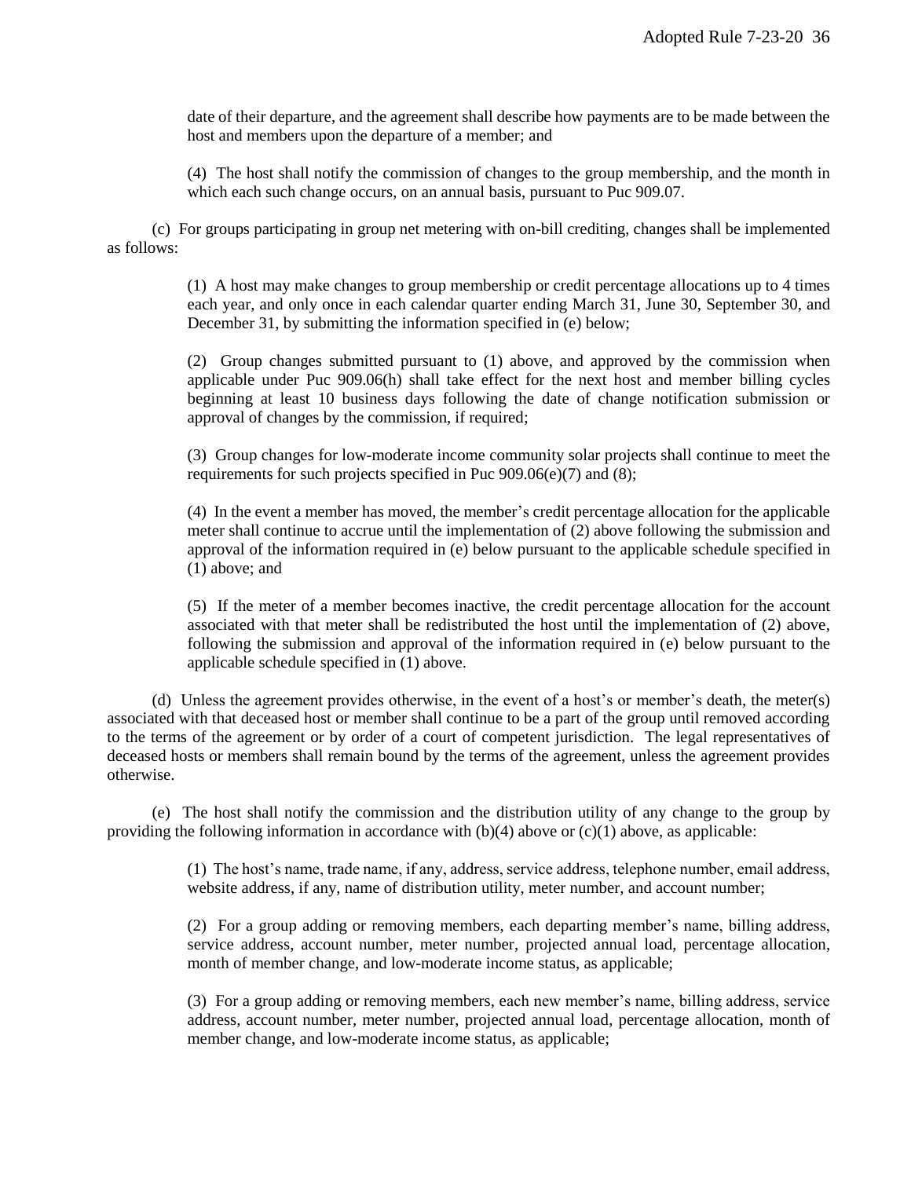date of their departure, and the agreement shall describe how payments are to be made between the host and members upon the departure of a member; and

(4) The host shall notify the commission of changes to the group membership, and the month in which each such change occurs, on an annual basis, pursuant to Puc 909.07.

(c) For groups participating in group net metering with on-bill crediting, changes shall be implemented as follows:

(1) A host may make changes to group membership or credit percentage allocations up to 4 times each year, and only once in each calendar quarter ending March 31, June 30, September 30, and December 31, by submitting the information specified in (e) below;

(2) Group changes submitted pursuant to (1) above, and approved by the commission when applicable under Puc 909.06(h) shall take effect for the next host and member billing cycles beginning at least 10 business days following the date of change notification submission or approval of changes by the commission, if required;

(3) Group changes for low-moderate income community solar projects shall continue to meet the requirements for such projects specified in Puc 909.06(e)(7) and (8);

(4) In the event a member has moved, the member's credit percentage allocation for the applicable meter shall continue to accrue until the implementation of (2) above following the submission and approval of the information required in (e) below pursuant to the applicable schedule specified in (1) above; and

(5) If the meter of a member becomes inactive, the credit percentage allocation for the account associated with that meter shall be redistributed the host until the implementation of (2) above, following the submission and approval of the information required in (e) below pursuant to the applicable schedule specified in (1) above.

(d) Unless the agreement provides otherwise, in the event of a host's or member's death, the meter(s) associated with that deceased host or member shall continue to be a part of the group until removed according to the terms of the agreement or by order of a court of competent jurisdiction. The legal representatives of deceased hosts or members shall remain bound by the terms of the agreement, unless the agreement provides otherwise.

(e) The host shall notify the commission and the distribution utility of any change to the group by providing the following information in accordance with (b)(4) above or (c)(1) above, as applicable:

(1) The host's name, trade name, if any, address, service address, telephone number, email address, website address, if any, name of distribution utility, meter number, and account number;

(2) For a group adding or removing members, each departing member's name, billing address, service address, account number, meter number, projected annual load, percentage allocation, month of member change, and low-moderate income status, as applicable;

(3) For a group adding or removing members, each new member's name, billing address, service address, account number, meter number, projected annual load, percentage allocation, month of member change, and low-moderate income status, as applicable;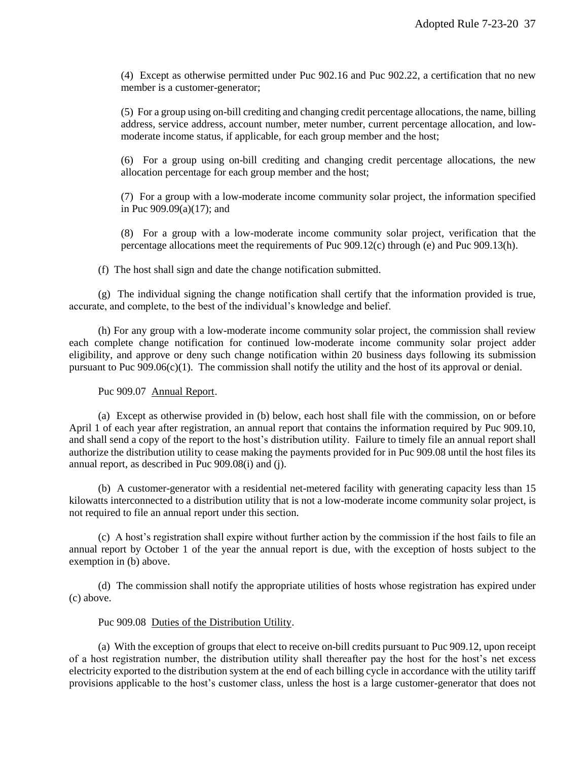(4) Except as otherwise permitted under Puc 902.16 and Puc 902.22, a certification that no new member is a customer-generator;

(5) For a group using on-bill crediting and changing credit percentage allocations, the name, billing address, service address, account number, meter number, current percentage allocation, and low-moderate income status, if applicable, for each group member and the host;

(6) For a group using on-bill crediting and changing credit percentage allocations, the new allocation percentage for each group member and the host;

(7) For a group with a low-moderate income community solar project, the information specified in Puc 909.09(a)(17); and

(8) For a group with a low-moderate income community solar project, verification that the percentage allocations meet the requirements of Puc 909.12(c) through (e) and Puc 909.13(h).

(f) The host shall sign and date the change notification submitted.

(g) The individual signing the change notification shall certify that the information provided is true, accurate, and complete, to the best of the individual's knowledge and belief.

(h) For any group with a low-moderate income community solar project, the commission shall review each complete change notification for continued low-moderate income community solar project adder eligibility, and approve or deny such change notification within 20 business days following its submission pursuant to Puc 909.06(c)(1). The commission shall notify the utility and the host of its approval or denial.

Puc 909.07 Annual Report.

(a) Except as otherwise provided in (b) below, each host shall file with the commission, on or before April 1 of each year after registration, an annual report that contains the information required by Puc 909.10, and shall send a copy of the report to the host's distribution utility. Failure to timely file an annual report shall authorize the distribution utility to cease making the payments provided for in Puc 909.08 until the host files its annual report, as described in Puc 909.08(i) and (j).

(b) A customer-generator with a residential net-metered facility with generating capacity less than 15 kilowatts interconnected to a distribution utility that is not a low-moderate income community solar project, is not required to file an annual report under this section.

(c) A host's registration shall expire without further action by the commission if the host fails to file an annual report by October 1 of the year the annual report is due, with the exception of hosts subject to the exemption in (b) above.

(d) The commission shall notify the appropriate utilities of hosts whose registration has expired under (c) above.

Puc 909.08 Duties of the Distribution Utility.

(a) With the exception of groups that elect to receive on-bill credits pursuant to Puc 909.12, upon receipt of a host registration number, the distribution utility shall thereafter pay the host for the host's net excess electricity exported to the distribution system at the end of each billing cycle in accordance with the utility tariff provisions applicable to the host's customer class, unless the host is a large customer-generator that does not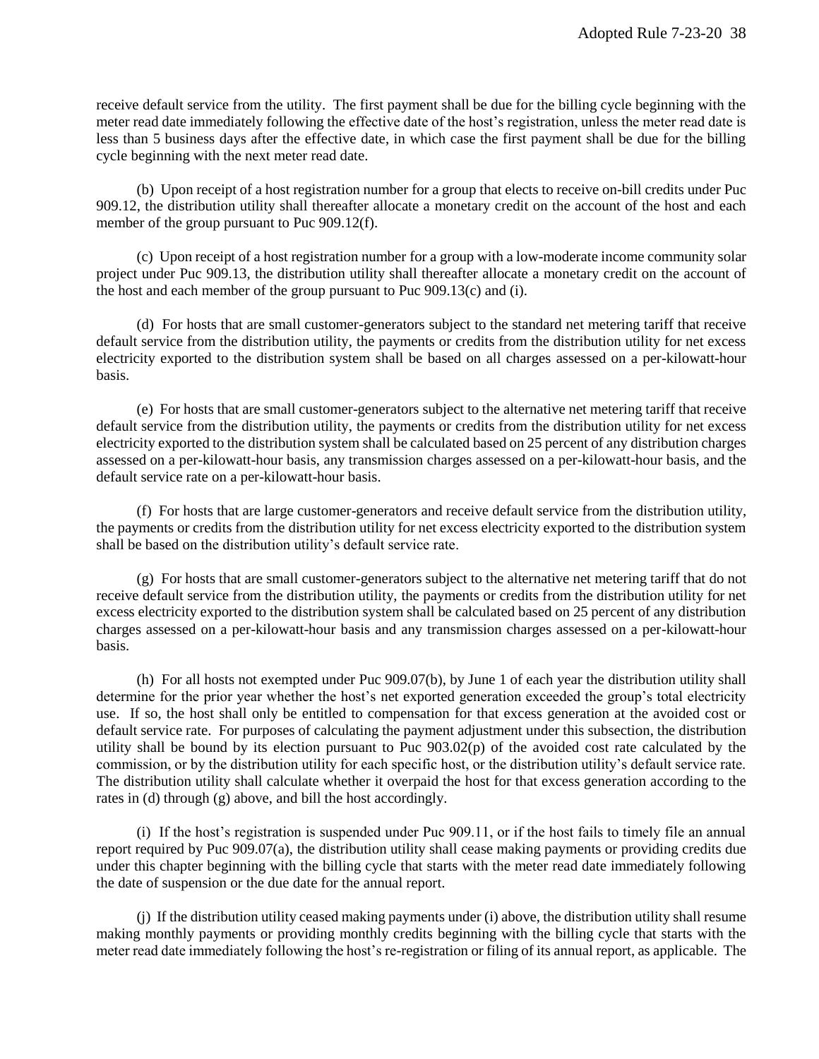receive default service from the utility. The first payment shall be due for the billing cycle beginning with the meter read date immediately following the effective date of the host's registration, unless the meter read date is less than 5 business days after the effective date, in which case the first payment shall be due for the billing cycle beginning with the next meter read date.

(b) Upon receipt of a host registration number for a group that elects to receive on-bill credits under Puc 909.12, the distribution utility shall thereafter allocate a monetary credit on the account of the host and each member of the group pursuant to Puc 909.12(f).

(c) Upon receipt of a host registration number for a group with a low-moderate income community solar project under Puc 909.13, the distribution utility shall thereafter allocate a monetary credit on the account of the host and each member of the group pursuant to Puc 909.13(c) and (i).

(d) For hosts that are small customer-generators subject to the standard net metering tariff that receive default service from the distribution utility, the payments or credits from the distribution utility for net excess electricity exported to the distribution system shall be based on all charges assessed on a per-kilowatt-hour basis.

(e) For hosts that are small customer-generators subject to the alternative net metering tariff that receive default service from the distribution utility, the payments or credits from the distribution utility for net excess electricity exported to the distribution system shall be calculated based on 25 percent of any distribution charges assessed on a per-kilowatt-hour basis, any transmission charges assessed on a per-kilowatt-hour basis, and the default service rate on a per-kilowatt-hour basis.

(f) For hosts that are large customer-generators and receive default service from the distribution utility, the payments or credits from the distribution utility for net excess electricity exported to the distribution system shall be based on the distribution utility's default service rate.

(g) For hosts that are small customer-generators subject to the alternative net metering tariff that do not receive default service from the distribution utility, the payments or credits from the distribution utility for net excess electricity exported to the distribution system shall be calculated based on 25 percent of any distribution charges assessed on a per-kilowatt-hour basis and any transmission charges assessed on a per-kilowatt-hour basis.

(h) For all hosts not exempted under Puc 909.07(b), by June 1 of each year the distribution utility shall determine for the prior year whether the host's net exported generation exceeded the group's total electricity use. If so, the host shall only be entitled to compensation for that excess generation at the avoided cost or default service rate. For purposes of calculating the payment adjustment under this subsection, the distribution utility shall be bound by its election pursuant to Puc 903.02(p) of the avoided cost rate calculated by the commission, or by the distribution utility for each specific host, or the distribution utility's default service rate. The distribution utility shall calculate whether it overpaid the host for that excess generation according to the rates in (d) through (g) above, and bill the host accordingly.

(i) If the host's registration is suspended under Puc 909.11, or if the host fails to timely file an annual report required by Puc 909.07(a), the distribution utility shall cease making payments or providing credits due under this chapter beginning with the billing cycle that starts with the meter read date immediately following the date of suspension or the due date for the annual report.

(j) If the distribution utility ceased making payments under (i) above, the distribution utility shall resume making monthly payments or providing monthly credits beginning with the billing cycle that starts with the meter read date immediately following the host's re-registration or filing of its annual report, as applicable. The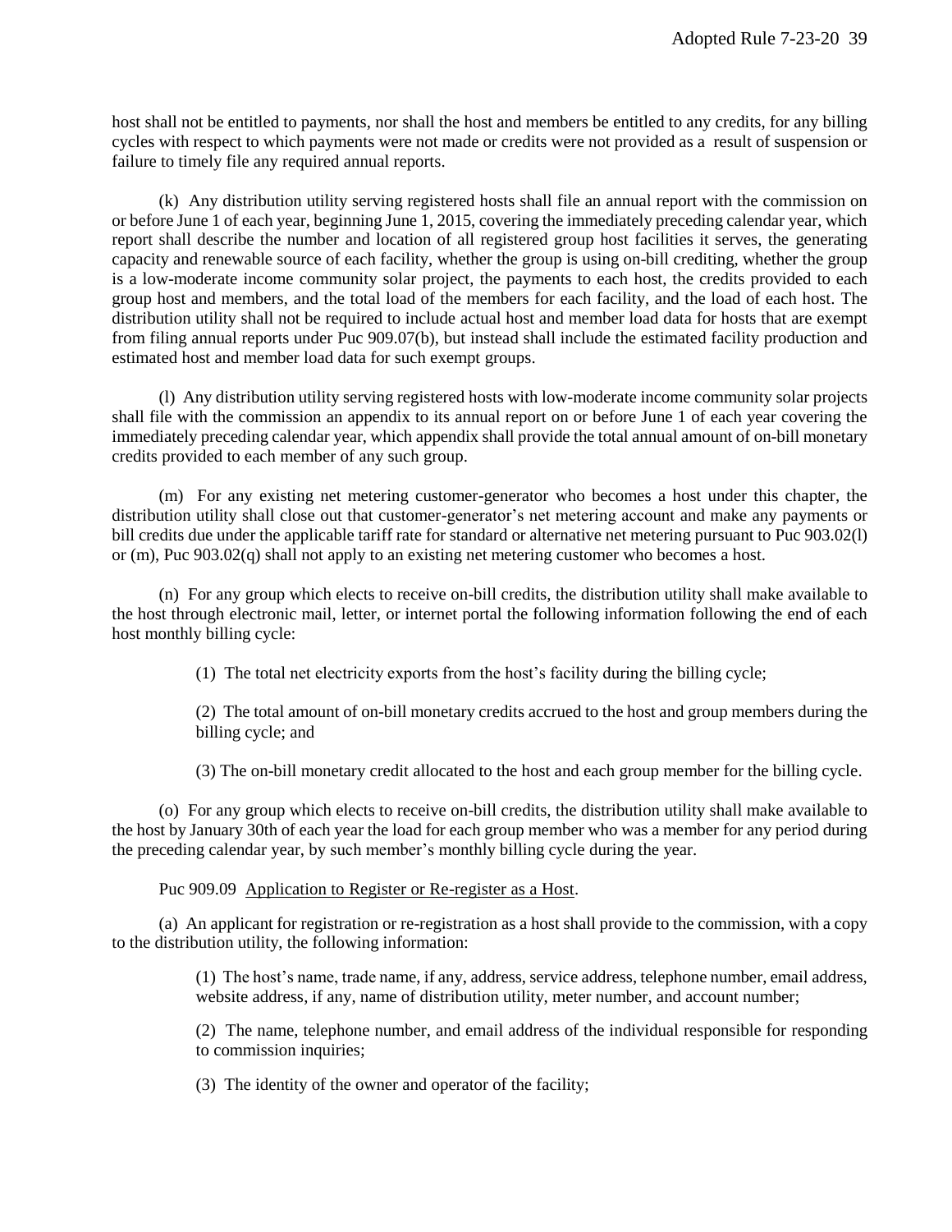host shall not be entitled to payments, nor shall the host and members be entitled to any credits, for any billing cycles with respect to which payments were not made or credits were not provided as a result of suspension or failure to timely file any required annual reports.

(k) Any distribution utility serving registered hosts shall file an annual report with the commission on or before June 1 of each year, beginning June 1, 2015, covering the immediately preceding calendar year, which report shall describe the number and location of all registered group host facilities it serves, the generating capacity and renewable source of each facility, whether the group is using on-bill crediting, whether the group is a low-moderate income community solar project, the payments to each host, the credits provided to each group host and members, and the total load of the members for each facility, and the load of each host. The distribution utility shall not be required to include actual host and member load data for hosts that are exempt from filing annual reports under Puc 909.07(b), but instead shall include the estimated facility production and estimated host and member load data for such exempt groups.

(l) Any distribution utility serving registered hosts with low-moderate income community solar projects shall file with the commission an appendix to its annual report on or before June 1 of each year covering the immediately preceding calendar year, which appendix shall provide the total annual amount of on-bill monetary credits provided to each member of any such group.

(m) For any existing net metering customer-generator who becomes a host under this chapter, the distribution utility shall close out that customer-generator's net metering account and make any payments or bill credits due under the applicable tariff rate for standard or alternative net metering pursuant to Puc 903.02(l) or (m), Puc 903.02(q) shall not apply to an existing net metering customer who becomes a host.

(n) For any group which elects to receive on-bill credits, the distribution utility shall make available to the host through electronic mail, letter, or internet portal the following information following the end of each host monthly billing cycle:

(1) The total net electricity exports from the host's facility during the billing cycle;

(2) The total amount of on-bill monetary credits accrued to the host and group members during the billing cycle; and

(3) The on-bill monetary credit allocated to the host and each group member for the billing cycle.

(o) For any group which elects to receive on-bill credits, the distribution utility shall make available to the host by January 30th of each year the load for each group member who was a member for any period during the preceding calendar year, by such member's monthly billing cycle during the year.

Puc 909.09 Application to Register or Re-register as a Host.

(a) An applicant for registration or re-registration as a host shall provide to the commission, with a copy to the distribution utility, the following information:

(1) The host's name, trade name, if any, address, service address, telephone number, email address, website address, if any, name of distribution utility, meter number, and account number;

(2) The name, telephone number, and email address of the individual responsible for responding to commission inquiries;

(3) The identity of the owner and operator of the facility;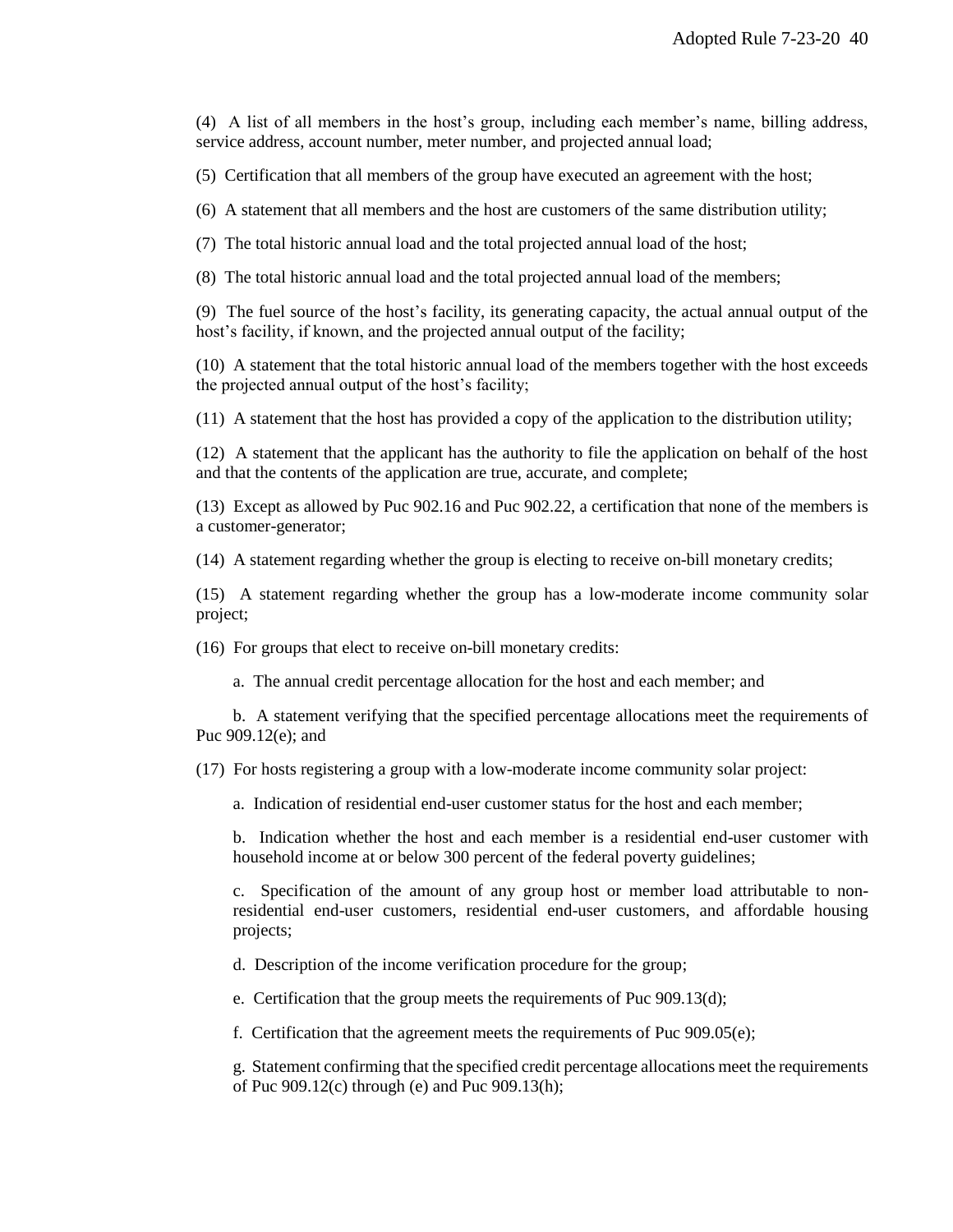(4) A list of all members in the host's group, including each member's name, billing address, service address, account number, meter number, and projected annual load;

(5) Certification that all members of the group have executed an agreement with the host;

(6) A statement that all members and the host are customers of the same distribution utility;

(7) The total historic annual load and the total projected annual load of the host;

(8) The total historic annual load and the total projected annual load of the members;

(9) The fuel source of the host's facility, its generating capacity, the actual annual output of the host's facility, if known, and the projected annual output of the facility;

(10) A statement that the total historic annual load of the members together with the host exceeds the projected annual output of the host's facility;

(11) A statement that the host has provided a copy of the application to the distribution utility;

(12) A statement that the applicant has the authority to file the application on behalf of the host and that the contents of the application are true, accurate, and complete;

(13) Except as allowed by Puc 902.16 and Puc 902.22, a certification that none of the members is a customer-generator;

(14) A statement regarding whether the group is electing to receive on-bill monetary credits;

(15) A statement regarding whether the group has a low-moderate income community solar project;

(16) For groups that elect to receive on-bill monetary credits:

a. The annual credit percentage allocation for the host and each member; and

b. A statement verifying that the specified percentage allocations meet the requirements of Puc 909.12(e); and

(17) For hosts registering a group with a low-moderate income community solar project:

a. Indication of residential end-user customer status for the host and each member;

b. Indication whether the host and each member is a residential end-user customer with household income at or below 300 percent of the federal poverty guidelines;

c. Specification of the amount of any group host or member load attributable to non-residential end-user customers, residential end-user customers, and affordable housing projects;

d. Description of the income verification procedure for the group;

e. Certification that the group meets the requirements of Puc 909.13(d);

f. Certification that the agreement meets the requirements of Puc 909.05(e);

g. Statement confirming that the specified credit percentage allocations meet the requirements of Puc 909.12(c) through (e) and Puc 909.13(h);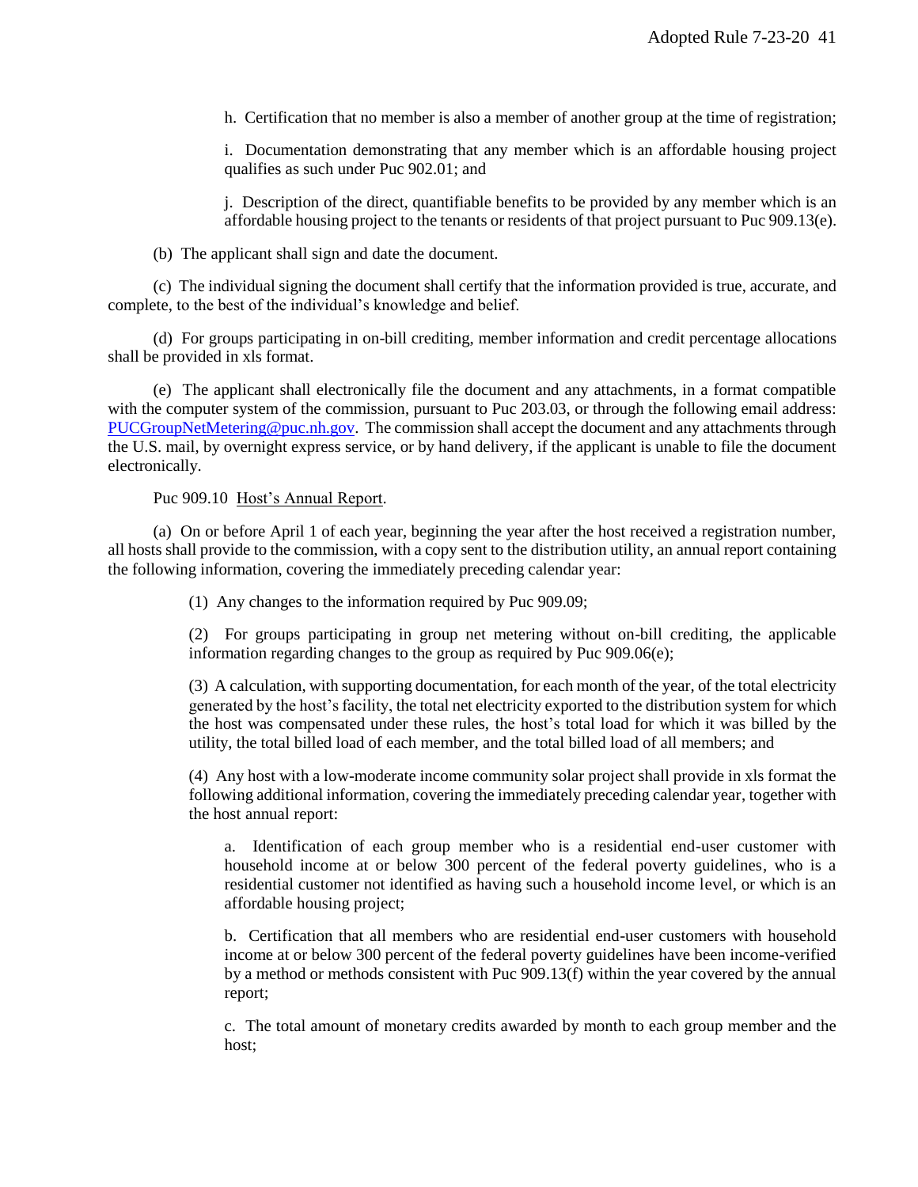h. Certification that no member is also a member of another group at the time of registration;

i. Documentation demonstrating that any member which is an affordable housing project qualifies as such under Puc 902.01; and

j. Description of the direct, quantifiable benefits to be provided by any member which is an affordable housing project to the tenants or residents of that project pursuant to Puc 909.13(e).

(b) The applicant shall sign and date the document.

(c) The individual signing the document shall certify that the information provided is true, accurate, and complete, to the best of the individual's knowledge and belief.

(d) For groups participating in on-bill crediting, member information and credit percentage allocations shall be provided in xls format.

(e) The applicant shall electronically file the document and any attachments, in a format compatible with the computer system of the commission, pursuant to Puc 203.03, or through the following email address: PUCGroupNetMetering@puc.nh.gov. The commission shall accept the document and any attachments through the U.S. mail, by overnight express service, or by hand delivery, if the applicant is unable to file the document electronically.

Puc 909.10 Host's Annual Report.

(a) On or before April 1 of each year, beginning the year after the host received a registration number, all hosts shall provide to the commission, with a copy sent to the distribution utility, an annual report containing the following information, covering the immediately preceding calendar year:

(1) Any changes to the information required by Puc 909.09;

(2) For groups participating in group net metering without on-bill crediting, the applicable information regarding changes to the group as required by Puc 909.06(e);

(3) A calculation, with supporting documentation, for each month of the year, of the total electricity generated by the host's facility, the total net electricity exported to the distribution system for which the host was compensated under these rules, the host's total load for which it was billed by the utility, the total billed load of each member, and the total billed load of all members; and

(4) Any host with a low-moderate income community solar project shall provide in xls format the following additional information, covering the immediately preceding calendar year, together with the host annual report:

a. Identification of each group member who is a residential end-user customer with household income at or below 300 percent of the federal poverty guidelines, who is a residential customer not identified as having such a household income level, or which is an affordable housing project;

b. Certification that all members who are residential end-user customers with household income at or below 300 percent of the federal poverty guidelines have been income-verified by a method or methods consistent with Puc 909.13(f) within the year covered by the annual report;

c. The total amount of monetary credits awarded by month to each group member and the host;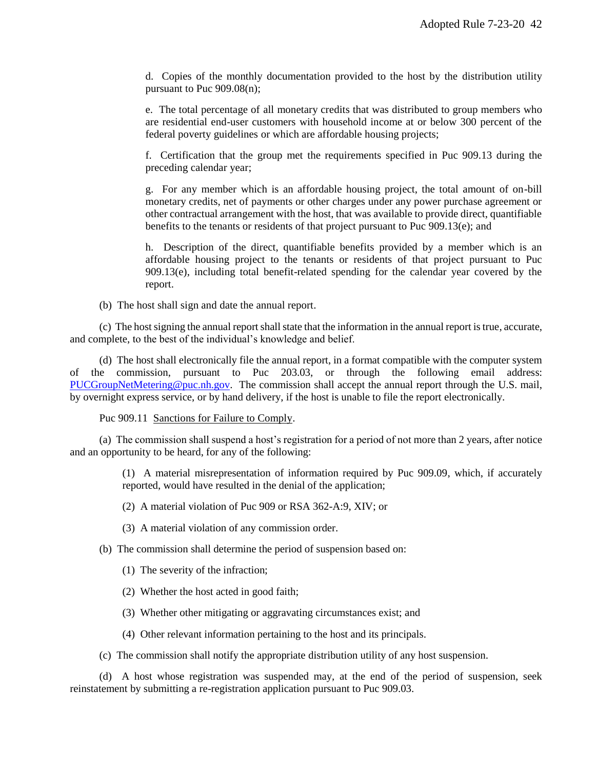d. Copies of the monthly documentation provided to the host by the distribution utility pursuant to Puc 909.08(n);

e. The total percentage of all monetary credits that was distributed to group members who are residential end-user customers with household income at or below 300 percent of the federal poverty guidelines or which are affordable housing projects;

f. Certification that the group met the requirements specified in Puc 909.13 during the preceding calendar year;

g. For any member which is an affordable housing project, the total amount of on-bill monetary credits, net of payments or other charges under any power purchase agreement or other contractual arrangement with the host, that was available to provide direct, quantifiable benefits to the tenants or residents of that project pursuant to Puc 909.13(e); and

h. Description of the direct, quantifiable benefits provided by a member which is an affordable housing project to the tenants or residents of that project pursuant to Puc 909.13(e), including total benefit-related spending for the calendar year covered by the report.

(b) The host shall sign and date the annual report.

(c) The host signing the annual report shall state that the information in the annual report is true, accurate, and complete, to the best of the individual's knowledge and belief.

(d) The host shall electronically file the annual report, in a format compatible with the computer system of the commission, pursuant to Puc 203.03, or through the following email address: PUCGroupNetMetering@puc.nh.gov. The commission shall accept the annual report through the U.S. mail, by overnight express service, or by hand delivery, if the host is unable to file the report electronically.

Puc 909.11 Sanctions for Failure to Comply.

(a) The commission shall suspend a host's registration for a period of not more than 2 years, after notice and an opportunity to be heard, for any of the following:

(1) A material misrepresentation of information required by Puc 909.09, which, if accurately reported, would have resulted in the denial of the application;

(2) A material violation of Puc 909 or RSA 362-A:9, XIV; or

(3) A material violation of any commission order.

(b) The commission shall determine the period of suspension based on:

(1) The severity of the infraction;

(2) Whether the host acted in good faith;

(3) Whether other mitigating or aggravating circumstances exist; and

(4) Other relevant information pertaining to the host and its principals.

(c) The commission shall notify the appropriate distribution utility of any host suspension.

(d) A host whose registration was suspended may, at the end of the period of suspension, seek reinstatement by submitting a re-registration application pursuant to Puc 909.03.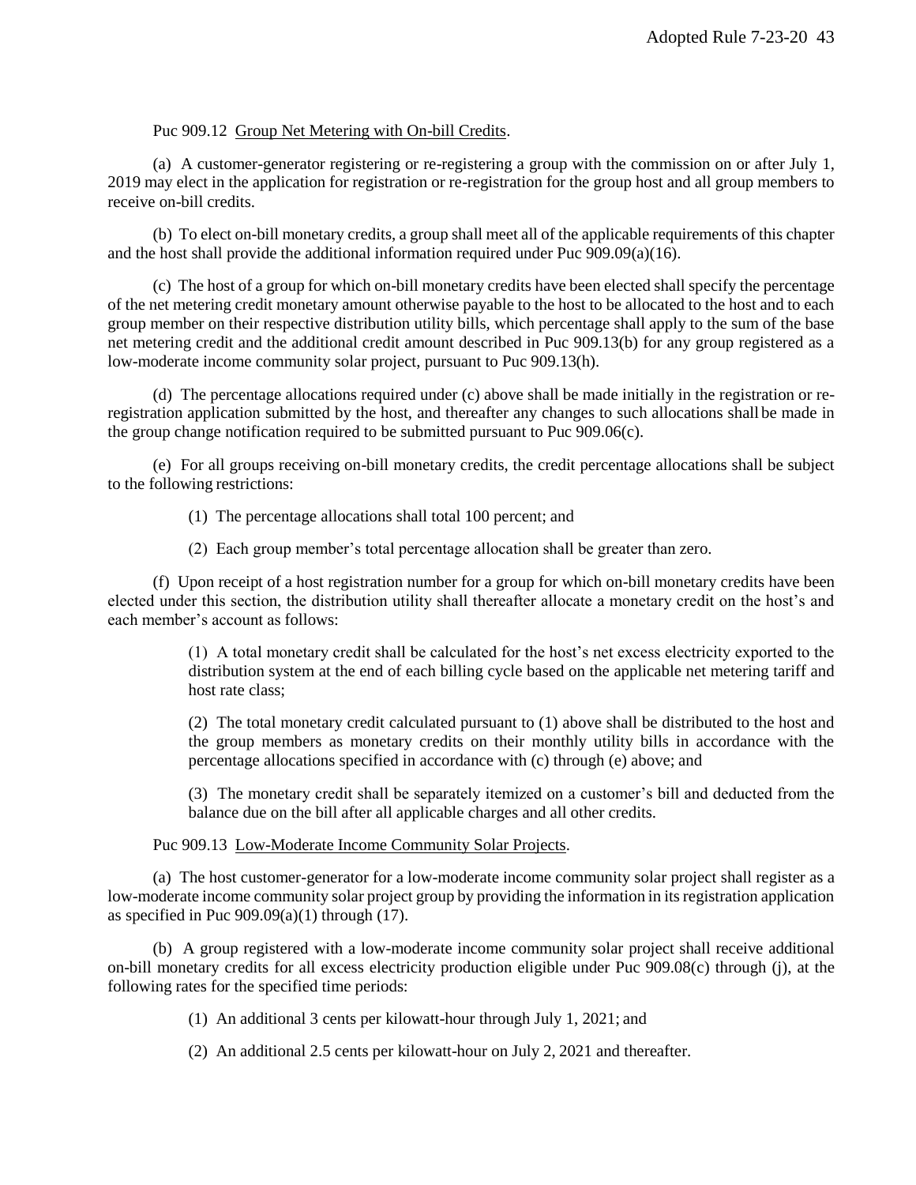Puc 909.12 Group Net Metering with On-bill Credits.

(a) A customer-generator registering or re-registering a group with the commission on or after July 1, 2019 may elect in the application for registration or re-registration for the group host and all group members to receive on-bill credits.

(b) To elect on-bill monetary credits, a group shall meet all of the applicable requirements of this chapter and the host shall provide the additional information required under Puc 909.09(a)(16).

(c) The host of a group for which on-bill monetary credits have been elected shall specify the percentage of the net metering credit monetary amount otherwise payable to the host to be allocated to the host and to each group member on their respective distribution utility bills, which percentage shall apply to the sum of the base net metering credit and the additional credit amount described in Puc 909.13(b) for any group registered as a low-moderate income community solar project, pursuant to Puc 909.13(h).

(d) The percentage allocations required under (c) above shall be made initially in the registration or re-registration application submitted by the host, and thereafter any changes to such allocations shall be made in the group change notification required to be submitted pursuant to Puc 909.06(c).

(e) For all groups receiving on-bill monetary credits, the credit percentage allocations shall be subject to the following restrictions:

(1) The percentage allocations shall total 100 percent; and

(2) Each group member's total percentage allocation shall be greater than zero.

(f) Upon receipt of a host registration number for a group for which on-bill monetary credits have been elected under this section, the distribution utility shall thereafter allocate a monetary credit on the host's and each member's account as follows:

(1) A total monetary credit shall be calculated for the host's net excess electricity exported to the distribution system at the end of each billing cycle based on the applicable net metering tariff and host rate class;

(2) The total monetary credit calculated pursuant to (1) above shall be distributed to the host and the group members as monetary credits on their monthly utility bills in accordance with the percentage allocations specified in accordance with (c) through (e) above; and

(3) The monetary credit shall be separately itemized on a customer's bill and deducted from the balance due on the bill after all applicable charges and all other credits.

Puc 909.13 Low-Moderate Income Community Solar Projects.

(a) The host customer-generator for a low-moderate income community solar project shall register as a low-moderate income community solar project group by providing the information in its registration application as specified in Puc 909.09(a)(1) through (17).

(b) A group registered with a low-moderate income community solar project shall receive additional on-bill monetary credits for all excess electricity production eligible under Puc 909.08(c) through (j), at the following rates for the specified time periods:

(1) An additional 3 cents per kilowatt-hour through July 1, 2021; and

(2) An additional 2.5 cents per kilowatt-hour on July 2, 2021 and thereafter.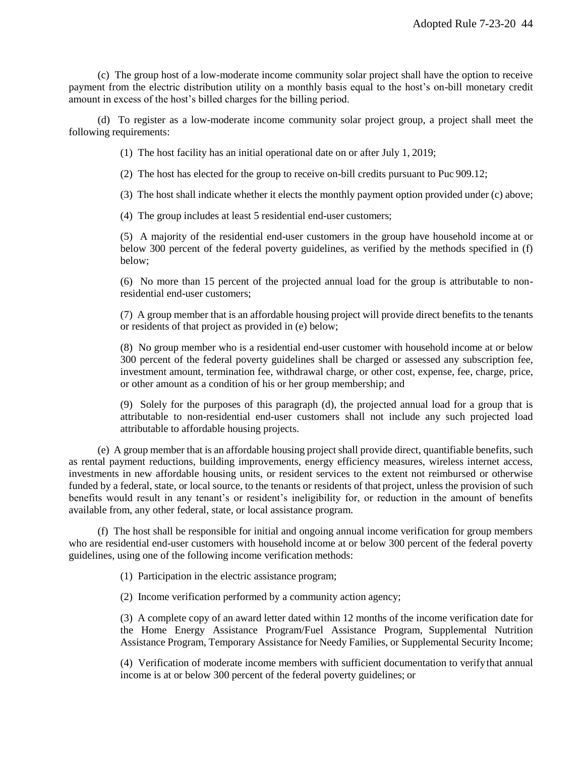(c) The group host of a low-moderate income community solar project shall have the option to receive payment from the electric distribution utility on a monthly basis equal to the host's on-bill monetary credit amount in excess of the host's billed charges for the billing period.

(d) To register as a low-moderate income community solar project group, a project shall meet the following requirements:

(1) The host facility has an initial operational date on or after July 1, 2019;

(2) The host has elected for the group to receive on-bill credits pursuant to Puc 909.12;

(3) The host shall indicate whether it elects the monthly payment option provided under (c) above;

(4) The group includes at least 5 residential end-user customers;

(5) A majority of the residential end-user customers in the group have household income at or below 300 percent of the federal poverty guidelines, as verified by the methods specified in (f) below;

(6) No more than 15 percent of the projected annual load for the group is attributable to non-residential end-user customers;

(7) A group member that is an affordable housing project will provide direct benefits to the tenants or residents of that project as provided in (e) below;

(8) No group member who is a residential end-user customer with household income at or below 300 percent of the federal poverty guidelines shall be charged or assessed any subscription fee, investment amount, termination fee, withdrawal charge, or other cost, expense, fee, charge, price, or other amount as a condition of his or her group membership; and

(9) Solely for the purposes of this paragraph (d), the projected annual load for a group that is attributable to non-residential end-user customers shall not include any such projected load attributable to affordable housing projects.

(e) A group member that is an affordable housing project shall provide direct, quantifiable benefits, such as rental payment reductions, building improvements, energy efficiency measures, wireless internet access, investments in new affordable housing units, or resident services to the extent not reimbursed or otherwise funded by a federal, state, or local source, to the tenants or residents of that project, unless the provision of such benefits would result in any tenant's or resident's ineligibility for, or reduction in the amount of benefits available from, any other federal, state, or local assistance program.

(f) The host shall be responsible for initial and ongoing annual income verification for group members who are residential end-user customers with household income at or below 300 percent of the federal poverty guidelines, using one of the following income verification methods:

(1) Participation in the electric assistance program;

(2) Income verification performed by a community action agency;

(3) A complete copy of an award letter dated within 12 months of the income verification date for the Home Energy Assistance Program/Fuel Assistance Program, Supplemental Nutrition Assistance Program, Temporary Assistance for Needy Families, or Supplemental Security Income;

(4) Verification of moderate income members with sufficient documentation to verify that annual income is at or below 300 percent of the federal poverty guidelines; or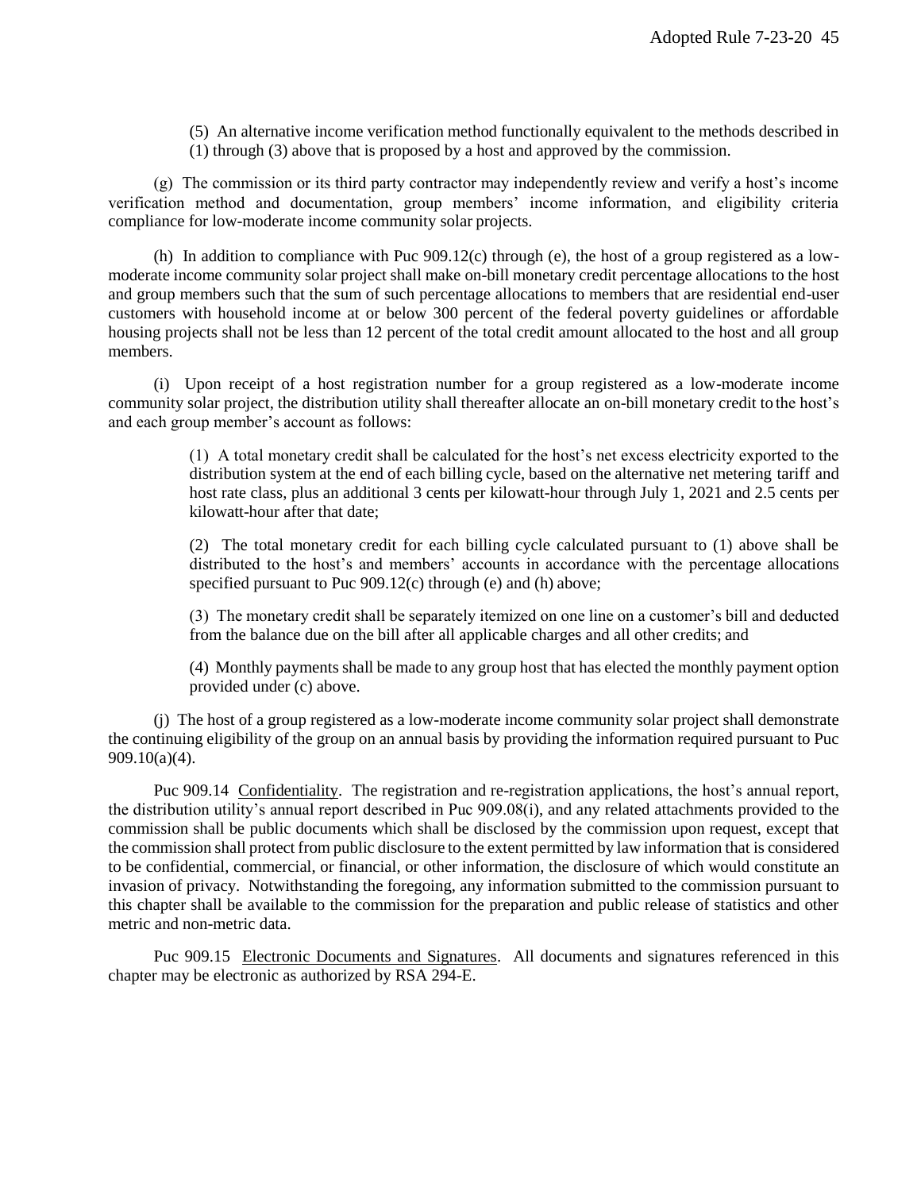(5) An alternative income verification method functionally equivalent to the methods described in (1) through (3) above that is proposed by a host and approved by the commission.

(g) The commission or its third party contractor may independently review and verify a host's income verification method and documentation, group members' income information, and eligibility criteria compliance for low-moderate income community solar projects.

(h) In addition to compliance with Puc 909.12(c) through (e), the host of a group registered as a low-moderate income community solar project shall make on-bill monetary credit percentage allocations to the host and group members such that the sum of such percentage allocations to members that are residential end-user customers with household income at or below 300 percent of the federal poverty guidelines or affordable housing projects shall not be less than 12 percent of the total credit amount allocated to the host and all group members.

(i) Upon receipt of a host registration number for a group registered as a low-moderate income community solar project, the distribution utility shall thereafter allocate an on-bill monetary credit to the host's and each group member's account as follows:

(1) A total monetary credit shall be calculated for the host's net excess electricity exported to the distribution system at the end of each billing cycle, based on the alternative net metering tariff and host rate class, plus an additional 3 cents per kilowatt-hour through July 1, 2021 and 2.5 cents per kilowatt-hour after that date;

(2) The total monetary credit for each billing cycle calculated pursuant to (1) above shall be distributed to the host's and members' accounts in accordance with the percentage allocations specified pursuant to Puc 909.12(c) through (e) and (h) above;

(3) The monetary credit shall be separately itemized on one line on a customer's bill and deducted from the balance due on the bill after all applicable charges and all other credits; and

(4) Monthly payments shall be made to any group host that has elected the monthly payment option provided under (c) above.

(j) The host of a group registered as a low-moderate income community solar project shall demonstrate the continuing eligibility of the group on an annual basis by providing the information required pursuant to Puc 909.10(a)(4).

Puc 909.14 Confidentiality. The registration and re-registration applications, the host's annual report, the distribution utility's annual report described in Puc 909.08(i), and any related attachments provided to the commission shall be public documents which shall be disclosed by the commission upon request, except that the commission shall protect from public disclosure to the extent permitted by law information that is considered to be confidential, commercial, or financial, or other information, the disclosure of which would constitute an invasion of privacy. Notwithstanding the foregoing, any information submitted to the commission pursuant to this chapter shall be available to the commission for the preparation and public release of statistics and other metric and non-metric data.

Puc 909.15 Electronic Documents and Signatures. All documents and signatures referenced in this chapter may be electronic as authorized by RSA 294-E.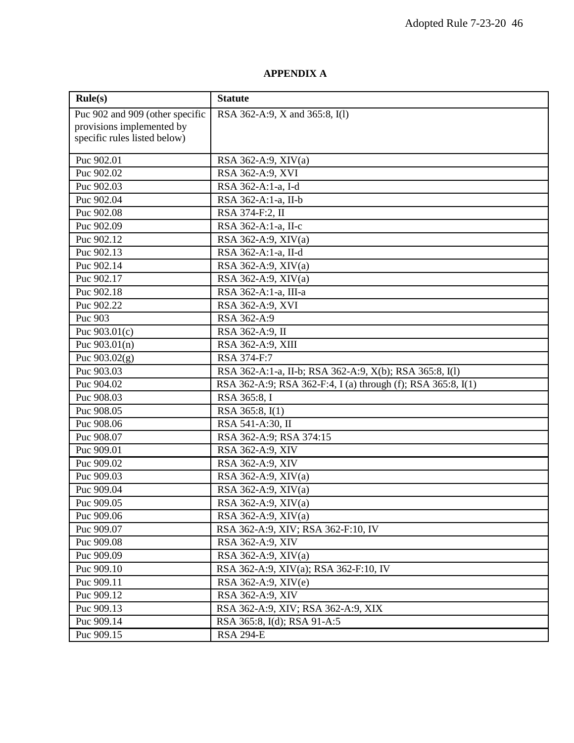# APPENDIX A

| Rule(s) | Statute |
|---|---|
| Puc 902 and 909 (other specific provisions implemented by specific rules listed below) | RSA 362-A:9, X and 365:8, I(l) |
| Puc 902.01 | RSA 362-A:9, XIV(a) |
| Puc 902.02 | RSA 362-A:9, XVI |
| Puc 902.03 | RSA 362-A:1-a, I-d |
| Puc 902.04 | RSA 362-A:1-a, II-b |
| Puc 902.08 | RSA 374-F:2, II |
| Puc 902.09 | RSA 362-A:1-a, II-c |
| Puc 902.12 | RSA 362-A:9, XIV(a) |
| Puc 902.13 | RSA 362-A:1-a, II-d |
| Puc 902.14 | RSA 362-A:9, XIV(a) |
| Puc 902.17 | RSA 362-A:9, XIV(a) |
| Puc 902.18 | RSA 362-A:1-a, III-a |
| Puc 902.22 | RSA 362-A:9, XVI |
| Puc 903 | RSA 362-A:9 |
| Puc 903.01(c) | RSA 362-A:9, II |
| Puc 903.01(n) | RSA 362-A:9, XIII |
| Puc 903.02(g) | RSA 374-F:7 |
| Puc 903.03 | RSA 362-A:1-a, II-b; RSA 362-A:9, X(b); RSA 365:8, I(l) |
| Puc 904.02 | RSA 362-A:9; RSA 362-F:4, I (a) through (f); RSA 365:8, I(1) |
| Puc 908.03 | RSA 365:8, I |
| Puc 908.05 | RSA 365:8, I(1) |
| Puc 908.06 | RSA 541-A:30, II |
| Puc 908.07 | RSA 362-A:9; RSA 374:15 |
| Puc 909.01 | RSA 362-A:9, XIV |
| Puc 909.02 | RSA 362-A:9, XIV |
| Puc 909.03 | RSA 362-A:9, XIV(a) |
| Puc 909.04 | RSA 362-A:9, XIV(a) |
| Puc 909.05 | RSA 362-A:9, XIV(a) |
| Puc 909.06 | RSA 362-A:9, XIV(a) |
| Puc 909.07 | RSA 362-A:9, XIV; RSA 362-F:10, IV |
| Puc 909.08 | RSA 362-A:9, XIV |
| Puc 909.09 | RSA 362-A:9, XIV(a) |
| Puc 909.10 | RSA 362-A:9, XIV(a); RSA 362-F:10, IV |
| Puc 909.11 | RSA 362-A:9, XIV(e) |
| Puc 909.12 | RSA 362-A:9, XIV |
| Puc 909.13 | RSA 362-A:9, XIV; RSA 362-A:9, XIX |
| Puc 909.14 | RSA 365:8, I(d); RSA 91-A:5 |
| Puc 909.15 | RSA 294-E |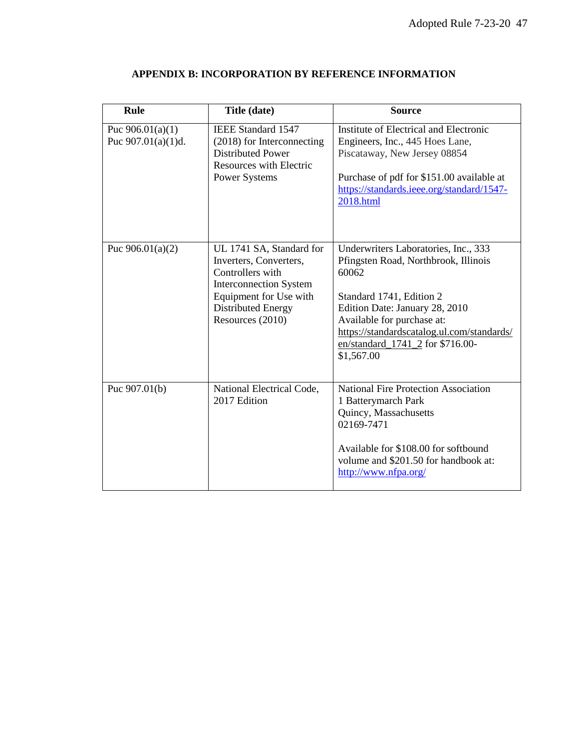## APPENDIX B: INCORPORATION BY REFERENCE INFORMATION

| Rule | Title (date) | Source |
|---|---|---|
| Puc 906.01(a)(1)<br>Puc 907.01(a)(1)d. | IEEE Standard 1547 (2018) for Interconnecting Distributed Power Resources with Electric Power Systems | Institute of Electrical and Electronic Engineers, Inc., 445 Hoes Lane, Piscataway, New Jersey 08854<br><br>Purchase of pdf for $151.00 available at https://standards.ieee.org/standard/1547-2018.html |
| Puc 906.01(a)(2) | UL 1741 SA, Standard for Inverters, Converters, Controllers with Interconnection System Equipment for Use with Distributed Energy Resources (2010) | Underwriters Laboratories, Inc., 333 Pfingsten Road, Northbrook, Illinois 60062<br><br>Standard 1741, Edition 2<br>Edition Date: January 28, 2010<br>Available for purchase at: https://standardscatalog.ul.com/standards/en/standard_1741_2 for $716.00-$1,567.00 |
| Puc 907.01(b) | National Electrical Code, 2017 Edition | National Fire Protection Association<br>1 Batterymarch Park<br>Quincy, Massachusetts<br>02169-7471<br><br>Available for $108.00 for softbound volume and $201.50 for handbook at: http://www.nfpa.org/ |